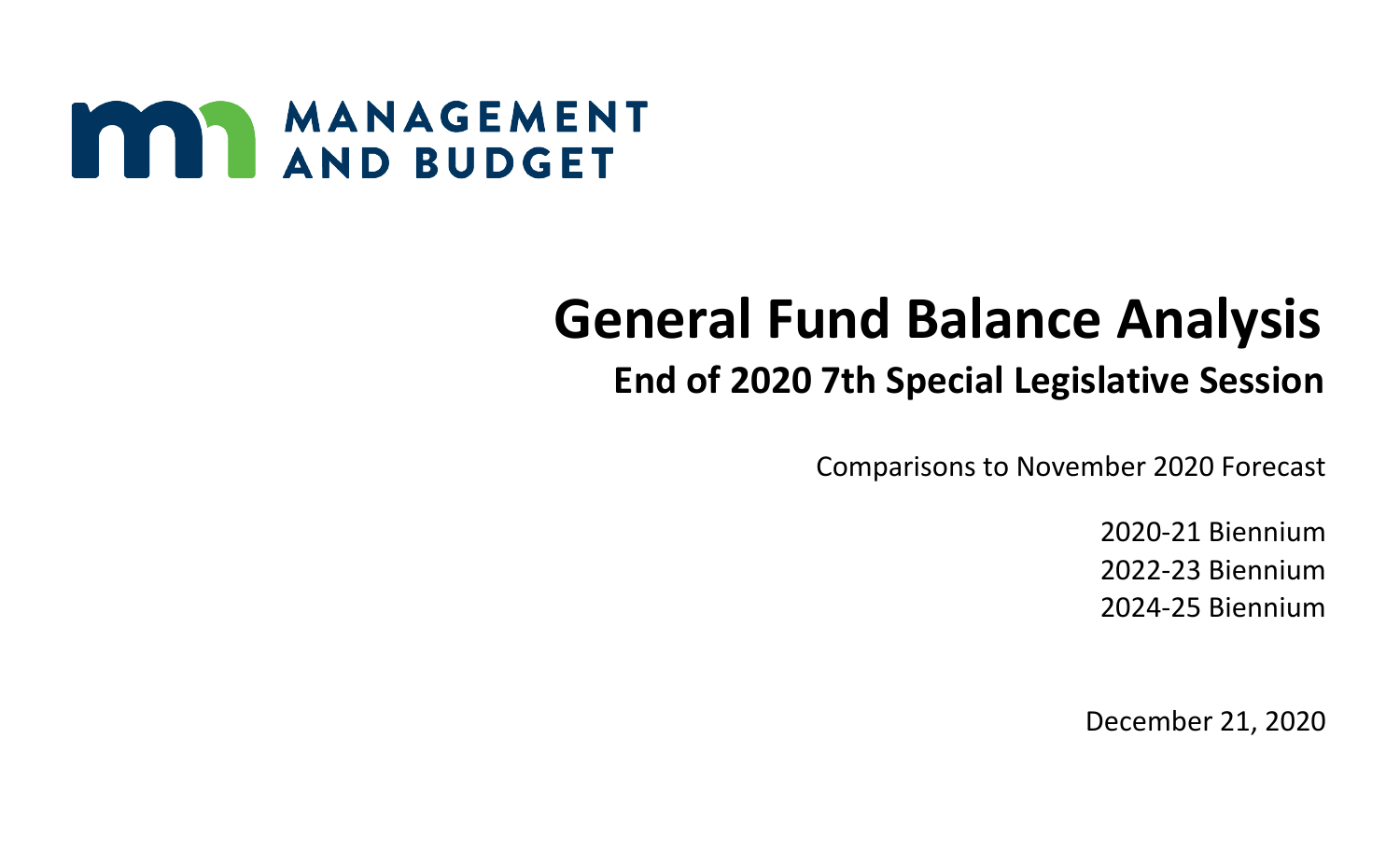MANAGEMENT AND BUDGET

# General Fund Balance Analysis

## End of 2020 7th Special Legislative Session

Comparisons to November 2020 Forecast

2020-21 Biennium
2022-23 Biennium
2024-25 Biennium

December 21, 2020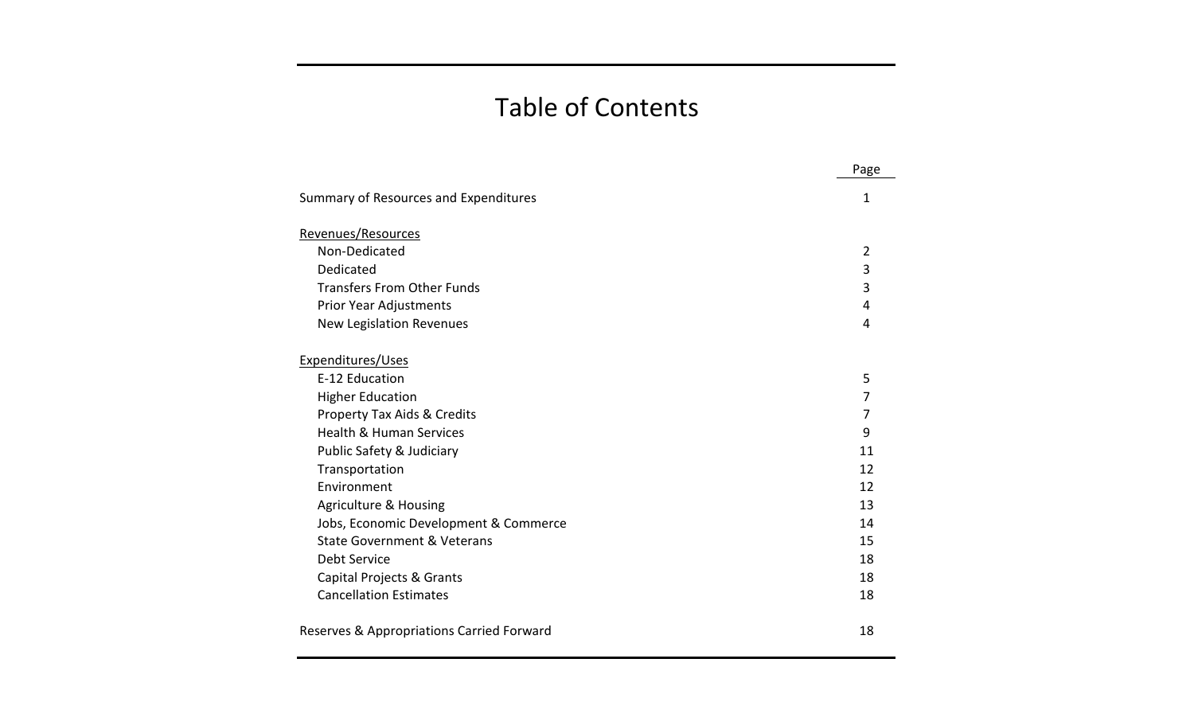# Table of Contents

| | Page |
|---|---|
| Summary of Resources and Expenditures | 1 |
| Revenues/Resources | |
| Non-Dedicated | 2 |
| Dedicated | 3 |
| Transfers From Other Funds | 3 |
| Prior Year Adjustments | 4 |
| New Legislation Revenues | 4 |
| Expenditures/Uses | |
| E-12 Education | 5 |
| Higher Education | 7 |
| Property Tax Aids & Credits | 7 |
| Health & Human Services | 9 |
| Public Safety & Judiciary | 11 |
| Transportation | 12 |
| Environment | 12 |
| Agriculture & Housing | 13 |
| Jobs, Economic Development & Commerce | 14 |
| State Government & Veterans | 15 |
| Debt Service | 18 |
| Capital Projects & Grants | 18 |
| Cancellation Estimates | 18 |
| Reserves & Appropriations Carried Forward | 18 |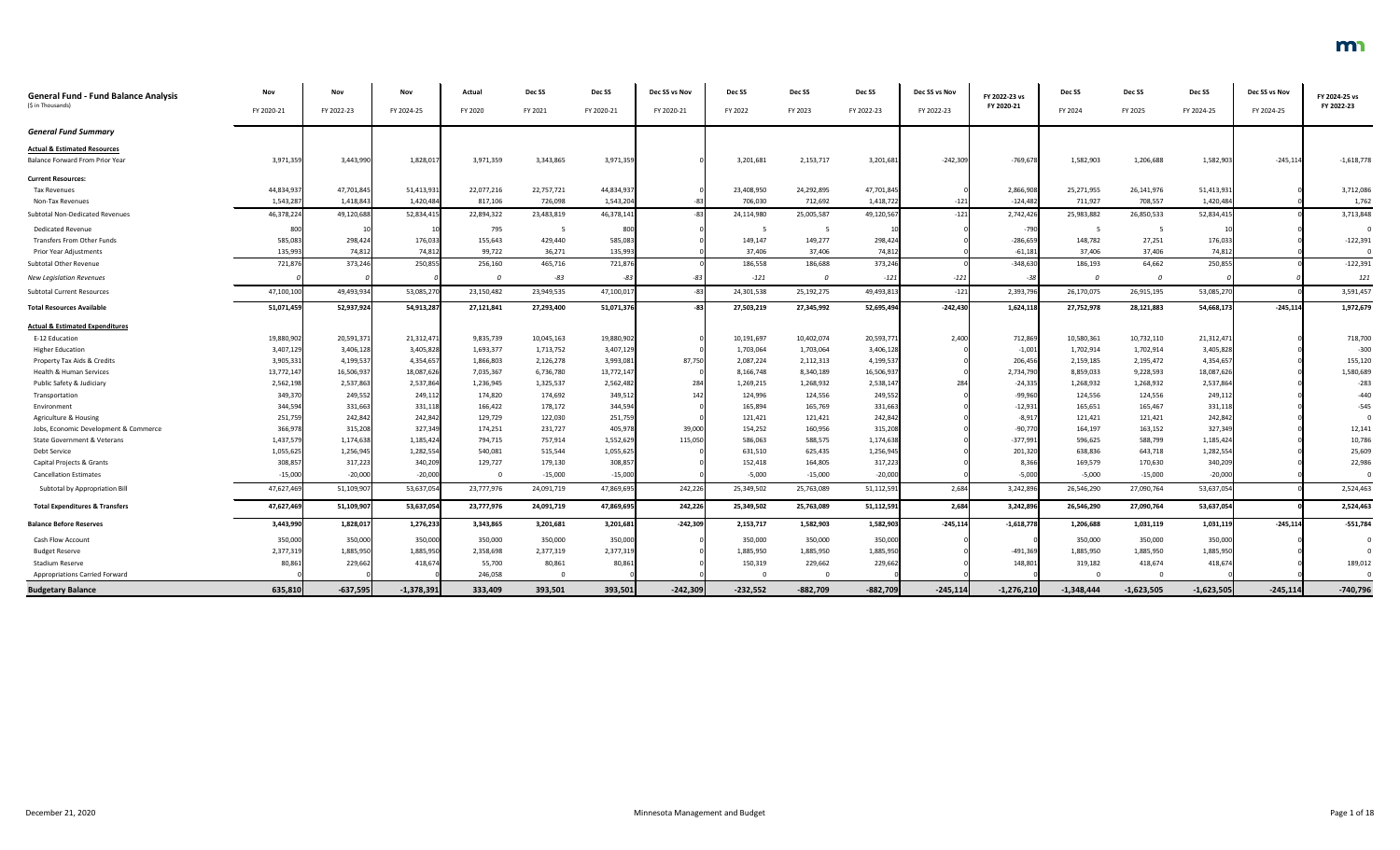**General Fund - Fund Balance Analysis**
($ in Thousands)

| | Nov FY 2020-21 | Nov FY 2022-23 | Nov FY 2024-25 | Actual FY 2020 | Dec SS FY 2021 | Dec SS FY 2020-21 | Dec SS vs Nov FY 2020-21 | Dec SS FY 2022 | Dec SS FY 2023 | Dec SS FY 2022-23 | Dec SS vs Nov FY 2022-23 | FY 2022-23 vs FY 2020-21 | Dec SS FY 2024 | Dec SS FY 2025 | Dec SS FY 2024-25 | Dec SS vs Nov FY 2024-25 | FY 2024-25 vs FY 2022-23 |
|---|---|---|---|---|---|---|---|---|---|---|---|---|---|---|---|---|---|
| ***General Fund Summary*** | | | | | | | | | | | | | | | | | |
| **Actual & Estimated Resources** | | | | | | | | | | | | | | | | | |
| Balance Forward From Prior Year | 3,971,359 | 3,443,990 | 1,828,017 | 3,971,359 | 3,343,865 | 3,971,359 | 0 | 3,201,681 | 2,153,717 | 3,201,681 | -242,309 | -769,678 | 1,582,903 | 1,206,688 | 1,582,903 | -245,114 | -1,618,778 |
| **Current Resources:** | | | | | | | | | | | | | | | | | |
| Tax Revenues | 44,834,937 | 47,701,845 | 51,413,931 | 22,077,216 | 22,757,721 | 44,834,937 | 0 | 23,408,950 | 24,292,895 | 47,701,845 | 0 | 2,866,908 | 25,271,955 | 26,141,976 | 51,413,931 | 0 | 3,712,086 |
| Non-Tax Revenues | 1,543,287 | 1,418,843 | 1,420,484 | 817,106 | 726,098 | 1,543,204 | -83 | 706,030 | 712,692 | 1,418,722 | -121 | -124,482 | 711,927 | 708,557 | 1,420,484 | 0 | 1,762 |
| Subtotal Non-Dedicated Revenues | 46,378,224 | 49,120,688 | 52,834,415 | 22,894,322 | 23,483,819 | 46,378,141 | -83 | 24,114,980 | 25,005,587 | 49,120,567 | -121 | 2,742,426 | 25,983,882 | 26,850,533 | 52,834,415 | 0 | 3,713,848 |
| Dedicated Revenue | 800 | 10 | 10 | 795 | 5 | 800 | 0 | 5 | 5 | 10 | 0 | -790 | 5 | 5 | 10 | 0 | 0 |
| Transfers From Other Funds | 585,083 | 298,424 | 176,033 | 155,643 | 429,440 | 585,083 | 0 | 149,147 | 149,277 | 298,424 | 0 | -286,659 | 148,782 | 27,251 | 176,033 | 0 | -122,391 |
| Prior Year Adjustments | 135,993 | 74,812 | 74,812 | 99,722 | 36,271 | 135,993 | 0 | 37,406 | 37,406 | 74,812 | 0 | -61,181 | 37,406 | 37,406 | 74,812 | 0 | 0 |
| Subtotal Other Revenue | 721,876 | 373,246 | 250,855 | 256,160 | 465,716 | 721,876 | 0 | 186,558 | 186,688 | 373,246 | 0 | -348,630 | 186,193 | 64,662 | 250,855 | 0 | -122,391 |
| *New Legislation Revenues* | *0* | *0* | *0* | *0* | *-83* | *-83* | *-83* | *-121* | *0* | *-121* | *-121* | *-38* | *0* | *0* | *0* | *0* | *121* |
| Subtotal Current Resources | 47,100,100 | 49,493,934 | 53,085,270 | 23,150,482 | 23,949,535 | 47,100,017 | -83 | 24,301,538 | 25,192,275 | 49,493,813 | -121 | 2,393,796 | 26,170,075 | 26,915,195 | 53,085,270 | 0 | 3,591,457 |
| **Total Resources Available** | 51,071,459 | 52,937,924 | 54,913,287 | 27,121,841 | 27,293,400 | 51,071,376 | -83 | 27,503,219 | 27,345,992 | 52,695,494 | -242,430 | 1,624,118 | 27,752,978 | 28,121,883 | 54,668,173 | -245,114 | 1,972,679 |
| **Actual & Estimated Expenditures** | | | | | | | | | | | | | | | | | |
| E-12 Education | 19,880,902 | 20,591,371 | 21,312,471 | 9,835,739 | 10,045,163 | 19,880,902 | 0 | 10,191,697 | 10,402,074 | 20,593,771 | 2,400 | 712,869 | 10,580,361 | 10,732,110 | 21,312,471 | 0 | 718,700 |
| Higher Education | 3,407,129 | 3,406,128 | 3,405,828 | 1,693,377 | 1,713,752 | 3,407,129 | 0 | 1,703,064 | 1,703,064 | 3,406,128 | 0 | -1,001 | 1,702,914 | 1,702,914 | 3,405,828 | 0 | -300 |
| Property Tax Aids & Credits | 3,905,331 | 4,199,537 | 4,354,657 | 1,866,803 | 2,126,278 | 3,993,081 | 87,750 | 2,087,224 | 2,112,313 | 4,199,537 | 0 | 206,456 | 2,159,185 | 2,195,472 | 4,354,657 | 0 | 155,120 |
| Health & Human Services | 13,772,147 | 16,506,937 | 18,087,626 | 7,035,367 | 6,736,780 | 13,772,147 | 0 | 8,166,748 | 8,340,189 | 16,506,937 | 0 | 2,734,790 | 8,859,033 | 9,228,593 | 18,087,626 | 0 | 1,580,689 |
| Public Safety & Judiciary | 2,562,198 | 2,537,863 | 2,537,864 | 1,236,945 | 1,325,537 | 2,562,482 | 284 | 1,269,215 | 1,268,932 | 2,538,147 | 284 | -24,335 | 1,268,932 | 1,268,932 | 2,537,864 | 0 | -283 |
| Transportation | 349,370 | 249,552 | 249,112 | 174,820 | 174,692 | 349,512 | 142 | 124,996 | 124,556 | 249,552 | 0 | -99,960 | 124,556 | 124,556 | 249,112 | 0 | -440 |
| Environment | 344,594 | 331,663 | 331,118 | 166,422 | 178,172 | 344,594 | 0 | 165,894 | 165,769 | 331,663 | 0 | -12,931 | 165,651 | 165,467 | 331,118 | 0 | -545 |
| Agriculture & Housing | 251,759 | 242,842 | 242,842 | 129,729 | 122,030 | 251,759 | 0 | 121,421 | 121,421 | 242,842 | 0 | -8,917 | 121,421 | 121,421 | 242,842 | 0 | 0 |
| Jobs, Economic Development & Commerce | 366,978 | 315,208 | 327,349 | 174,251 | 231,727 | 405,978 | 39,000 | 154,252 | 160,956 | 315,208 | 0 | -90,770 | 164,197 | 163,152 | 327,349 | 0 | 12,141 |
| State Government & Veterans | 1,437,579 | 1,174,638 | 1,185,424 | 794,715 | 757,914 | 1,552,629 | 115,050 | 586,063 | 588,575 | 1,174,638 | 0 | -377,991 | 596,625 | 588,799 | 1,185,424 | 0 | 10,786 |
| Debt Service | 1,055,625 | 1,256,945 | 1,282,554 | 540,081 | 515,544 | 1,055,625 | 0 | 631,510 | 625,435 | 1,256,945 | 0 | 201,320 | 638,836 | 643,718 | 1,282,554 | 0 | 25,609 |
| Capital Projects & Grants | 308,857 | 317,223 | 340,209 | 129,727 | 179,130 | 308,857 | 0 | 152,418 | 164,805 | 317,223 | 0 | 8,366 | 169,579 | 170,630 | 340,209 | 0 | 22,986 |
| Cancellation Estimates | -15,000 | -20,000 | -20,000 | 0 | -15,000 | -15,000 | 0 | -5,000 | -15,000 | -20,000 | 0 | -5,000 | -5,000 | -15,000 | -20,000 | 0 | 0 |
| Subtotal by Appropriation Bill | 47,627,469 | 51,109,907 | 53,637,054 | 23,777,976 | 24,091,719 | 47,869,695 | 242,226 | 25,349,502 | 25,763,089 | 51,112,591 | 2,684 | 3,242,896 | 26,546,290 | 27,090,764 | 53,637,054 | 0 | 2,524,463 |
| **Total Expenditures & Transfers** | 47,627,469 | 51,109,907 | 53,637,054 | 23,777,976 | 24,091,719 | 47,869,695 | 242,226 | 25,349,502 | 25,763,089 | 51,112,591 | 2,684 | 3,242,896 | 26,546,290 | 27,090,764 | 53,637,054 | 0 | 2,524,463 |
| **Balance Before Reserves** | 3,443,990 | 1,828,017 | 1,276,233 | 3,343,865 | 3,201,681 | 3,201,681 | -242,309 | 2,153,717 | 1,582,903 | 1,582,903 | -245,114 | -1,618,778 | 1,206,688 | 1,031,119 | 1,031,119 | -245,114 | -551,784 |
| Cash Flow Account | 350,000 | 350,000 | 350,000 | 350,000 | 350,000 | 350,000 | 0 | 350,000 | 350,000 | 350,000 | 0 | 0 | 350,000 | 350,000 | 350,000 | 0 | 0 |
| Budget Reserve | 2,377,319 | 1,885,950 | 1,885,950 | 2,358,698 | 2,377,319 | 2,377,319 | 0 | 1,885,950 | 1,885,950 | 1,885,950 | 0 | -491,369 | 1,885,950 | 1,885,950 | 1,885,950 | 0 | 0 |
| Stadium Reserve | 80,861 | 229,662 | 418,674 | 55,700 | 80,861 | 80,861 | 0 | 150,319 | 229,662 | 229,662 | 0 | 148,801 | 319,182 | 418,674 | 418,674 | 0 | 189,012 |
| Appropriations Carried Forward | 0 | 0 | 0 | 246,058 | 0 | 0 | 0 | 0 | 0 | 0 | 0 | 0 | 0 | 0 | 0 | 0 | 0 |
| **Budgetary Balance** | **635,810** | **-637,595** | **-1,378,391** | **333,409** | **393,501** | **393,501** | **-242,309** | **-232,552** | **-882,709** | **-882,709** | **-245,114** | **-1,276,210** | **-1,348,444** | **-1,623,505** | **-1,623,505** | **-245,114** | **-740,796** |

December 21, 2020 — Minnesota Management and Budget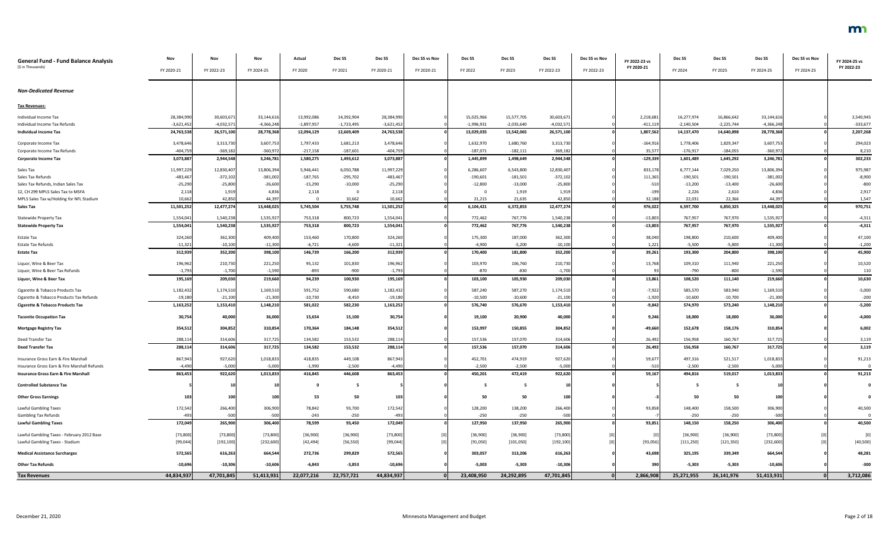| General Fund - Fund Balance Analysis<br>($ in Thousands) | Nov<br>FY 2020-21 | Nov<br>FY 2022-23 | Nov<br>FY 2024-25 | Actual<br>FY 2020 | Dec SS<br>FY 2021 | Dec SS<br>FY 2020-21 | Dec SS vs Nov<br>FY 2020-21 | Dec SS<br>FY 2022 | Dec SS<br>FY 2023 | Dec SS<br>FY 2022-23 | Dec SS vs Nov<br>FY 2022-23 | FY 2022-23 vs FY 2020-21 | Dec SS<br>FY 2024 | Dec SS<br>FY 2025 | Dec SS<br>FY 2024-25 | Dec SS vs Nov<br>FY 2024-25 | FY 2024-25 vs FY 2022-23 |
|---|---|---|---|---|---|---|---|---|---|---|---|---|---|---|---|---|---|
| ***Non-Dedicated Revenue*** | | | | | | | | | | | | | | | | | |
| **Tax Revenues:** | | | | | | | | | | | | | | | | | |
| Individual Income Tax | 28,384,990 | 30,603,671 | 33,144,616 | 13,992,086 | 14,392,904 | 28,384,990 | 0 | 15,025,966 | 15,577,705 | 30,603,671 | 0 | 2,218,681 | 16,277,974 | 16,866,642 | 33,144,616 | 0 | 2,540,945 |
| Individual Income Tax Refunds | -3,621,452 | -4,032,571 | -4,366,248 | -1,897,957 | -1,723,495 | -3,621,452 | 0 | -1,996,931 | -2,035,640 | -4,032,571 | 0 | -411,119 | -2,140,504 | -2,225,744 | -4,366,248 | 0 | -333,677 |
| **Individual Income Tax** | **24,763,538** | **26,571,100** | **28,778,368** | **12,094,129** | **12,669,409** | **24,763,538** | **0** | **13,029,035** | **13,542,065** | **26,571,100** | **0** | **1,807,562** | **14,137,470** | **14,640,898** | **28,778,368** | **0** | **2,207,268** |
| Corporate Income Tax | 3,478,646 | 3,313,730 | 3,607,753 | 1,797,433 | 1,681,213 | 3,478,646 | 0 | 1,632,970 | 1,680,760 | 3,313,730 | 0 | -164,916 | 1,778,406 | 1,829,347 | 3,607,753 | 0 | 294,023 |
| Corporate Income Tax Refunds | -404,759 | -369,182 | -360,972 | -217,158 | -187,601 | -404,759 | 0 | -187,071 | -182,111 | -369,182 | 0 | 35,577 | -176,917 | -184,055 | -360,972 | 0 | 8,210 |
| **Corporate Income Tax** | **3,073,887** | **2,944,548** | **3,246,781** | **1,580,275** | **1,493,612** | **3,073,887** | **0** | **1,445,899** | **1,498,649** | **2,944,548** | **0** | **-129,339** | **1,601,489** | **1,645,292** | **3,246,781** | **0** | **302,233** |
| Sales Tax | 11,997,229 | 12,830,407 | 13,806,394 | 5,946,441 | 6,050,788 | 11,997,229 | 0 | 6,286,607 | 6,543,800 | 12,830,407 | 0 | 833,178 | 6,777,144 | 7,029,250 | 13,806,394 | 0 | 975,987 |
| Sales Tax Refunds | -483,467 | -372,102 | -381,002 | -187,765 | -295,702 | -483,467 | 0 | -190,601 | -181,501 | -372,102 | 0 | 111,365 | -190,501 | -190,501 | -381,002 | 0 | -8,900 |
| Sales Tax Refunds, Indian Sales Tax | -25,290 | -25,800 | -26,600 | -15,290 | -10,000 | -25,290 | 0 | -12,800 | -13,000 | -25,800 | 0 | -510 | -13,200 | -13,400 | -26,600 | 0 | -800 |
| 12, CH 299 MPLS Sales Tax to MSFA | 2,118 | 1,919 | 4,836 | 2,118 | 0 | 2,118 | 0 | 0 | 1,919 | 1,919 | 0 | -199 | 2,226 | 2,610 | 4,836 | 0 | 2,917 |
| MPLS Sales Tax w/Holding for NFL Stadium | 10,662 | 42,850 | 44,397 | 0 | 10,662 | 10,662 | 0 | 21,215 | 21,635 | 42,850 | 0 | 32,188 | 22,031 | 22,366 | 44,397 | 0 | 1,547 |
| **Sales Tax** | **11,501,252** | **12,477,274** | **13,448,025** | **5,745,504** | **5,755,748** | **11,501,252** | **0** | **6,104,421** | **6,372,853** | **12,477,274** | **0** | **976,022** | **6,597,700** | **6,850,325** | **13,448,025** | **0** | **970,751** |
| Statewide Property Tax | 1,554,041 | 1,540,238 | 1,535,927 | 753,318 | 800,723 | 1,554,041 | 0 | 772,462 | 767,776 | 1,540,238 | 0 | -13,803 | 767,957 | 767,970 | 1,535,927 | 0 | -4,311 |
| **Statewide Property Tax** | **1,554,041** | **1,540,238** | **1,535,927** | **753,318** | **800,723** | **1,554,041** | **0** | **772,462** | **767,776** | **1,540,238** | **0** | **-13,803** | **767,957** | **767,970** | **1,535,927** | **0** | **-4,311** |
| Estate Tax | 324,260 | 362,300 | 409,400 | 153,460 | 170,800 | 324,260 | 0 | 175,300 | 187,000 | 362,300 | 0 | 38,040 | 198,800 | 210,600 | 409,400 | 0 | 47,100 |
| Estate Tax Refunds | -11,321 | -10,100 | -11,300 | -6,721 | -4,600 | -11,321 | 0 | -4,900 | -5,200 | -10,100 | 0 | 1,221 | -5,500 | -5,800 | -11,300 | 0 | -1,200 |
| **Estate Tax** | **312,939** | **352,200** | **398,100** | **146,739** | **166,200** | **312,939** | **0** | **170,400** | **181,800** | **352,200** | **0** | **39,261** | **193,300** | **204,800** | **398,100** | **0** | **45,900** |
| Liquor, Wine & Beer Tax | 196,962 | 210,730 | 221,250 | 95,132 | 101,830 | 196,962 | 0 | 103,970 | 106,760 | 210,730 | 0 | 13,768 | 109,310 | 111,940 | 221,250 | 0 | 10,520 |
| Liquor, Wine & Beer Tax Refunds | -1,793 | -1,700 | -1,590 | -893 | -900 | -1,793 | 0 | -870 | -830 | -1,700 | 0 | 93 | -790 | -800 | -1,590 | 0 | 110 |
| **Liquor, Wine & Beer Tax** | **195,169** | **209,030** | **219,660** | **94,239** | **100,930** | **195,169** | **0** | **103,100** | **105,930** | **209,030** | **0** | **13,861** | **108,520** | **111,140** | **219,660** | **0** | **10,630** |
| Cigarette & Tobacco Products Tax | 1,182,432 | 1,174,510 | 1,169,510 | 591,752 | 590,680 | 1,182,432 | 0 | 587,240 | 587,270 | 1,174,510 | 0 | -7,922 | 585,570 | 583,940 | 1,169,510 | 0 | -5,000 |
| Cigarette & Tobacco Products Tax Refunds | -19,180 | -21,100 | -21,300 | -10,730 | -8,450 | -19,180 | 0 | -10,500 | -10,600 | -21,100 | 0 | -1,920 | -10,600 | -10,700 | -21,300 | 0 | -200 |
| **Cigarette & Tobacco Products Tax** | **1,163,252** | **1,153,410** | **1,148,210** | **581,022** | **582,230** | **1,163,252** | **0** | **576,740** | **576,670** | **1,153,410** | **0** | **-9,842** | **574,970** | **573,240** | **1,148,210** | **0** | **-5,200** |
| **Taconite Occupation Tax** | **30,754** | **40,000** | **36,000** | **15,654** | **15,100** | **30,754** | **0** | **19,100** | **20,900** | **40,000** | **0** | **9,246** | **18,000** | **18,000** | **36,000** | **0** | **-4,000** |
| **Mortgage Registry Tax** | **354,512** | **304,852** | **310,854** | **170,364** | **184,148** | **354,512** | **0** | **153,997** | **150,855** | **304,852** | **0** | **-49,660** | **152,678** | **158,176** | **310,854** | **0** | **6,002** |
| Deed Transfer Tax | 288,114 | 314,606 | 317,725 | 134,582 | 153,532 | 288,114 | 0 | 157,536 | 157,070 | 314,606 | 0 | 26,492 | 156,958 | 160,767 | 317,725 | 0 | 3,119 |
| **Deed Transfer Tax** | **288,114** | **314,606** | **317,725** | **134,582** | **153,532** | **288,114** | **0** | **157,536** | **157,070** | **314,606** | **0** | **26,492** | **156,958** | **160,767** | **317,725** | **0** | **3,119** |
| Insurance Gross Earn & Fire Marshall | 867,943 | 927,620 | 1,018,833 | 418,835 | 449,108 | 867,943 | 0 | 452,701 | 474,919 | 927,620 | 0 | 59,677 | 497,316 | 521,517 | 1,018,833 | 0 | 91,213 |
| Insurance Gross Earn & Fire Marshall Refunds | -4,490 | -5,000 | -5,000 | -1,990 | -2,500 | -4,490 | 0 | -2,500 | -2,500 | -5,000 | 0 | -510 | -2,500 | -2,500 | -5,000 | 0 | 0 |
| **Insurance Gross Earn & Fire Marshall** | **863,453** | **922,620** | **1,013,833** | **416,845** | **446,608** | **863,453** | **0** | **450,201** | **472,419** | **922,620** | **0** | **59,167** | **494,816** | **519,017** | **1,013,833** | **0** | **91,213** |
| **Controlled Substance Tax** | **5** | **10** | **10** | **0** | **5** | **5** | **0** | **5** | **5** | **10** | **0** | **5** | **5** | **5** | **10** | **0** | **0** |
| **Other Gross Earnings** | **103** | **100** | **100** | **53** | **50** | **103** | **0** | **50** | **50** | **100** | **0** | **-3** | **50** | **50** | **100** | **0** | **0** |
| Lawful Gambling Taxes | 172,542 | 266,400 | 306,900 | 78,842 | 93,700 | 172,542 | 0 | 128,200 | 138,200 | 266,400 | 0 | 93,858 | 148,400 | 158,500 | 306,900 | 0 | 40,500 |
| Gambling Tax Refunds | -493 | -500 | -500 | -243 | -250 | -493 | 0 | -250 | -250 | -500 | 0 | -7 | -250 | -250 | -500 | 0 | 0 |
| **Lawful Gambling Taxes** | **172,049** | **265,900** | **306,400** | **78,599** | **93,450** | **172,049** | **0** | **127,950** | **137,950** | **265,900** | **0** | **93,851** | **148,150** | **158,250** | **306,400** | **0** | **40,500** |
| Lawful Gambling Taxes - February 2012 Base | [73,800] | [73,800] | [73,800] | [36,900] | [36,900] | [73,800] | [0] | [36,900] | [36,900] | [73,800] | [0] | [0] | [36,900] | [36,900] | [73,800] | [0] | [0] |
| Lawful Gambling Taxes - Stadium | [99,044] | [192,100] | [232,600] | [42,494] | [56,550] | [99,044] | [0] | [91,050] | [101,050] | [192,100] | [0] | [93,056] | [111,250] | [121,350] | [232,600] | [0] | [40,500] |
| **Medical Assistance Surcharges** | **572,565** | **616,263** | **664,544** | **272,736** | **299,829** | **572,565** | **0** | **303,057** | **313,206** | **616,263** | **0** | **43,698** | **325,195** | **339,349** | **664,544** | **0** | **48,281** |
| **Other Tax Refunds** | **-10,696** | **-10,306** | **-10,606** | **-6,843** | **-3,853** | **-10,696** | **0** | **-5,003** | **-5,303** | **-10,306** | **0** | **390** | **-5,303** | **-5,303** | **-10,606** | **0** | **-300** |
| **Tax Revenues** | **44,834,937** | **47,701,845** | **51,413,931** | **22,077,216** | **22,757,721** | **44,834,937** | **0** | **23,408,950** | **24,292,895** | **47,701,845** | **0** | **2,866,908** | **25,271,955** | **26,141,976** | **51,413,931** | **0** | **3,712,086** |

December 21, 2020 — Minnesota Management and Budget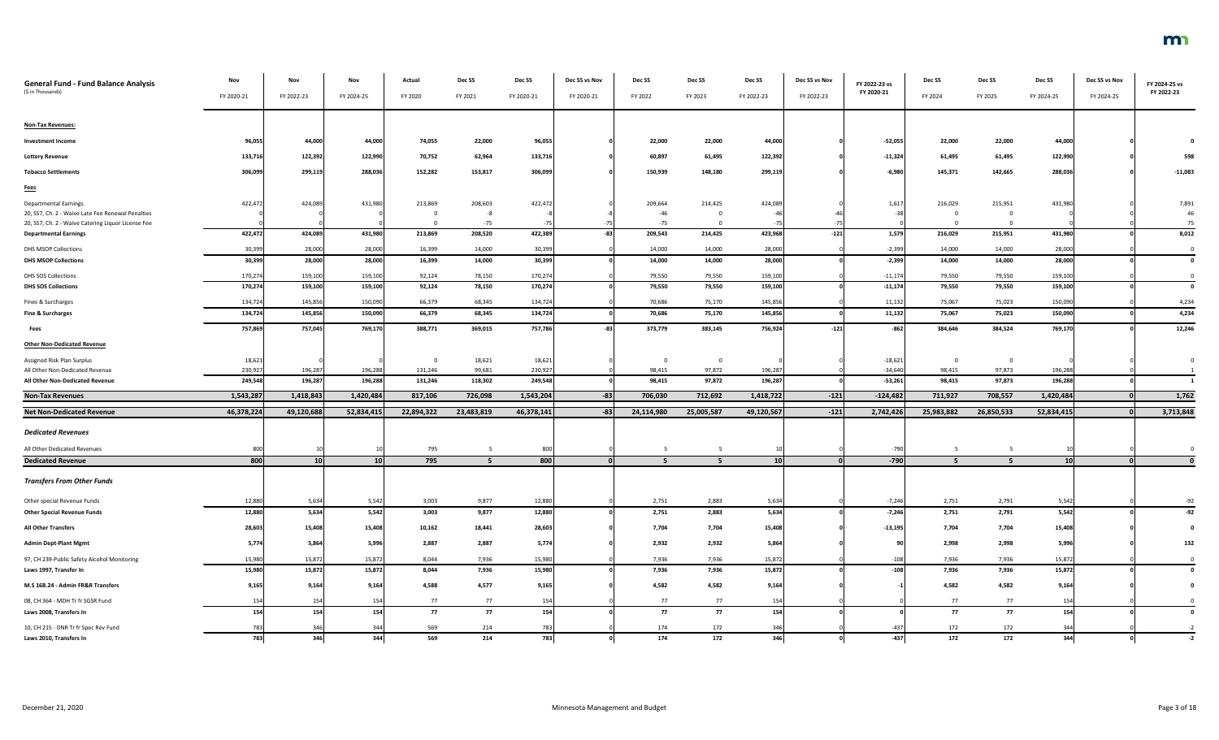| General Fund - Fund Balance Analysis ($ in Thousands) | Nov FY 2020-21 | Nov FY 2022-23 | Nov FY 2024-25 | Actual FY 2020 | Dec SS FY 2021 | Dec SS FY 2020-21 | Dec SS vs Nov FY 2020-21 | Dec SS FY 2022 | Dec SS FY 2023 | Dec SS FY 2022-23 | Dec SS vs Nov FY 2022-23 | FY 2022-23 vs FY 2020-21 | Dec SS FY 2024 | Dec SS FY 2025 | Dec SS FY 2024-25 | Dec SS vs Nov FY 2024-25 | FY 2024-25 vs FY 2022-23 |
|---|---|---|---|---|---|---|---|---|---|---|---|---|---|---|---|---|---|
| **Non-Tax Revenues:** | | | | | | | | | | | | | | | | | |
| **Investment Income** | **96,055** | **44,000** | **44,000** | **74,055** | **22,000** | **96,055** | **0** | **22,000** | **22,000** | **44,000** | **0** | **-52,055** | **22,000** | **22,000** | **44,000** | **0** | **0** |
| **Lottery Revenue** | **133,716** | **122,392** | **122,990** | **70,752** | **62,964** | **133,716** | **0** | **60,897** | **61,495** | **122,392** | **0** | **-11,324** | **61,495** | **61,495** | **122,990** | **0** | **598** |
| **Tobacco Settlements** | **306,099** | **299,119** | **288,036** | **152,282** | **153,817** | **306,099** | **0** | **150,939** | **148,180** | **299,119** | **0** | **-6,980** | **145,371** | **142,665** | **288,036** | **0** | **-11,083** |
| **Fees** | | | | | | | | | | | | | | | | | |
| Departmental Earnings | 422,472 | 424,089 | 431,980 | 213,869 | 208,603 | 422,472 | 0 | 209,664 | 214,425 | 424,089 | 0 | 1,617 | 216,029 | 215,951 | 431,980 | 0 | 7,891 |
| 20, SS7, Ch. 2 - Waive Late Fee Renewal Penalties | 0 | 0 | 0 | 0 | -8 | -8 | -8 | -46 | 0 | -46 | -46 | -38 | 0 | 0 | 0 | 0 | 46 |
| 20, SS7, Ch. 2 - Waive Catering Liquor License Fee | 0 | 0 | 0 | 0 | -75 | -75 | -75 | -75 | 0 | -75 | -75 | 0 | 0 | 0 | 0 | 0 | 75 |
| **Departmental Earnings** | **422,472** | **424,089** | **431,980** | **213,869** | **208,520** | **422,389** | **-83** | **209,543** | **214,425** | **423,968** | **-121** | **1,579** | **216,029** | **215,951** | **431,980** | **0** | **8,012** |
| DHS MSOP Collections | 30,399 | 28,000 | 28,000 | 16,399 | 14,000 | 30,399 | 0 | 14,000 | 14,000 | 28,000 | 0 | -2,399 | 14,000 | 14,000 | 28,000 | 0 | 0 |
| **DHS MSOP Collections** | **30,399** | **28,000** | **28,000** | **16,399** | **14,000** | **30,399** | **0** | **14,000** | **14,000** | **28,000** | **0** | **-2,399** | **14,000** | **14,000** | **28,000** | **0** | **0** |
| DHS SOS Collections | 170,274 | 159,100 | 159,100 | 92,124 | 78,150 | 170,274 | 0 | 79,550 | 79,550 | 159,100 | 0 | -11,174 | 79,550 | 79,550 | 159,100 | 0 | 0 |
| **DHS SOS Collections** | **170,274** | **159,100** | **159,100** | **92,124** | **78,150** | **170,274** | **0** | **79,550** | **79,550** | **159,100** | **0** | **-11,174** | **79,550** | **79,550** | **159,100** | **0** | **0** |
| Fines & Surcharges | 134,724 | 145,856 | 150,090 | 66,379 | 68,345 | 134,724 | 0 | 70,686 | 75,170 | 145,856 | 0 | 11,132 | 75,067 | 75,023 | 150,090 | 0 | 4,234 |
| **Fine & Surcharges** | **134,724** | **145,856** | **150,090** | **66,379** | **68,345** | **134,724** | **0** | **70,686** | **75,170** | **145,856** | **0** | **11,132** | **75,067** | **75,023** | **150,090** | **0** | **4,234** |
| **Fees** | **757,869** | **757,045** | **769,170** | **388,771** | **369,015** | **757,786** | **-83** | **373,779** | **383,145** | **756,924** | **-121** | **-862** | **384,646** | **384,524** | **769,170** | **0** | **12,246** |
| **Other Non-Dedicated Revenue** | | | | | | | | | | | | | | | | | |
| Assigned Risk Plan Surplus | 18,621 | 0 | 0 | 0 | 18,621 | 18,621 | 0 | 0 | 0 | 0 | 0 | -18,621 | 0 | 0 | 0 | 0 | 0 |
| All Other Non-Dedicated Revenue | 230,927 | 196,287 | 196,288 | 131,246 | 99,681 | 230,927 | 0 | 98,415 | 97,872 | 196,287 | 0 | -34,640 | 98,415 | 97,873 | 196,288 | 0 | 1 |
| **All Other Non-Dedicated Revenue** | **249,548** | **196,287** | **196,288** | **131,246** | **118,302** | **249,548** | **0** | **98,415** | **97,872** | **196,287** | **0** | **-53,261** | **98,415** | **97,873** | **196,288** | **0** | **1** |
| **Non-Tax Revenues** | **1,543,287** | **1,418,843** | **1,420,484** | **817,106** | **726,098** | **1,543,204** | **-83** | **706,030** | **712,692** | **1,418,722** | **-121** | **-124,482** | **711,927** | **708,557** | **1,420,484** | **0** | **1,762** |
| **Net Non-Dedicated Revenue** | **46,378,224** | **49,120,688** | **52,834,415** | **22,894,322** | **23,483,819** | **46,378,141** | **-83** | **24,114,980** | **25,005,587** | **49,120,567** | **-121** | **2,742,426** | **25,983,882** | **26,850,533** | **52,834,415** | **0** | **3,713,848** |
| ***Dedicated Revenues*** | | | | | | | | | | | | | | | | | |
| All Other Dedicated Revenues | 800 | 10 | 10 | 795 | 5 | 800 | 0 | 5 | 5 | 10 | 0 | -790 | 5 | 5 | 10 | 0 | 0 |
| **Dedicated Revenue** | **800** | **10** | **10** | **795** | **5** | **800** | **0** | **5** | **5** | **10** | **0** | **-790** | **5** | **5** | **10** | **0** | **0** |
| ***Transfers From Other Funds*** | | | | | | | | | | | | | | | | | |
| Other special Revenue Funds | 12,880 | 5,634 | 5,542 | 3,003 | 9,877 | 12,880 | 0 | 2,751 | 2,883 | 5,634 | 0 | -7,246 | 2,751 | 2,791 | 5,542 | 0 | -92 |
| **Other Special Revenue Funds** | **12,880** | **5,634** | **5,542** | **3,003** | **9,877** | **12,880** | **0** | **2,751** | **2,883** | **5,634** | **0** | **-7,246** | **2,751** | **2,791** | **5,542** | **0** | **-92** |
| **All Other Transfers** | **28,603** | **15,408** | **15,408** | **10,162** | **18,441** | **28,603** | **0** | **7,704** | **7,704** | **15,408** | **0** | **-13,195** | **7,704** | **7,704** | **15,408** | **0** | **0** |
| **Admin Dept-Plant Mgmt** | **5,774** | **5,864** | **5,996** | **2,887** | **2,887** | **5,774** | **0** | **2,932** | **2,932** | **5,864** | **0** | **90** | **2,998** | **2,998** | **5,996** | **0** | **132** |
| 97, CH 239-Public Safety Alcohol Monitoring | 15,980 | 15,872 | 15,872 | 8,044 | 7,936 | 15,980 | 0 | 7,936 | 7,936 | 15,872 | 0 | -108 | 7,936 | 7,936 | 15,872 | 0 | 0 |
| **Laws 1997, Transfer In** | **15,980** | **15,872** | **15,872** | **8,044** | **7,936** | **15,980** | **0** | **7,936** | **7,936** | **15,872** | **0** | **-108** | **7,936** | **7,936** | **15,872** | **0** | **0** |
| **M.S 16B.24 - Admin FR&R Transfers** | **9,165** | **9,164** | **9,164** | **4,588** | **4,577** | **9,165** | **0** | **4,582** | **4,582** | **9,164** | **0** | **-1** | **4,582** | **4,582** | **9,164** | **0** | **0** |
| 08, CH 364 - MDH Tr fr SGSR Fund | 154 | 154 | 154 | 77 | 77 | 154 | 0 | 77 | 77 | 154 | 0 | 0 | 77 | 77 | 154 | 0 | 0 |
| **Laws 2008, Transfers In** | **154** | **154** | **154** | **77** | **77** | **154** | **0** | **77** | **77** | **154** | **0** | **0** | **77** | **77** | **154** | **0** | **0** |
| 10, CH 215 - DNR Tr fr Spec Rev Fund | 783 | 346 | 344 | 569 | 214 | 783 | 0 | 174 | 172 | 346 | 0 | -437 | 172 | 172 | 344 | 0 | -2 |
| **Laws 2010, Transfers In** | **783** | **346** | **344** | **569** | **214** | **783** | **0** | **174** | **172** | **346** | **0** | **-437** | **172** | **172** | **344** | **0** | **-2** |

December 21, 2020 — Minnesota Management and Budget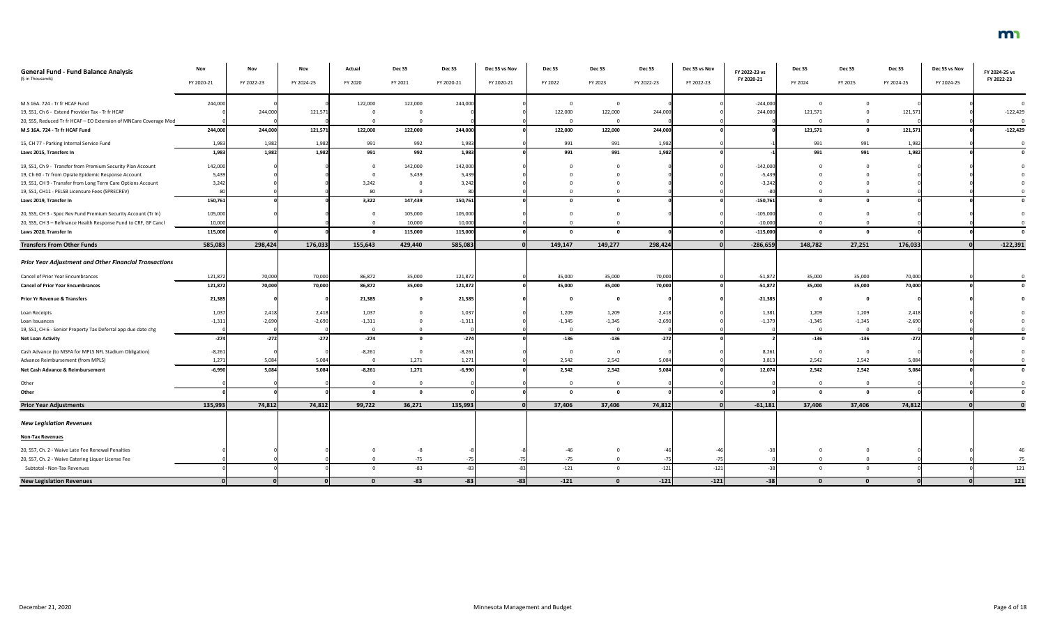| General Fund - Fund Balance Analysis ($ in Thousands) | Nov FY 2020-21 | Nov FY 2022-23 | Nov FY 2024-25 | Actual FY 2020 | Dec SS FY 2021 | Dec SS FY 2020-21 | Dec SS vs Nov FY 2020-21 | Dec SS FY 2022 | Dec SS FY 2023 | Dec SS FY 2022-23 | Dec SS vs Nov FY 2022-23 | FY 2022-23 vs FY 2020-21 | Dec SS FY 2024 | Dec SS FY 2025 | Dec SS FY 2024-25 | Dec SS vs Nov FY 2024-25 | FY 2024-25 vs FY 2022-23 |
|---|---|---|---|---|---|---|---|---|---|---|---|---|---|---|---|---|---|
| M.S 16A. 724 - Tr fr HCAF Fund | 244,000 | 0 | 0 | 122,000 | 122,000 | 244,000 | 0 | 0 | 0 | 0 | 0 | -244,000 | 0 | 0 | 0 | 0 | 0 |
| 19, SS1, Ch 6 - Extend Provider Tax - Tr fr HCAF | 0 | 244,000 | 121,571 | 0 | 0 | 0 | 0 | 122,000 | 122,000 | 244,000 | 0 | 244,000 | 121,571 | 0 | 121,571 | 0 | -122,429 |
| 20, SS5, Reduced Tr fr HCAF – EO Extension of MNCare Coverage Mod | 0 | 0 | 0 | 0 | 0 | 0 | 0 | 0 | 0 | 0 | 0 | 0 | 0 | 0 | 0 | 0 | 0 |
| **M.S 16A. 724 - Tr fr HCAF Fund** | **244,000** | **244,000** | **121,571** | **122,000** | **122,000** | **244,000** | **0** | **122,000** | **122,000** | **244,000** | **0** | **0** | **121,571** | **0** | **121,571** | **0** | **-122,429** |
| 15, CH 77 - Parking Internal Service Fund | 1,983 | 1,982 | 1,982 | 991 | 992 | 1,983 | 0 | 991 | 991 | 1,982 | 0 | -1 | 991 | 991 | 1,982 | 0 | 0 |
| **Laws 2015, Transfers In** | **1,983** | **1,982** | **1,982** | **991** | **992** | **1,983** | **0** | **991** | **991** | **1,982** | **0** | **-1** | **991** | **991** | **1,982** | **0** | **0** |
| 19, SS1, Ch 9 - Transfer from Premium Security Plan Account | 142,000 | 0 | 0 | 0 | 142,000 | 142,000 | 0 | 0 | 0 | 0 | 0 | -142,000 | 0 | 0 | 0 | 0 | 0 |
| 19, Ch 60 - Tr from Opiate Epidemic Response Account | 5,439 | 0 | 0 | 0 | 5,439 | 5,439 | 0 | 0 | 0 | 0 | 0 | -5,439 | 0 | 0 | 0 | 0 | 0 |
| 19, SS1, CH 9 - Transfer from Long Term Care Options Account | 3,242 | 0 | 0 | 3,242 | 0 | 3,242 | 0 | 0 | 0 | 0 | 0 | -3,242 | 0 | 0 | 0 | 0 | 0 |
| 19, SS1, CH11 - PELSB Licensure Fees (SPRECREV) | 80 | 0 | 0 | 80 | 0 | 80 | 0 | 0 | 0 | 0 | 0 | -80 | 0 | 0 | 0 | 0 | 0 |
| **Laws 2019, Transfer In** | **150,761** | **0** | **0** | **3,322** | **147,439** | **150,761** | **0** | **0** | **0** | **0** | **0** | **-150,761** | **0** | **0** | **0** | **0** | **0** |
| 20, SS5, CH 3 - Spec Rev Fund Premium Security Account (Tr In) | 105,000 | 0 | 0 | 0 | 105,000 | 105,000 | 0 | 0 | 0 | 0 | 0 | -105,000 | 0 | 0 | 0 | 0 | 0 |
| 20, SS5, CH 3 – Refinance Health Response Fund to CRF, GF Cancl | 10,000 | | 0 | 0 | 10,000 | 10,000 | 0 | 0 | 0 | | 0 | -10,000 | 0 | 0 | 0 | 0 | 0 |
| **Laws 2020, Transfer In** | **115,000** | **0** | **0** | **0** | **115,000** | **115,000** | **0** | **0** | **0** | **0** | **0** | **-115,000** | **0** | **0** | **0** | **0** | **0** |
| **Transfers From Other Funds** | **585,083** | **298,424** | **176,033** | **155,643** | **429,440** | **585,083** | **0** | **149,147** | **149,277** | **298,424** | **0** | **-286,659** | **148,782** | **27,251** | **176,033** | **0** | **-122,391** |
| ***Prior Year Adjustment and Other Financial Transactions*** | | | | | | | | | | | | | | | | | |
| Cancel of Prior Year Encumbrances | 121,872 | 70,000 | 70,000 | 86,872 | 35,000 | 121,872 | 0 | 35,000 | 35,000 | 70,000 | 0 | -51,872 | 35,000 | 35,000 | 70,000 | 0 | 0 |
| **Cancel of Prior Year Encumbrances** | **121,872** | **70,000** | **70,000** | **86,872** | **35,000** | **121,872** | **0** | **35,000** | **35,000** | **70,000** | **0** | **-51,872** | **35,000** | **35,000** | **70,000** | **0** | **0** |
| **Prior Yr Revenue & Transfers** | **21,385** | **0** | **0** | **21,385** | **0** | **21,385** | **0** | **0** | **0** | **0** | **0** | **-21,385** | **0** | **0** | **0** | **0** | **0** |
| Loan Receipts | 1,037 | 2,418 | 2,418 | 1,037 | 0 | 1,037 | 0 | 1,209 | 1,209 | 2,418 | 0 | 1,381 | 1,209 | 1,209 | 2,418 | 0 | 0 |
| Loan Issuances | -1,311 | -2,690 | -2,690 | -1,311 | 0 | -1,311 | 0 | -1,345 | -1,345 | -2,690 | 0 | -1,379 | -1,345 | -1,345 | -2,690 | 0 | 0 |
| 19, SS1, CH 6 - Senior Property Tax Deferral app due date chg | 0 | 0 | 0 | 0 | 0 | 0 | 0 | 0 | 0 | 0 | 0 | 0 | 0 | 0 | 0 | 0 | 0 |
| **Net Loan Activity** | **-274** | **-272** | **-272** | **-274** | **0** | **-274** | **0** | **-136** | **-136** | **-272** | **0** | **2** | **-136** | **-136** | **-272** | **0** | **0** |
| Cash Advance (to MSFA for MPLS NFL Stadium Obligation) | -8,261 | 0 | 0 | -8,261 | 0 | -8,261 | 0 | 0 | 0 | 0 | 0 | 8,261 | 0 | 0 | 0 | 0 | 0 |
| Advance Reimbursement (from MPLS) | 1,271 | 5,084 | 5,084 | 0 | 1,271 | 1,271 | 0 | 2,542 | 2,542 | 5,084 | 0 | 3,813 | 2,542 | 2,542 | 5,084 | 0 | 0 |
| **Net Cash Advance & Reimbursement** | **-6,990** | **5,084** | **5,084** | **-8,261** | **1,271** | **-6,990** | **0** | **2,542** | **2,542** | **5,084** | **0** | **12,074** | **2,542** | **2,542** | **5,084** | **0** | **0** |
| Other | 0 | 0 | 0 | 0 | 0 | 0 | 0 | 0 | 0 | 0 | 0 | 0 | 0 | 0 | 0 | 0 | 0 |
| **Other** | **0** | **0** | **0** | **0** | **0** | **0** | **0** | **0** | **0** | **0** | **0** | **0** | **0** | **0** | **0** | **0** | **0** |
| **Prior Year Adjustments** | **135,993** | **74,812** | **74,812** | **99,722** | **36,271** | **135,993** | **0** | **37,406** | **37,406** | **74,812** | **0** | **-61,181** | **37,406** | **37,406** | **74,812** | **0** | **0** |
| ***New Legislation Revenues*** | | | | | | | | | | | | | | | | | |
| **Non-Tax Revenues** | | | | | | | | | | | | | | | | | |
| 20, SS7, Ch. 2 - Waive Late Fee Renewal Penalties | 0 | 0 | 0 | 0 | -8 | -8 | -8 | -46 | 0 | -46 | -46 | -38 | 0 | 0 | 0 | 0 | 46 |
| 20, SS7, Ch. 2 - Waive Catering Liquor License Fee | 0 | 0 | 0 | 0 | -75 | -75 | -75 | -75 | 0 | -75 | -75 | 0 | 0 | 0 | 0 | 0 | 75 |
| Subtotal - Non-Tax Revenues | 0 | 0 | 0 | 0 | -83 | -83 | -83 | -121 | 0 | -121 | -121 | -38 | 0 | 0 | 0 | 0 | 121 |
| **New Legislation Revenues** | **0** | **0** | **0** | **0** | **-83** | **-83** | **-83** | **-121** | **0** | **-121** | **-121** | **-38** | **0** | **0** | **0** | **0** | **121** |

December 21, 2020 — Minnesota Management and Budget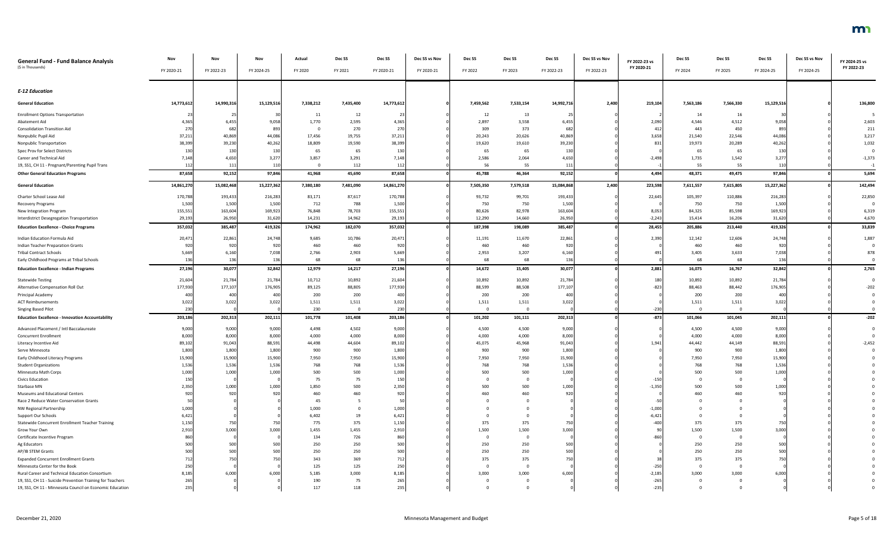| General Fund - Fund Balance Analysis ($ in Thousands) | Nov FY 2020-21 | Nov FY 2022-23 | Nov FY 2024-25 | Actual FY 2020 | Dec SS FY 2021 | Dec SS FY 2020-21 | Dec SS vs Nov FY 2020-21 | Dec SS FY 2022 | Dec SS FY 2023 | Dec SS FY 2022-23 | Dec SS vs Nov FY 2022-23 | FY 2022-23 vs FY 2020-21 | Dec SS FY 2024 | Dec SS FY 2025 | Dec SS FY 2024-25 | Dec SS vs Nov FY 2024-25 | FY 2024-25 vs FY 2022-23 |
|---|---|---|---|---|---|---|---|---|---|---|---|---|---|---|---|---|---|
| ***E-12 Education*** | | | | | | | | | | | | | | | | | |
| **General Education** | **14,773,612** | **14,990,316** | **15,129,516** | **7,338,212** | **7,435,400** | **14,773,612** | **0** | **7,459,562** | **7,533,154** | **14,992,716** | **2,400** | **219,104** | **7,563,186** | **7,566,330** | **15,129,516** | **0** | **136,800** |
| Enrollment Options Transportation | 23 | 25 | 30 | 11 | 12 | 23 | 0 | 12 | 13 | 25 | 0 | 2 | 14 | 16 | 30 | 0 | 5 |
| Abatement Aid | 4,365 | 6,455 | 9,058 | 1,770 | 2,595 | 4,365 | 0 | 2,897 | 3,558 | 6,455 | 0 | 2,090 | 4,546 | 4,512 | 9,058 | 0 | 2,603 |
| Consolidation Transition Aid | 270 | 682 | 893 | 0 | 270 | 270 | 0 | 309 | 373 | 682 | 0 | 412 | 443 | 450 | 893 | 0 | 211 |
| Nonpublic Pupil Aid | 37,211 | 40,869 | 44,086 | 17,456 | 19,755 | 37,211 | 0 | 20,243 | 20,626 | 40,869 | 0 | 3,658 | 21,540 | 22,546 | 44,086 | 0 | 3,217 |
| Nonpublic Transportation | 38,399 | 39,230 | 40,262 | 18,809 | 19,590 | 38,399 | 0 | 19,620 | 19,610 | 39,230 | 0 | 831 | 19,973 | 20,289 | 40,262 | 0 | 1,032 |
| Spec Prov for Select Districts | 130 | 130 | 130 | 65 | 65 | 130 | 0 | 65 | 65 | 130 | 0 | 0 | 65 | 65 | 130 | 0 | 0 |
| Career and Technical Aid | 7,148 | 4,650 | 3,277 | 3,857 | 3,291 | 7,148 | 0 | 2,586 | 2,064 | 4,650 | 0 | -2,498 | 1,735 | 1,542 | 3,277 | 0 | -1,373 |
| 19, SS1, CH 11 - Pregnant/Parenting Pupil Trans | 112 | 111 | 110 | 0 | 112 | 112 | 0 | 56 | 55 | 111 | 0 | -1 | 55 | 55 | 110 | 0 | -1 |
| **Other General Education Programs** | **87,658** | **92,152** | **97,846** | **41,968** | **45,690** | **87,658** | **0** | **45,788** | **46,364** | **92,152** | **0** | **4,494** | **48,371** | **49,475** | **97,846** | **0** | **5,694** |
| **General Education** | **14,861,270** | **15,082,468** | **15,227,362** | **7,380,180** | **7,481,090** | **14,861,270** | **0** | **7,505,350** | **7,579,518** | **15,084,868** | **2,400** | **223,598** | **7,611,557** | **7,615,805** | **15,227,362** | **0** | **142,494** |
| Charter School Lease Aid | 170,788 | 193,433 | 216,283 | 83,171 | 87,617 | 170,788 | 0 | 93,732 | 99,701 | 193,433 | 0 | 22,645 | 105,397 | 110,886 | 216,283 | 0 | 22,850 |
| Recovery Programs | 1,500 | 1,500 | 1,500 | 712 | 788 | 1,500 | 0 | 750 | 750 | 1,500 | 0 | 0 | 750 | 750 | 1,500 | 0 | 0 |
| New Integration Program | 155,551 | 163,604 | 169,923 | 76,848 | 78,703 | 155,551 | 0 | 80,626 | 82,978 | 163,604 | 0 | 8,053 | 84,325 | 85,598 | 169,923 | 0 | 6,319 |
| Interdistrict Desegregation Transportation | 29,193 | 26,950 | 31,620 | 14,231 | 14,962 | 29,193 | 0 | 12,290 | 14,660 | 26,950 | 0 | -2,243 | 15,414 | 16,206 | 31,620 | 0 | 4,670 |
| **Education Excellence - Choice Programs** | **357,032** | **385,487** | **419,326** | **174,962** | **182,070** | **357,032** | **0** | **187,398** | **198,089** | **385,487** | **0** | **28,455** | **205,886** | **213,440** | **419,326** | **0** | **33,839** |
| Indian Education Formula Aid | 20,471 | 22,861 | 24,748 | 9,685 | 10,786 | 20,471 | 0 | 11,191 | 11,670 | 22,861 | 0 | 2,390 | 12,142 | 12,606 | 24,748 | 0 | 1,887 |
| Indian Teacher Preparation Grants | 920 | 920 | 920 | 460 | 460 | 920 | 0 | 460 | 460 | 920 | 0 | 0 | 460 | 460 | 920 | 0 | 0 |
| Tribal Contract Schools | 5,669 | 6,160 | 7,038 | 2,766 | 2,903 | 5,669 | 0 | 2,953 | 3,207 | 6,160 | 0 | 491 | 3,405 | 3,633 | 7,038 | 0 | 878 |
| Early Childhood Programs at Tribal Schools | 136 | 136 | 136 | 68 | 68 | 136 | 0 | 68 | 68 | 136 | 0 | 0 | 68 | 68 | 136 | 0 | 0 |
| **Education Excellence - Indian Programs** | **27,196** | **30,077** | **32,842** | **12,979** | **14,217** | **27,196** | **0** | **14,672** | **15,405** | **30,077** | **0** | **2,881** | **16,075** | **16,767** | **32,842** | **0** | **2,765** |
| Statewide Testing | 21,604 | 21,784 | 21,784 | 10,712 | 10,892 | 21,604 | 0 | 10,892 | 10,892 | 21,784 | 0 | 180 | 10,892 | 10,892 | 21,784 | 0 | 0 |
| Alternative Compensation Roll Out | 177,930 | 177,107 | 176,905 | 89,125 | 88,805 | 177,930 | 0 | 88,599 | 88,508 | 177,107 | 0 | -823 | 88,463 | 88,442 | 176,905 | 0 | -202 |
| Principal Academy | 400 | 400 | 400 | 200 | 200 | 400 | 0 | 200 | 200 | 400 | 0 | 0 | 200 | 200 | 400 | 0 | 0 |
| ACT Reimbursements | 3,022 | 3,022 | 3,022 | 1,511 | 1,511 | 3,022 | 0 | 1,511 | 1,511 | 3,022 | 0 | 0 | 1,511 | 1,511 | 3,022 | 0 | 0 |
| Singing Based Pilot | 230 | 0 | 0 | 230 | 0 | 230 | 0 | 0 | 0 | 0 | 0 | -230 | 0 | 0 | 0 | 0 | 0 |
| **Education Excellence - Innovation Accountability** | **203,186** | **202,313** | **202,111** | **101,778** | **101,408** | **203,186** | **0** | **101,202** | **101,111** | **202,313** | **0** | **-873** | **101,066** | **101,045** | **202,111** | **0** | **-202** |
| Advanced Placement / Intl Baccalaureate | 9,000 | 9,000 | 9,000 | 4,498 | 4,502 | 9,000 | 0 | 4,500 | 4,500 | 9,000 | 0 | 0 | 4,500 | 4,500 | 9,000 | 0 | 0 |
| Concurrent Enrollment | 8,000 | 8,000 | 8,000 | 4,000 | 4,000 | 8,000 | 0 | 4,000 | 4,000 | 8,000 | 0 | 0 | 4,000 | 4,000 | 8,000 | 0 | 0 |
| Literacy Incentive Aid | 89,102 | 91,043 | 88,591 | 44,498 | 44,604 | 89,102 | 0 | 45,075 | 45,968 | 91,043 | 0 | 1,941 | 44,442 | 44,149 | 88,591 | 0 | -2,452 |
| Serve Minnesota | 1,800 | 1,800 | 1,800 | 900 | 900 | 1,800 | 0 | 900 | 900 | 1,800 | 0 | 0 | 900 | 900 | 1,800 | 0 | 0 |
| Early Childhood Literacy Programs | 15,900 | 15,900 | 15,900 | 7,950 | 7,950 | 15,900 | 0 | 7,950 | 7,950 | 15,900 | 0 | 0 | 7,950 | 7,950 | 15,900 | 0 | 0 |
| Student Organizations | 1,536 | 1,536 | 1,536 | 768 | 768 | 1,536 | 0 | 768 | 768 | 1,536 | 0 | 0 | 768 | 768 | 1,536 | 0 | 0 |
| Minnesota Math Corps | 1,000 | 1,000 | 1,000 | 500 | 500 | 1,000 | 0 | 500 | 500 | 1,000 | 0 | 0 | 500 | 500 | 1,000 | 0 | 0 |
| Civics Education | 150 | 0 | 0 | 75 | 75 | 150 | 0 | 0 | 0 | 0 | 0 | -150 | 0 | 0 | 0 | 0 | 0 |
| Starbase MN | 2,350 | 1,000 | 1,000 | 1,850 | 500 | 2,350 | 0 | 500 | 500 | 1,000 | 0 | -1,350 | 500 | 500 | 1,000 | 0 | 0 |
| Museums and Educational Centers | 920 | 920 | 920 | 460 | 460 | 920 | 0 | 460 | 460 | 920 | 0 | 0 | 460 | 460 | 920 | 0 | 0 |
| Race 2 Reduce Water Conservation Grants | 50 | 0 | 0 | 45 | 5 | 50 | 0 | 0 | 0 | 0 | 0 | -50 | 0 | 0 | 0 | 0 | 0 |
| NW Regional Partnership | 1,000 | 0 | 0 | 1,000 | 0 | 1,000 | 0 | 0 | 0 | 0 | 0 | -1,000 | 0 | 0 | 0 | 0 | 0 |
| Support Our Schools | 6,421 | 0 | 0 | 6,402 | 19 | 6,421 | 0 | 0 | 0 | 0 | 0 | -6,421 | 0 | 0 | 0 | 0 | 0 |
| Statewide Concurrent Enrollment Teacher Training | 1,150 | 750 | 750 | 775 | 375 | 1,150 | 0 | 375 | 375 | 750 | 0 | -400 | 375 | 375 | 750 | 0 | 0 |
| Grow Your Own | 2,910 | 3,000 | 3,000 | 1,455 | 1,455 | 2,910 | 0 | 1,500 | 1,500 | 3,000 | 0 | 90 | 1,500 | 1,500 | 3,000 | 0 | 0 |
| Certificate Incentive Program | 860 | 0 | 0 | 134 | 726 | 860 | 0 | 0 | 0 | 0 | 0 | -860 | 0 | 0 | 0 | 0 | 0 |
| Ag Educators | 500 | 500 | 500 | 250 | 250 | 500 | 0 | 250 | 250 | 500 | 0 | 0 | 250 | 250 | 500 | 0 | 0 |
| AP/IB STEM Grants | 500 | 500 | 500 | 250 | 250 | 500 | 0 | 250 | 250 | 500 | 0 | 0 | 250 | 250 | 500 | 0 | 0 |
| Expanded Concurrent Enrollment Grants | 712 | 750 | 750 | 343 | 369 | 712 | 0 | 375 | 375 | 750 | 0 | 38 | 375 | 375 | 750 | 0 | 0 |
| Minnesota Center for the Book | 250 | 0 | 0 | 125 | 125 | 250 | 0 | 0 | 0 | 0 | 0 | -250 | 0 | 0 | 0 | 0 | 0 |
| Rural Career and Technical Education Consortium | 8,185 | 6,000 | 6,000 | 5,185 | 3,000 | 8,185 | 0 | 3,000 | 3,000 | 6,000 | 0 | -2,185 | 3,000 | 3,000 | 6,000 | 0 | 0 |
| 19, SS1, CH 11 - Suicide Prevention Training for Teachers | 265 | 0 | 0 | 190 | 75 | 265 | 0 | 0 | 0 | 0 | 0 | -265 | 0 | 0 | 0 | 0 | 0 |
| 19, SS1, CH 11 - Minnesota Council on Economic Education | 235 | 0 | 0 | 117 | 118 | 235 | 0 | 0 | 0 | 0 | 0 | -235 | 0 | 0 | 0 | 0 | 0 |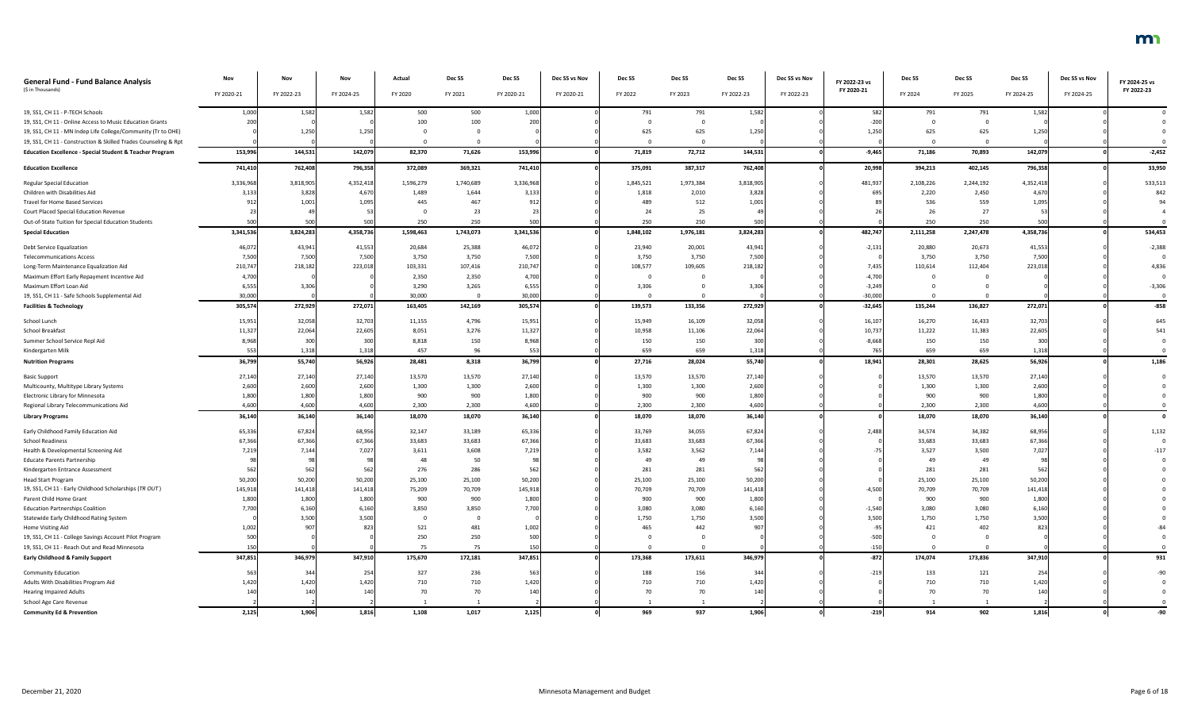| General Fund - Fund Balance Analysis<br>($ in Thousands) | Nov<br>FY 2020-21 | Nov<br>FY 2022-23 | Nov<br>FY 2024-25 | Actual<br>FY 2020 | Dec SS<br>FY 2021 | Dec SS<br>FY 2020-21 | Dec SS vs Nov<br>FY 2020-21 | Dec SS<br>FY 2022 | Dec SS<br>FY 2023 | Dec SS<br>FY 2022-23 | Dec SS vs Nov<br>FY 2022-23 | FY 2022-23 vs FY 2020-21 | Dec SS<br>FY 2024 | Dec SS<br>FY 2025 | Dec SS<br>FY 2024-25 | Dec SS vs Nov<br>FY 2024-25 | FY 2024-25 vs FY 2022-23 |
|---|---|---|---|---|---|---|---|---|---|---|---|---|---|---|---|---|---|
| 19, SS1, CH 11 - P-TECH Schools | 1,000 | 1,582 | 1,582 | 500 | 500 | 1,000 | 0 | 791 | 791 | 1,582 | 0 | 582 | 791 | 791 | 1,582 | 0 | 0 |
| 19, SS1, CH 11 - Online Access to Music Education Grants | 200 | 0 | 0 | 100 | 100 | 200 | 0 | 0 | 0 | 0 | 0 | -200 | 0 | 0 | 0 | 0 | 0 |
| 19, SS1, CH 11 - MN Indep Life College/Community (Tr to OHE) | 0 | 1,250 | 1,250 | 0 | 0 | 0 | 0 | 625 | 625 | 1,250 | 0 | 1,250 | 625 | 625 | 1,250 | 0 | 0 |
| 19, SS1, CH 11 - Construction & Skilled Trades Counseling & Rpt | 0 | 0 | 0 | 0 | 0 | 0 | 0 | 0 | 0 | 0 | 0 | 0 | 0 | 0 | 0 | 0 | 0 |
| **Education Excellence - Special Student & Teacher Program** | **153,996** | **144,531** | **142,079** | **82,370** | **71,626** | **153,996** | **0** | **71,819** | **72,712** | **144,531** | **0** | **-9,465** | **71,186** | **70,893** | **142,079** | **0** | **-2,452** |
| **Education Excellence** | **741,410** | **762,408** | **796,358** | **372,089** | **369,321** | **741,410** | **0** | **375,091** | **387,317** | **762,408** | **0** | **20,998** | **394,213** | **402,145** | **796,358** | **0** | **33,950** |
| Regular Special Education | 3,336,968 | 3,818,905 | 4,352,418 | 1,596,279 | 1,740,689 | 3,336,968 | 0 | 1,845,521 | 1,973,384 | 3,818,905 | 0 | 481,937 | 2,108,226 | 2,244,192 | 4,352,418 | 0 | 533,513 |
| Children with Disabilities Aid | 3,133 | 3,828 | 4,670 | 1,489 | 1,644 | 3,133 | 0 | 1,818 | 2,010 | 3,828 | 0 | 695 | 2,220 | 2,450 | 4,670 | 0 | 842 |
| Travel for Home Based Services | 912 | 1,001 | 1,095 | 445 | 467 | 912 | 0 | 489 | 512 | 1,001 | 0 | 89 | 536 | 559 | 1,095 | 0 | 94 |
| Court Placed Special Education Revenue | 23 | 49 | 53 | 0 | 23 | 23 | 0 | 24 | 25 | 49 | 0 | 26 | 26 | 27 | 53 | 0 | 4 |
| Out-of-State Tuition for Special Education Students | 500 | 500 | 500 | 250 | 250 | 500 | 0 | 250 | 250 | 500 | 0 | 0 | 250 | 250 | 500 | 0 | 0 |
| **Special Education** | **3,341,536** | **3,824,283** | **4,358,736** | **1,598,463** | **1,743,073** | **3,341,536** | **0** | **1,848,102** | **1,976,181** | **3,824,283** | **0** | **482,747** | **2,111,258** | **2,247,478** | **4,358,736** | **0** | **534,453** |
| Debt Service Equalization | 46,072 | 43,941 | 41,553 | 20,684 | 25,388 | 46,072 | 0 | 23,940 | 20,001 | 43,941 | 0 | -2,131 | 20,880 | 20,673 | 41,553 | 0 | -2,388 |
| Telecommunications Access | 7,500 | 7,500 | 7,500 | 3,750 | 3,750 | 7,500 | 0 | 3,750 | 3,750 | 7,500 | 0 | 0 | 3,750 | 3,750 | 7,500 | 0 | 0 |
| Long-Term Maintenance Equalization Aid | 210,747 | 218,182 | 223,018 | 103,331 | 107,416 | 210,747 | 0 | 108,577 | 109,605 | 218,182 | 0 | 7,435 | 110,614 | 112,404 | 223,018 | 0 | 4,836 |
| Maximum Effort Early Repayment Incentive Aid | 4,700 | 0 | 0 | 2,350 | 2,350 | 4,700 | 0 | 0 | 0 | 0 | 0 | -4,700 | 0 | 0 | 0 | 0 | 0 |
| Maximum Effort Loan Aid | 6,555 | 3,306 | 0 | 3,290 | 3,265 | 6,555 | 0 | 3,306 | 0 | 3,306 | 0 | -3,249 | 0 | 0 | 0 | 0 | -3,306 |
| 19, SS1, CH 11 - Safe Schools Supplemental Aid | 30,000 | 0 | 0 | 30,000 | 0 | 30,000 | 0 | 0 | 0 | 0 | 0 | -30,000 | 0 | 0 | 0 | 0 | 0 |
| **Facilities & Technology** | **305,574** | **272,929** | **272,071** | **163,405** | **142,169** | **305,574** | **0** | **139,573** | **133,356** | **272,929** | **0** | **-32,645** | **135,244** | **136,827** | **272,071** | **0** | **-858** |
| School Lunch | 15,951 | 32,058 | 32,703 | 11,155 | 4,796 | 15,951 | 0 | 15,949 | 16,109 | 32,058 | 0 | 16,107 | 16,270 | 16,433 | 32,703 | 0 | 645 |
| School Breakfast | 11,327 | 22,064 | 22,605 | 8,051 | 3,276 | 11,327 | 0 | 10,958 | 11,106 | 22,064 | 0 | 10,737 | 11,222 | 11,383 | 22,605 | 0 | 541 |
| Summer School Service Repl Aid | 8,968 | 300 | 300 | 8,818 | 150 | 8,968 | 0 | 150 | 150 | 300 | 0 | -8,668 | 150 | 150 | 300 | 0 | 0 |
| Kindergarten Milk | 553 | 1,318 | 1,318 | 457 | 96 | 553 | 0 | 659 | 659 | 1,318 | 0 | 765 | 659 | 659 | 1,318 | 0 | 0 |
| **Nutrition Programs** | **36,799** | **55,740** | **56,926** | **28,481** | **8,318** | **36,799** | **0** | **27,716** | **28,024** | **55,740** | **0** | **18,941** | **28,301** | **28,625** | **56,926** | **0** | **1,186** |
| Basic Support | 27,140 | 27,140 | 27,140 | 13,570 | 13,570 | 27,140 | 0 | 13,570 | 13,570 | 27,140 | 0 | 0 | 13,570 | 13,570 | 27,140 | 0 | 0 |
| Multicounty, Multitype Library Systems | 2,600 | 2,600 | 2,600 | 1,300 | 1,300 | 2,600 | 0 | 1,300 | 1,300 | 2,600 | 0 | 0 | 1,300 | 1,300 | 2,600 | 0 | 0 |
| Electronic Library for Minnesota | 1,800 | 1,800 | 1,800 | 900 | 900 | 1,800 | 0 | 900 | 900 | 1,800 | 0 | 0 | 900 | 900 | 1,800 | 0 | 0 |
| Regional Library Telecommunications Aid | 4,600 | 4,600 | 4,600 | 2,300 | 2,300 | 4,600 | 0 | 2,300 | 2,300 | 4,600 | 0 | 0 | 2,300 | 2,300 | 4,600 | 0 | 0 |
| **Library Programs** | **36,140** | **36,140** | **36,140** | **18,070** | **18,070** | **36,140** | **0** | **18,070** | **18,070** | **36,140** | **0** | **0** | **18,070** | **18,070** | **36,140** | **0** | **0** |
| Early Childhood Family Education Aid | 65,336 | 67,824 | 68,956 | 32,147 | 33,189 | 65,336 | 0 | 33,769 | 34,055 | 67,824 | 0 | 2,488 | 34,574 | 34,382 | 68,956 | 0 | 1,132 |
| School Readiness | 67,366 | 67,366 | 67,366 | 33,683 | 33,683 | 67,366 | 0 | 33,683 | 33,683 | 67,366 | 0 | 0 | 33,683 | 33,683 | 67,366 | 0 | 0 |
| Health & Developmental Screening Aid | 7,219 | 7,144 | 7,027 | 3,611 | 3,608 | 7,219 | 0 | 3,582 | 3,562 | 7,144 | 0 | -75 | 3,527 | 3,500 | 7,027 | 0 | -117 |
| Educate Parents Partnership | 98 | 98 | 98 | 48 | 50 | 98 | 0 | 49 | 49 | 98 | 0 | 0 | 49 | 49 | 98 | 0 | 0 |
| Kindergarten Entrance Assessment | 562 | 562 | 562 | 276 | 286 | 562 | 0 | 281 | 281 | 562 | 0 | 0 | 281 | 281 | 562 | 0 | 0 |
| Head Start Program | 50,200 | 50,200 | 50,200 | 25,100 | 25,100 | 50,200 | 0 | 25,100 | 25,100 | 50,200 | 0 | 0 | 25,100 | 25,100 | 50,200 | 0 | 0 |
| 19, SS1, CH 11 - Early Childhood Scholarships (*TR OUT*) | 145,918 | 141,418 | 141,418 | 75,209 | 70,709 | 145,918 | 0 | 70,709 | 70,709 | 141,418 | 0 | -4,500 | 70,709 | 70,709 | 141,418 | 0 | 0 |
| Parent Child Home Grant | 1,800 | 1,800 | 1,800 | 900 | 900 | 1,800 | 0 | 900 | 900 | 1,800 | 0 | 0 | 900 | 900 | 1,800 | 0 | 0 |
| Education Partnerships Coalition | 7,700 | 6,160 | 6,160 | 3,850 | 3,850 | 7,700 | 0 | 3,080 | 3,080 | 6,160 | 0 | -1,540 | 3,080 | 3,080 | 6,160 | 0 | 0 |
| Statewide Early Childhood Rating System | 0 | 3,500 | 3,500 | 0 | 0 | 0 | 0 | 1,750 | 1,750 | 3,500 | 0 | 3,500 | 1,750 | 1,750 | 3,500 | 0 | 0 |
| Home Visiting Aid | 1,002 | 907 | 823 | 521 | 481 | 1,002 | 0 | 465 | 442 | 907 | 0 | -95 | 421 | 402 | 823 | 0 | -84 |
| 19, SS1, CH 11 - College Savings Account Pilot Program | 500 | 0 | 0 | 250 | 250 | 500 | 0 | 0 | 0 | 0 | 0 | -500 | 0 | 0 | 0 | 0 | 0 |
| 19, SS1, CH 11 - Reach Out and Read Minnesota | 150 | 0 | 0 | 75 | 75 | 150 | 0 | 0 | 0 | 0 | 0 | -150 | 0 | 0 | 0 | 0 | 0 |
| **Early Childhood & Family Support** | **347,851** | **346,979** | **347,910** | **175,670** | **172,181** | **347,851** | **0** | **173,368** | **173,611** | **346,979** | **0** | **-872** | **174,074** | **173,836** | **347,910** | **0** | **931** |
| Community Education | 563 | 344 | 254 | 327 | 236 | 563 | 0 | 188 | 156 | 344 | 0 | -219 | 133 | 121 | 254 | 0 | -90 |
| Adults With Disabilities Program Aid | 1,420 | 1,420 | 1,420 | 710 | 710 | 1,420 | 0 | 710 | 710 | 1,420 | 0 | 0 | 710 | 710 | 1,420 | 0 | 0 |
| Hearing Impaired Adults | 140 | 140 | 140 | 70 | 70 | 140 | 0 | 70 | 70 | 140 | 0 | 0 | 70 | 70 | 140 | 0 | 0 |
| School Age Care Revenue | 2 | 2 | 2 | 1 | 1 | 2 | 0 | 1 | 1 | 2 | 0 | 0 | 1 | 1 | 2 | 0 | 0 |
| **Community Ed & Prevention** | **2,125** | **1,906** | **1,816** | **1,108** | **1,017** | **2,125** | **0** | **969** | **937** | **1,906** | **0** | **-219** | **914** | **902** | **1,816** | **0** | **-90** |

December 21, 2020 — Minnesota Management and Budget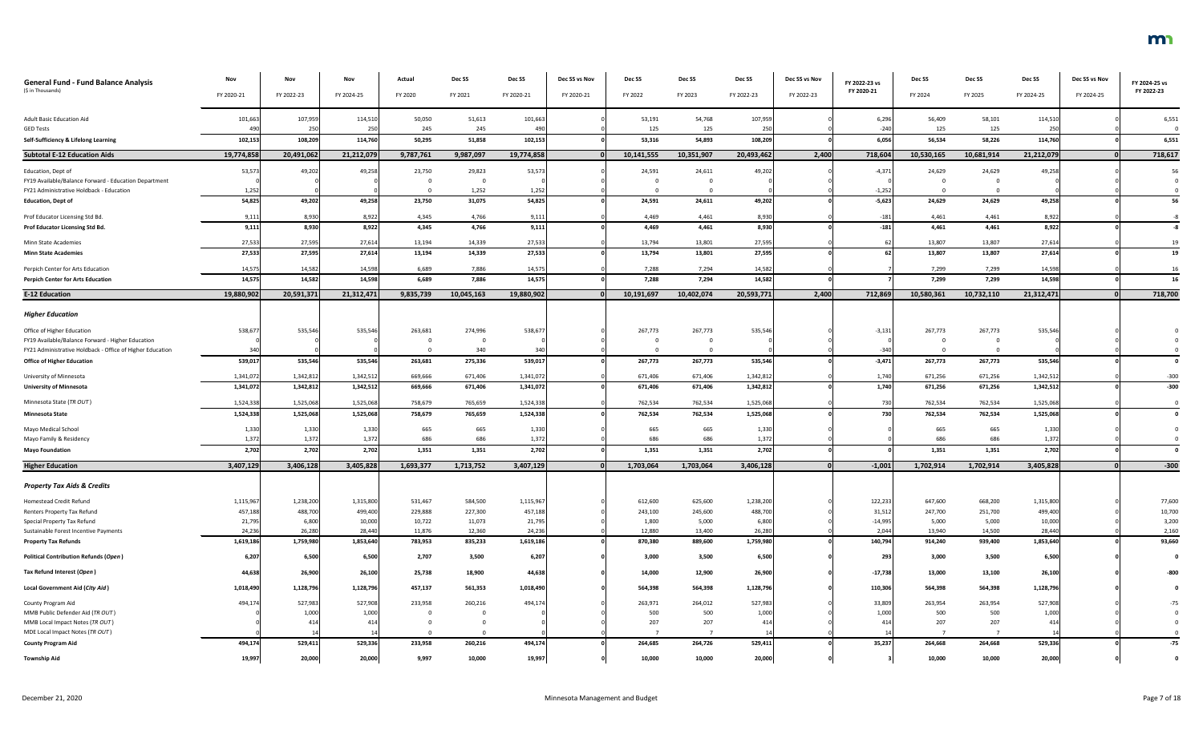| General Fund - Fund Balance Analysis<br>($ in Thousands) | Nov<br>FY 2020-21 | Nov<br>FY 2022-23 | Nov<br>FY 2024-25 | Actual<br>FY 2020 | Dec SS<br>FY 2021 | Dec SS<br>FY 2020-21 | Dec SS vs Nov<br>FY 2020-21 | Dec SS<br>FY 2022 | Dec SS<br>FY 2023 | Dec SS<br>FY 2022-23 | Dec SS vs Nov<br>FY 2022-23 | FY 2022-23 vs<br>FY 2020-21 | Dec SS<br>FY 2024 | Dec SS<br>FY 2025 | Dec SS<br>FY 2024-25 | Dec SS vs Nov<br>FY 2024-25 | FY 2024-25 vs<br>FY 2022-23 |
|---|---|---|---|---|---|---|---|---|---|---|---|---|---|---|---|---|---|
| Adult Basic Education Aid | 101,663 | 107,959 | 114,510 | 50,050 | 51,613 | 101,663 | 0 | 53,191 | 54,768 | 107,959 | 0 | 6,296 | 56,409 | 58,101 | 114,510 | 0 | 6,551 |
| GED Tests | 490 | 250 | 250 | 245 | 245 | 490 | 0 | 125 | 125 | 250 | 0 | -240 | 125 | 125 | 250 | 0 | 0 |
| **Self-Sufficiency & Lifelong Learning** | **102,153** | **108,209** | **114,760** | **50,295** | **51,858** | **102,153** | **0** | **53,316** | **54,893** | **108,209** | **0** | **6,056** | **56,534** | **58,226** | **114,760** | **0** | **6,551** |
| **Subtotal E-12 Education Aids** | **19,774,858** | **20,491,062** | **21,212,079** | **9,787,761** | **9,987,097** | **19,774,858** | **0** | **10,141,555** | **10,351,907** | **20,493,462** | **2,400** | **718,604** | **10,530,165** | **10,681,914** | **21,212,079** | **0** | **718,617** |
| Education, Dept of | 53,573 | 49,202 | 49,258 | 23,750 | 29,823 | 53,573 | 0 | 24,591 | 24,611 | 49,202 | 0 | -4,371 | 24,629 | 24,629 | 49,258 | 0 | 56 |
| FY19 Available/Balance Forward - Education Department | 0 | 0 | 0 | 0 | 0 | 0 | 0 | 0 | 0 | 0 | 0 | 0 | 0 | 0 | 0 | 0 | 0 |
| FY21 Administrative Holdback - Education | 1,252 | 0 | 0 | 0 | 1,252 | 1,252 | 0 | 0 | 0 | 0 | 0 | -1,252 | 0 | 0 | 0 | 0 | 0 |
| **Education, Dept of** | **54,825** | **49,202** | **49,258** | **23,750** | **31,075** | **54,825** | **0** | **24,591** | **24,611** | **49,202** | **0** | **-5,623** | **24,629** | **24,629** | **49,258** | **0** | **56** |
| Prof Educator Licensing Std Bd. | 9,111 | 8,930 | 8,922 | 4,345 | 4,766 | 9,111 | 0 | 4,469 | 4,461 | 8,930 | 0 | -181 | 4,461 | 4,461 | 8,922 | 0 | -8 |
| **Prof Educator Licensing Std Bd.** | **9,111** | **8,930** | **8,922** | **4,345** | **4,766** | **9,111** | **0** | **4,469** | **4,461** | **8,930** | **0** | **-181** | **4,461** | **4,461** | **8,922** | **0** | **-8** |
| Minn State Academies | 27,533 | 27,595 | 27,614 | 13,194 | 14,339 | 27,533 | 0 | 13,794 | 13,801 | 27,595 | 0 | 62 | 13,807 | 13,807 | 27,614 | 0 | 19 |
| **Minn State Academies** | **27,533** | **27,595** | **27,614** | **13,194** | **14,339** | **27,533** | **0** | **13,794** | **13,801** | **27,595** | **0** | **62** | **13,807** | **13,807** | **27,614** | **0** | **19** |
| Perpich Center for Arts Education | 14,575 | 14,582 | 14,598 | 6,689 | 7,886 | 14,575 | 0 | 7,288 | 7,294 | 14,582 | 0 | 7 | 7,299 | 7,299 | 14,598 | 0 | 16 |
| **Perpich Center for Arts Education** | **14,575** | **14,582** | **14,598** | **6,689** | **7,886** | **14,575** | **0** | **7,288** | **7,294** | **14,582** | **0** | **7** | **7,299** | **7,299** | **14,598** | **0** | **16** |
| **E-12 Education** | **19,880,902** | **20,591,371** | **21,312,471** | **9,835,739** | **10,045,163** | **19,880,902** | **0** | **10,191,697** | **10,402,074** | **20,593,771** | **2,400** | **712,869** | **10,580,361** | **10,732,110** | **21,312,471** | **0** | **718,700** |
| ***Higher Education*** | | | | | | | | | | | | | | | | | |
| Office of Higher Education | 538,677 | 535,546 | 535,546 | 263,681 | 274,996 | 538,677 | 0 | 267,773 | 267,773 | 535,546 | 0 | -3,131 | 267,773 | 267,773 | 535,546 | 0 | 0 |
| FY19 Available/Balance Forward - Higher Education | 0 | 0 | 0 | 0 | 0 | 0 | 0 | 0 | 0 | 0 | 0 | 0 | 0 | 0 | 0 | 0 | 0 |
| FY21 Administrative Holdback - Office of Higher Education | 340 | 0 | 0 | 0 | 340 | 340 | 0 | 0 | 0 | 0 | 0 | -340 | 0 | 0 | 0 | 0 | 0 |
| **Office of Higher Education** | **539,017** | **535,546** | **535,546** | **263,681** | **275,336** | **539,017** | **0** | **267,773** | **267,773** | **535,546** | **0** | **-3,471** | **267,773** | **267,773** | **535,546** | **0** | **0** |
| University of Minnesota | 1,341,072 | 1,342,812 | 1,342,512 | 669,666 | 671,406 | 1,341,072 | 0 | 671,406 | 671,406 | 1,342,812 | 0 | 1,740 | 671,256 | 671,256 | 1,342,512 | 0 | -300 |
| **University of Minnesota** | **1,341,072** | **1,342,812** | **1,342,512** | **669,666** | **671,406** | **1,341,072** | **0** | **671,406** | **671,406** | **1,342,812** | **0** | **1,740** | **671,256** | **671,256** | **1,342,512** | **0** | **-300** |
| Minnesota State (*TR OUT*) | 1,524,338 | 1,525,068 | 1,525,068 | 758,679 | 765,659 | 1,524,338 | 0 | 762,534 | 762,534 | 1,525,068 | 0 | 730 | 762,534 | 762,534 | 1,525,068 | 0 | 0 |
| **Minnesota State** | **1,524,338** | **1,525,068** | **1,525,068** | **758,679** | **765,659** | **1,524,338** | **0** | **762,534** | **762,534** | **1,525,068** | **0** | **730** | **762,534** | **762,534** | **1,525,068** | **0** | **0** |
| Mayo Medical School | 1,330 | 1,330 | 1,330 | 665 | 665 | 1,330 | 0 | 665 | 665 | 1,330 | 0 | 0 | 665 | 665 | 1,330 | 0 | 0 |
| Mayo Family & Residency | 1,372 | 1,372 | 1,372 | 686 | 686 | 1,372 | 0 | 686 | 686 | 1,372 | 0 | 0 | 686 | 686 | 1,372 | 0 | 0 |
| **Mayo Foundation** | **2,702** | **2,702** | **2,702** | **1,351** | **1,351** | **2,702** | **0** | **1,351** | **1,351** | **2,702** | **0** | **0** | **1,351** | **1,351** | **2,702** | **0** | **0** |
| **Higher Education** | **3,407,129** | **3,406,128** | **3,405,828** | **1,693,377** | **1,713,752** | **3,407,129** | **0** | **1,703,064** | **1,703,064** | **3,406,128** | **0** | **-1,001** | **1,702,914** | **1,702,914** | **3,405,828** | **0** | **-300** |
| ***Property Tax Aids & Credits*** | | | | | | | | | | | | | | | | | |
| Homestead Credit Refund | 1,115,967 | 1,238,200 | 1,315,800 | 531,467 | 584,500 | 1,115,967 | 0 | 612,600 | 625,600 | 1,238,200 | 0 | 122,233 | 647,600 | 668,200 | 1,315,800 | 0 | 77,600 |
| Renters Property Tax Refund | 457,188 | 488,700 | 499,400 | 229,888 | 227,300 | 457,188 | 0 | 243,100 | 245,600 | 488,700 | 0 | 31,512 | 247,700 | 251,700 | 499,400 | 0 | 10,700 |
| Special Property Tax Refund | 21,795 | 6,800 | 10,000 | 10,722 | 11,073 | 21,795 | 0 | 1,800 | 5,000 | 6,800 | 0 | -14,995 | 5,000 | 5,000 | 10,000 | 0 | 3,200 |
| Sustainable Forest Incentive Payments | 24,236 | 26,280 | 28,440 | 11,876 | 12,360 | 24,236 | 0 | 12,880 | 13,400 | 26,280 | 0 | 2,044 | 13,940 | 14,500 | 28,440 | 0 | 2,160 |
| **Property Tax Refunds** | **1,619,186** | **1,759,980** | **1,853,640** | **783,953** | **835,233** | **1,619,186** | **0** | **870,380** | **889,600** | **1,759,980** | **0** | **140,794** | **914,240** | **939,400** | **1,853,640** | **0** | **93,660** |
| **Political Contribution Refunds (*Open*)** | **6,207** | **6,500** | **6,500** | **2,707** | **3,500** | **6,207** | **0** | **3,000** | **3,500** | **6,500** | **0** | **293** | **3,000** | **3,500** | **6,500** | **0** | **0** |
| **Tax Refund Interest (*Open*)** | **44,638** | **26,900** | **26,100** | **25,738** | **18,900** | **44,638** | **0** | **14,000** | **12,900** | **26,900** | **0** | **-17,738** | **13,000** | **13,100** | **26,100** | **0** | **-800** |
| **Local Government Aid (*City Aid*)** | **1,018,490** | **1,128,796** | **1,128,796** | **457,137** | **561,353** | **1,018,490** | **0** | **564,398** | **564,398** | **1,128,796** | **0** | **110,306** | **564,398** | **564,398** | **1,128,796** | **0** | **0** |
| County Program Aid | 494,174 | 527,983 | 527,908 | 233,958 | 260,216 | 494,174 | 0 | 263,971 | 264,012 | 527,983 | 0 | 33,809 | 263,954 | 263,954 | 527,908 | 0 | -75 |
| MMB Public Defender Aid (*TR OUT*) | 0 | 1,000 | 1,000 | 0 | 0 | 0 | 0 | 500 | 500 | 1,000 | 0 | 1,000 | 500 | 500 | 1,000 | 0 | 0 |
| MMB Local Impact Notes (*TR OUT*) | 0 | 414 | 414 | 0 | 0 | 0 | 0 | 207 | 207 | 414 | 0 | 414 | 207 | 207 | 414 | 0 | 0 |
| MDE Local Impact Notes (*TR OUT*) | 0 | 14 | 14 | 0 | 0 | 0 | 0 | 7 | 7 | 14 | 0 | 14 | 7 | 7 | 14 | 0 | 0 |
| **County Program Aid** | **494,174** | **529,411** | **529,336** | **233,958** | **260,216** | **494,174** | **0** | **264,685** | **264,726** | **529,411** | **0** | **35,237** | **264,668** | **264,668** | **529,336** | **0** | **-75** |
| **Township Aid** | **19,997** | **20,000** | **20,000** | **9,997** | **10,000** | **19,997** | **0** | **10,000** | **10,000** | **20,000** | **0** | **3** | **10,000** | **10,000** | **20,000** | **0** | **0** |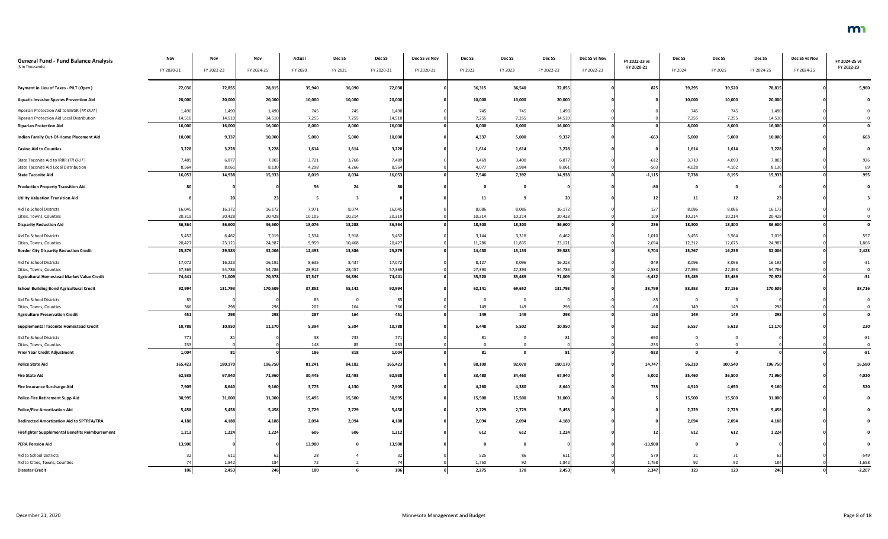| General Fund - Fund Balance Analysis ($ in Thousands) | Nov FY 2020-21 | Nov FY 2022-23 | Nov FY 2024-25 | Actual FY 2020 | Dec SS FY 2021 | Dec SS FY 2020-21 | Dec SS vs Nov FY 2020-21 | Dec SS FY 2022 | Dec SS FY 2023 | Dec SS FY 2022-23 | Dec SS vs Nov FY 2022-23 | FY 2022-23 vs FY 2020-21 | Dec SS FY 2024 | Dec SS FY 2025 | Dec SS FY 2024-25 | Dec SS vs Nov FY 2024-25 | FY 2024-25 vs FY 2022-23 |
|---|---|---|---|---|---|---|---|---|---|---|---|---|---|---|---|---|---|
| **Payment in Lieu of Taxes - PILT (*Open*)** | **72,030** | **72,855** | **78,815** | **35,940** | **36,090** | **72,030** | **0** | **36,315** | **36,540** | **72,855** | **0** | **825** | **39,295** | **39,520** | **78,815** | **0** | **5,960** |
| **Aquatic Invasive Species Prevention Aid** | **20,000** | **20,000** | **20,000** | **10,000** | **10,000** | **20,000** | **0** | **10,000** | **10,000** | **20,000** | **0** | **0** | **10,000** | **10,000** | **20,000** | **0** | **0** |
| Riparian Protection Aid to BWSR (*TR OUT*) | 1,490 | 1,490 | 1,490 | 745 | 745 | 1,490 | 0 | 745 | 745 | 1,490 | 0 | 0 | 745 | 745 | 1,490 | 0 | 0 |
| Riparian Protection Aid Local Distribution | 14,510 | 14,510 | 14,510 | 7,255 | 7,255 | 14,510 | 0 | 7,255 | 7,255 | 14,510 | 0 | 0 | 7,255 | 7,255 | 14,510 | 0 | 0 |
| **Riparian Protection Aid** | **16,000** | **16,000** | **16,000** | **8,000** | **8,000** | **16,000** | **0** | **8,000** | **8,000** | **16,000** | **0** | **0** | **8,000** | **8,000** | **16,000** | **0** | **0** |
| **Indian Family Out-Of-Home Placement Aid** | **10,000** | **9,337** | **10,000** | **5,000** | **5,000** | **10,000** | **0** | **4,337** | **5,000** | **9,337** | **0** | **-663** | **5,000** | **5,000** | **10,000** | **0** | **663** |
| **Casino Aid to Counties** | **3,228** | **3,228** | **3,228** | **1,614** | **1,614** | **3,228** | **0** | **1,614** | **1,614** | **3,228** | **0** | **0** | **1,614** | **1,614** | **3,228** | **0** | **0** |
| State Taconite Aid to IRRR (*TR OUT*) | 7,489 | 6,877 | 7,803 | 3,721 | 3,768 | 7,489 | 0 | 3,469 | 3,408 | 6,877 | 0 | -612 | 3,710 | 4,093 | 7,803 | 0 | 926 |
| State Taconite Aid Local Distribution | 8,564 | 8,061 | 8,130 | 4,298 | 4,266 | 8,564 | 0 | 4,077 | 3,984 | 8,061 | 0 | -503 | 4,028 | 4,102 | 8,130 | 0 | 69 |
| **State Taconite Aid** | **16,053** | **14,938** | **15,933** | **8,019** | **8,034** | **16,053** | **0** | **7,546** | **7,392** | **14,938** | **0** | **-1,115** | **7,738** | **8,195** | **15,933** | **0** | **995** |
| **Production Property Transition Aid** | **80** | **0** | **0** | **56** | **24** | **80** | **0** | **0** | **0** | **0** | **0** | **-80** | **0** | **0** | **0** | **0** | **0** |
| **Utility Valuation Transition Aid** | **8** | **20** | **23** | **5** | **3** | **8** | **0** | **11** | **9** | **20** | **0** | **12** | **11** | **12** | **23** | **0** | **3** |
| Aid To School Districts | 16,045 | 16,172 | 16,172 | 7,971 | 8,074 | 16,045 | 0 | 8,086 | 8,086 | 16,172 | 0 | 127 | 8,086 | 8,086 | 16,172 | 0 | 0 |
| Cities, Towns, Counties | 20,319 | 20,428 | 20,428 | 10,105 | 10,214 | 20,319 | 0 | 10,214 | 10,214 | 20,428 | 0 | 109 | 10,214 | 10,214 | 20,428 | 0 | 0 |
| **Disparity Reduction Aid** | **36,364** | **36,600** | **36,600** | **18,076** | **18,288** | **36,364** | **0** | **18,300** | **18,300** | **36,600** | **0** | **236** | **18,300** | **18,300** | **36,600** | **0** | **0** |
| Aid To School Districts | 5,452 | 6,462 | 7,019 | 2,534 | 2,918 | 5,452 | 0 | 3,144 | 3,318 | 6,462 | 0 | 1,010 | 3,455 | 3,564 | 7,019 | 0 | 557 |
| Cities, Towns, Counties | 20,427 | 23,121 | 24,987 | 9,959 | 10,468 | 20,427 | 0 | 11,286 | 11,835 | 23,121 | 0 | 2,694 | 12,312 | 12,675 | 24,987 | 0 | 1,866 |
| **Border City Disparity Reduction Credit** | **25,879** | **29,583** | **32,006** | **12,493** | **13,386** | **25,879** | **0** | **14,430** | **15,153** | **29,583** | **0** | **3,704** | **15,767** | **16,239** | **32,006** | **0** | **2,423** |
| Aid To School Districts | 17,072 | 16,223 | 16,192 | 8,635 | 8,437 | 17,072 | 0 | 8,127 | 8,096 | 16,223 | 0 | -849 | 8,096 | 8,096 | 16,192 | 0 | -31 |
| Cities, Towns, Counties | 57,369 | 54,786 | 54,786 | 28,912 | 28,457 | 57,369 | 0 | 27,393 | 27,393 | 54,786 | 0 | -2,583 | 27,393 | 27,393 | 54,786 | 0 | 0 |
| **Agricultural Homestead Market Value Credit** | **74,441** | **71,009** | **70,978** | **37,547** | **36,894** | **74,441** | **0** | **35,520** | **35,489** | **71,009** | **0** | **-3,432** | **35,489** | **35,489** | **70,978** | **0** | **-31** |
| **School Building Bond Agricultural Credit** | **92,994** | **131,793** | **170,509** | **37,852** | **55,142** | **92,994** | **0** | **62,141** | **69,652** | **131,793** | **0** | **38,799** | **83,353** | **87,156** | **170,509** | **0** | **38,716** |
| Aid To School Districts | 85 | 0 | 0 | 85 | 0 | 85 | 0 | 0 | 0 | 0 | 0 | -85 | 0 | 0 | 0 | 0 | 0 |
| Cities, Towns, Counties | 366 | 298 | 298 | 202 | 164 | 366 | 0 | 149 | 149 | 298 | 0 | -68 | 149 | 149 | 298 | 0 | 0 |
| **Agriculture Preservation Credit** | **451** | **298** | **298** | **287** | **164** | **451** | **0** | **149** | **149** | **298** | **0** | **-153** | **149** | **149** | **298** | **0** | **0** |
| **Supplemental Taconite Homestead Credit** | **10,788** | **10,950** | **11,170** | **5,394** | **5,394** | **10,788** | **0** | **5,448** | **5,502** | **10,950** | **0** | **162** | **5,557** | **5,613** | **11,170** | **0** | **220** |
| Aid To School Districts | 771 | 81 | 0 | 38 | 733 | 771 | 0 | 81 | 0 | 81 | 0 | -690 | 0 | 0 | 0 | 0 | -81 |
| Cities, Towns, Counties | 233 | 0 | 0 | 148 | 85 | 233 | 0 | 0 | 0 | 0 | 0 | -233 | 0 | 0 | 0 | 0 | 0 |
| **Prior Year Credit Adjustment** | **1,004** | **81** | **0** | **186** | **818** | **1,004** | **0** | **81** | **0** | **81** | **0** | **-923** | **0** | **0** | **0** | **0** | **-81** |
| **Police State Aid** | **165,423** | **180,170** | **196,750** | **81,241** | **84,182** | **165,423** | **0** | **88,100** | **92,070** | **180,170** | **0** | **14,747** | **96,210** | **100,540** | **196,750** | **0** | **16,580** |
| **Fire State Aid** | **62,938** | **67,940** | **71,960** | **30,445** | **32,493** | **62,938** | **0** | **33,480** | **34,460** | **67,940** | **0** | **5,002** | **35,460** | **36,500** | **71,960** | **0** | **4,020** |
| **Fire Insurance Surcharge Aid** | **7,905** | **8,640** | **9,160** | **3,775** | **4,130** | **7,905** | **0** | **4,260** | **4,380** | **8,640** | **0** | **735** | **4,510** | **4,650** | **9,160** | **0** | **520** |
| **Police-Fire Retirement Supp Aid** | **30,995** | **31,000** | **31,000** | **15,495** | **15,500** | **30,995** | **0** | **15,500** | **15,500** | **31,000** | **0** | **5** | **15,500** | **15,500** | **31,000** | **0** | **0** |
| **Police/Fire Amortization Aid** | **5,458** | **5,458** | **5,458** | **2,729** | **2,729** | **5,458** | **0** | **2,729** | **2,729** | **5,458** | **0** | **0** | **2,729** | **2,729** | **5,458** | **0** | **0** |
| **Redirected Amortization Aid to SPTRFA/TRA** | **4,188** | **4,188** | **4,188** | **2,094** | **2,094** | **4,188** | **0** | **2,094** | **2,094** | **4,188** | **0** | **0** | **2,094** | **2,094** | **4,188** | **0** | **0** |
| **Firefighter Supplemental Benefits Reimbursement** | **1,212** | **1,224** | **1,224** | **606** | **606** | **1,212** | **0** | **612** | **612** | **1,224** | **0** | **12** | **612** | **612** | **1,224** | **0** | **0** |
| **PERA Pension Aid** | **13,900** | **0** | **0** | **13,900** | **0** | **13,900** | **0** | **0** | **0** | **0** | **0** | **-13,900** | **0** | **0** | **0** | **0** | **0** |
| Aid to School Districts | 32 | 611 | 62 | 28 | 4 | 32 | 0 | 525 | 86 | 611 | 0 | 579 | 31 | 31 | 62 | 0 | -549 |
| Aid to Cities, Towns, Counties | 74 | 1,842 | 184 | 72 | 2 | 74 | 0 | 1,750 | 92 | 1,842 | 0 | 1,768 | 92 | 92 | 184 | 0 | -1,658 |
| **Disaster Credit** | **106** | **2,453** | **246** | **100** | **6** | **106** | **0** | **2,275** | **178** | **2,453** | **0** | **2,347** | **123** | **123** | **246** | **0** | **-2,207** |

December 21, 2020 — Minnesota Management and Budget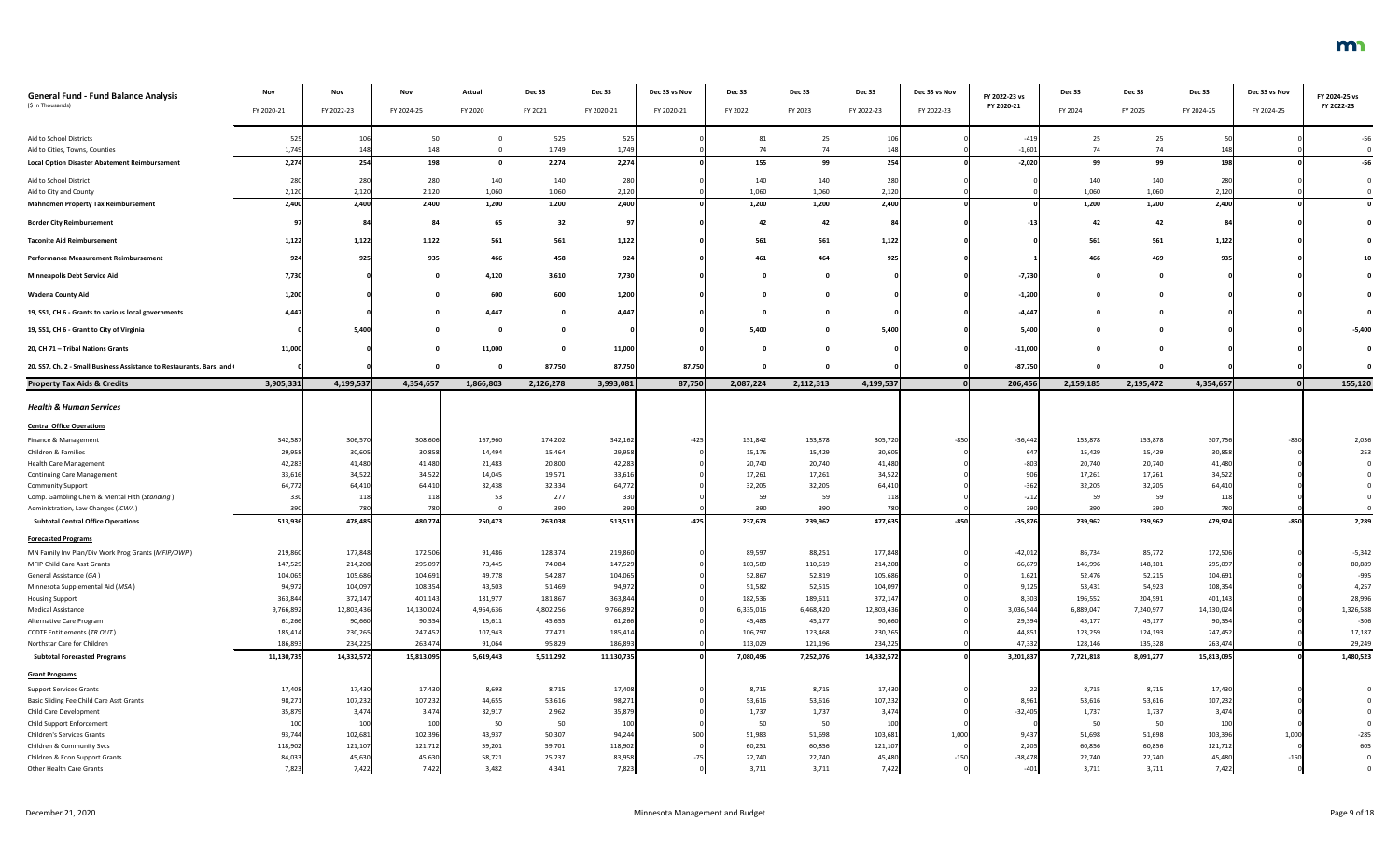| General Fund - Fund Balance Analysis ($ in Thousands) | Nov FY 2020-21 | Nov FY 2022-23 | Nov FY 2024-25 | Actual FY 2020 | Dec SS FY 2021 | Dec SS FY 2020-21 | Dec SS vs Nov FY 2020-21 | Dec SS FY 2022 | Dec SS FY 2023 | Dec SS FY 2022-23 | Dec SS vs Nov FY 2022-23 | FY 2022-23 vs FY 2020-21 | Dec SS FY 2024 | Dec SS FY 2025 | Dec SS FY 2024-25 | Dec SS vs Nov FY 2024-25 | FY 2024-25 vs FY 2022-23 |
|---|---|---|---|---|---|---|---|---|---|---|---|---|---|---|---|---|---|
| Aid to School Districts | 525 | 106 | 50 | 0 | 525 | 525 | 0 | 81 | 25 | 106 | 0 | -419 | 25 | 25 | 50 | 0 | -56 |
| Aid to Cities, Towns, Counties | 1,749 | 148 | 148 | 0 | 1,749 | 1,749 | 0 | 74 | 74 | 148 | 0 | -1,601 | 74 | 74 | 148 | 0 | 0 |
| **Local Option Disaster Abatement Reimbursement** | **2,274** | **254** | **198** | **0** | **2,274** | **2,274** | **0** | **155** | **99** | **254** | **0** | **-2,020** | **99** | **99** | **198** | **0** | **-56** |
| Aid to School District | 280 | 280 | 280 | 140 | 140 | 280 | 0 | 140 | 140 | 280 | 0 | 0 | 140 | 140 | 280 | 0 | 0 |
| Aid to City and County | 2,120 | 2,120 | 2,120 | 1,060 | 1,060 | 2,120 | 0 | 1,060 | 1,060 | 2,120 | 0 | 0 | 1,060 | 1,060 | 2,120 | 0 | 0 |
| **Mahnomen Property Tax Reimbursement** | **2,400** | **2,400** | **2,400** | **1,200** | **1,200** | **2,400** | **0** | **1,200** | **1,200** | **2,400** | **0** | **0** | **1,200** | **1,200** | **2,400** | **0** | **0** |
| **Border City Reimbursement** | **97** | **84** | **84** | **65** | **32** | **97** | **0** | **42** | **42** | **84** | **0** | **-13** | **42** | **42** | **84** | **0** | **0** |
| **Taconite Aid Reimbursement** | **1,122** | **1,122** | **1,122** | **561** | **561** | **1,122** | **0** | **561** | **561** | **1,122** | **0** | **0** | **561** | **561** | **1,122** | **0** | **0** |
| **Performance Measurement Reimbursement** | **924** | **925** | **935** | **466** | **458** | **924** | **0** | **461** | **464** | **925** | **0** | **1** | **466** | **469** | **935** | **0** | **10** |
| **Minneapolis Debt Service Aid** | **7,730** | **0** | **0** | **4,120** | **3,610** | **7,730** | **0** | **0** | **0** | **0** | **0** | **-7,730** | **0** | **0** | **0** | **0** | **0** |
| **Wadena County Aid** | **1,200** | **0** | **0** | **600** | **600** | **1,200** | **0** | **0** | **0** | **0** | **0** | **-1,200** | **0** | **0** | **0** | **0** | **0** |
| **19, SS1, CH 6 - Grants to various local governments** | **4,447** | **0** | **0** | **4,447** | **0** | **4,447** | **0** | **0** | **0** | **0** | **0** | **-4,447** | **0** | **0** | **0** | **0** | **0** |
| **19, SS1, CH 6 - Grant to City of Virginia** | **0** | **5,400** | **0** | **0** | **0** | **0** | **0** | **5,400** | **0** | **5,400** | **0** | **5,400** | **0** | **0** | **0** | **0** | **-5,400** |
| **20, CH 71 – Tribal Nations Grants** | **11,000** | **0** | **0** | **11,000** | **0** | **11,000** | **0** | **0** | **0** | **0** | **0** | **-11,000** | **0** | **0** | **0** | **0** | **0** |
| **20, SS7, Ch. 2 - Small Business Assistance to Restaurants, Bars, and (** | **0** | **0** | **0** | **0** | **87,750** | **87,750** | **87,750** | **0** | **0** | **0** | **0** | **-87,750** | **0** | **0** | **0** | **0** | **0** |
| **Property Tax Aids & Credits** | **3,905,331** | **4,199,537** | **4,354,657** | **1,866,803** | **2,126,278** | **3,993,081** | **87,750** | **2,087,224** | **2,112,313** | **4,199,537** | **0** | **206,456** | **2,159,185** | **2,195,472** | **4,354,657** | **0** | **155,120** |
| ***Health & Human Services*** | | | | | | | | | | | | | | | | | |
| **Central Office Operations** | | | | | | | | | | | | | | | | | |
| Finance & Management | 342,587 | 306,570 | 308,606 | 167,960 | 174,202 | 342,162 | -425 | 151,842 | 153,878 | 305,720 | -850 | -36,442 | 153,878 | 153,878 | 307,756 | -850 | 2,036 |
| Children & Families | 29,958 | 30,605 | 30,858 | 14,494 | 15,464 | 29,958 | 0 | 15,176 | 15,429 | 30,605 | 0 | 647 | 15,429 | 15,429 | 30,858 | 0 | 253 |
| Health Care Management | 42,283 | 41,480 | 41,480 | 21,483 | 20,800 | 42,283 | 0 | 20,740 | 20,740 | 41,480 | 0 | -803 | 20,740 | 20,740 | 41,480 | 0 | 0 |
| Continuing Care Management | 33,616 | 34,522 | 34,522 | 14,045 | 19,571 | 33,616 | 0 | 17,261 | 17,261 | 34,522 | 0 | 906 | 17,261 | 17,261 | 34,522 | 0 | 0 |
| Community Support | 64,772 | 64,410 | 64,410 | 32,438 | 32,334 | 64,772 | 0 | 32,205 | 32,205 | 64,410 | 0 | -362 | 32,205 | 32,205 | 64,410 | 0 | 0 |
| Comp. Gambling Chem & Mental Hlth (*Standing*) | 330 | 118 | 118 | 53 | 277 | 330 | 0 | 59 | 59 | 118 | 0 | -212 | 59 | 59 | 118 | 0 | 0 |
| Administration, Law Changes (*ICWA*) | 390 | 780 | 780 | 0 | 390 | 390 | 0 | 390 | 390 | 780 | 0 | 390 | 390 | 390 | 780 | 0 | 0 |
| **Subtotal Central Office Operations** | **513,936** | **478,485** | **480,774** | **250,473** | **263,038** | **513,511** | **-425** | **237,673** | **239,962** | **477,635** | **-850** | **-35,876** | **239,962** | **239,962** | **479,924** | **-850** | **2,289** |
| **Forecasted Programs** | | | | | | | | | | | | | | | | | |
| MN Family Inv Plan/Div Work Prog Grants (*MFIP/DWP*) | 219,860 | 177,848 | 172,506 | 91,486 | 128,374 | 219,860 | 0 | 89,597 | 88,251 | 177,848 | 0 | -42,012 | 86,734 | 85,772 | 172,506 | 0 | -5,342 |
| MFIP Child Care Asst Grants | 147,529 | 214,208 | 295,097 | 73,445 | 74,084 | 147,529 | 0 | 103,589 | 110,619 | 214,208 | 0 | 66,679 | 146,996 | 148,101 | 295,097 | 0 | 80,889 |
| General Assistance (*GA*) | 104,065 | 105,686 | 104,691 | 49,778 | 54,287 | 104,065 | 0 | 52,867 | 52,819 | 105,686 | 0 | 1,621 | 52,476 | 52,215 | 104,691 | 0 | -995 |
| Minnesota Supplemental Aid (*MSA*) | 94,972 | 104,097 | 108,354 | 43,503 | 51,469 | 94,972 | 0 | 51,582 | 52,515 | 104,097 | 0 | 9,125 | 53,431 | 54,923 | 108,354 | 0 | 4,257 |
| Housing Support | 363,844 | 372,147 | 401,143 | 181,977 | 181,867 | 363,844 | 0 | 182,536 | 189,611 | 372,147 | 0 | 8,303 | 196,552 | 204,591 | 401,143 | 0 | 28,996 |
| Medical Assistance | 9,766,892 | 12,803,436 | 14,130,024 | 4,964,636 | 4,802,256 | 9,766,892 | 0 | 6,335,016 | 6,468,420 | 12,803,436 | 0 | 3,036,544 | 6,889,047 | 7,240,977 | 14,130,024 | 0 | 1,326,588 |
| Alternative Care Program | 61,266 | 90,660 | 90,354 | 15,611 | 45,655 | 61,266 | 0 | 45,483 | 45,177 | 90,660 | 0 | 29,394 | 45,177 | 45,177 | 90,354 | 0 | -306 |
| CCDTF Entitlements (*TR OUT*) | 185,414 | 230,265 | 247,452 | 107,943 | 77,471 | 185,414 | 0 | 106,797 | 123,468 | 230,265 | 0 | 44,851 | 123,259 | 124,193 | 247,452 | 0 | 17,187 |
| Northstar Care for Children | 186,893 | 234,225 | 263,474 | 91,064 | 95,829 | 186,893 | 0 | 113,029 | 121,196 | 234,225 | 0 | 47,332 | 128,146 | 135,328 | 263,474 | 0 | 29,249 |
| **Subtotal Forecasted Programs** | **11,130,735** | **14,332,572** | **15,813,095** | **5,619,443** | **5,511,292** | **11,130,735** | **0** | **7,080,496** | **7,252,076** | **14,332,572** | **0** | **3,201,837** | **7,721,818** | **8,091,277** | **15,813,095** | **0** | **1,480,523** |
| **Grant Programs** | | | | | | | | | | | | | | | | | |
| Support Services Grants | 17,408 | 17,430 | 17,430 | 8,693 | 8,715 | 17,408 | 0 | 8,715 | 8,715 | 17,430 | 0 | 22 | 8,715 | 8,715 | 17,430 | 0 | 0 |
| Basic Sliding Fee Child Care Asst Grants | 98,271 | 107,232 | 107,232 | 44,655 | 53,616 | 98,271 | 0 | 53,616 | 53,616 | 107,232 | 0 | 8,961 | 53,616 | 53,616 | 107,232 | 0 | 0 |
| Child Care Development | 35,879 | 3,474 | 3,474 | 32,917 | 2,962 | 35,879 | 0 | 1,737 | 1,737 | 3,474 | 0 | -32,405 | 1,737 | 1,737 | 3,474 | 0 | 0 |
| Child Support Enforcement | 100 | 100 | 100 | 50 | 50 | 100 | 0 | 50 | 50 | 100 | 0 | 0 | 50 | 50 | 100 | 0 | 0 |
| Children's Services Grants | 93,744 | 102,681 | 102,396 | 43,937 | 50,307 | 94,244 | 500 | 51,983 | 51,698 | 103,681 | 1,000 | 9,437 | 51,698 | 51,698 | 103,396 | 1,000 | -285 |
| Children & Community Svcs | 118,902 | 121,107 | 121,712 | 59,201 | 59,701 | 118,902 | 0 | 60,251 | 60,856 | 121,107 | 0 | 2,205 | 60,856 | 60,856 | 121,712 | 0 | 605 |
| Children & Econ Support Grants | 84,033 | 45,630 | 45,630 | 58,721 | 25,237 | 83,958 | -75 | 22,740 | 22,740 | 45,480 | -150 | -38,478 | 22,740 | 22,740 | 45,480 | -150 | 0 |
| Other Health Care Grants | 7,823 | 7,422 | 7,422 | 3,482 | 4,341 | 7,823 | 0 | 3,711 | 3,711 | 7,422 | 0 | -401 | 3,711 | 3,711 | 7,422 | 0 | 0 |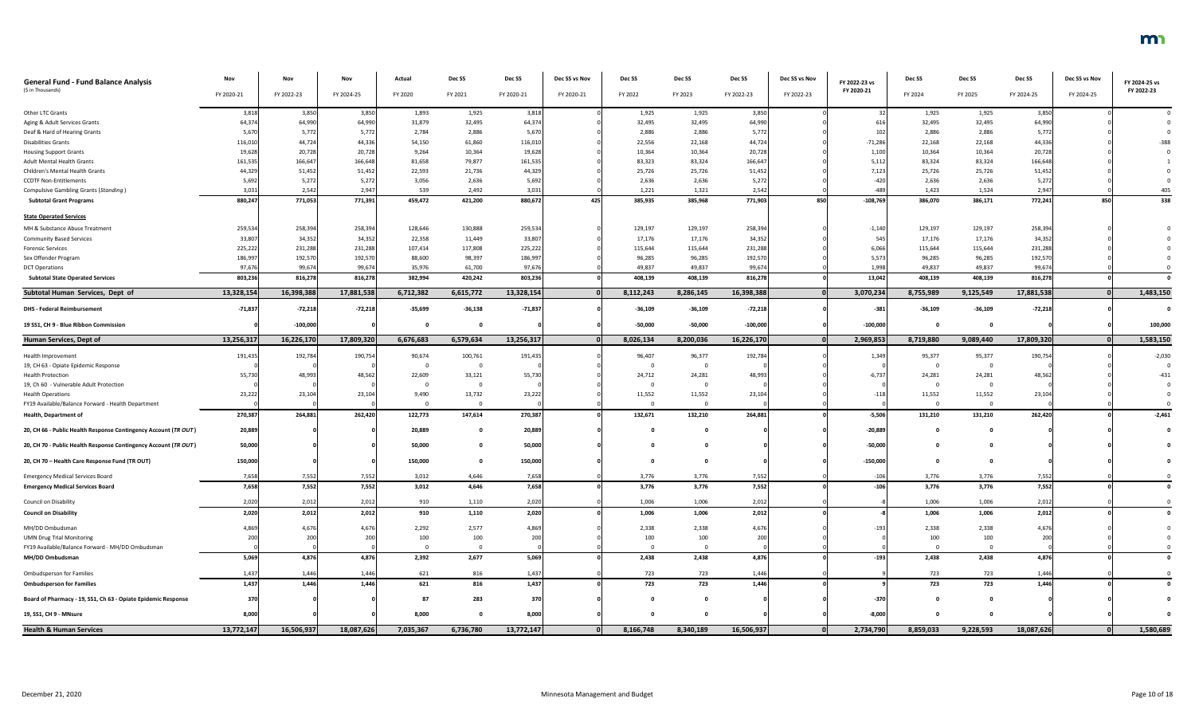| General Fund - Fund Balance Analysis ($ in Thousands) | Nov FY 2020-21 | Nov FY 2022-23 | Nov FY 2024-25 | Actual FY 2020 | Dec SS FY 2021 | Dec SS FY 2020-21 | Dec SS vs Nov FY 2020-21 | Dec SS FY 2022 | Dec SS FY 2023 | Dec SS FY 2022-23 | Dec SS vs Nov FY 2022-23 | FY 2022-23 vs FY 2020-21 | Dec SS FY 2024 | Dec SS FY 2025 | Dec SS FY 2024-25 | Dec SS vs Nov FY 2024-25 | FY 2024-25 vs FY 2022-23 |
|---|---|---|---|---|---|---|---|---|---|---|---|---|---|---|---|---|---|
| Other LTC Grants | 3,818 | 3,850 | 3,850 | 1,893 | 1,925 | 3,818 | 0 | 1,925 | 1,925 | 3,850 | 0 | 32 | 1,925 | 1,925 | 3,850 | 0 | 0 |
| Aging & Adult Services Grants | 64,374 | 64,990 | 64,990 | 31,879 | 32,495 | 64,374 | 0 | 32,495 | 32,495 | 64,990 | 0 | 616 | 32,495 | 32,495 | 64,990 | 0 | 0 |
| Deaf & Hard of Hearing Grants | 5,670 | 5,772 | 5,772 | 2,784 | 2,886 | 5,670 | 0 | 2,886 | 2,886 | 5,772 | 0 | 102 | 2,886 | 2,886 | 5,772 | 0 | 0 |
| Disabilities Grants | 116,010 | 44,724 | 44,336 | 54,150 | 61,860 | 116,010 | 0 | 22,556 | 22,168 | 44,724 | 0 | -71,286 | 22,168 | 22,168 | 44,336 | 0 | -388 |
| Housing Support Grants | 19,628 | 20,728 | 20,728 | 9,264 | 10,364 | 19,628 | 0 | 10,364 | 10,364 | 20,728 | 0 | 1,100 | 10,364 | 10,364 | 20,728 | 0 | 0 |
| Adult Mental Health Grants | 161,535 | 166,647 | 166,648 | 81,658 | 79,877 | 161,535 | 0 | 83,323 | 83,324 | 166,647 | 0 | 5,112 | 83,324 | 83,324 | 166,648 | 0 | 1 |
| Children's Mental Health Grants | 44,329 | 51,452 | 51,452 | 22,593 | 21,736 | 44,329 | 0 | 25,726 | 25,726 | 51,452 | 0 | 7,123 | 25,726 | 25,726 | 51,452 | 0 | 0 |
| CCDTF Non-Entitlements | 5,692 | 5,272 | 5,272 | 3,056 | 2,636 | 5,692 | 0 | 2,636 | 2,636 | 5,272 | 0 | -420 | 2,636 | 2,636 | 5,272 | 0 | 0 |
| Compulsive Gambling Grants (*Standing*) | 3,031 | 2,542 | 2,947 | 539 | 2,492 | 3,031 | 0 | 1,221 | 1,321 | 2,542 | 0 | -489 | 1,423 | 1,524 | 2,947 | 0 | 405 |
| **Subtotal Grant Programs** | **880,247** | **771,053** | **771,391** | **459,472** | **421,200** | **880,672** | **425** | **385,935** | **385,968** | **771,903** | **850** | **-108,769** | **386,070** | **386,171** | **772,241** | **850** | **338** |
| **State Operated Services** | | | | | | | | | | | | | | | | | |
| MH & Substance Abuse Treatment | 259,534 | 258,394 | 258,394 | 128,646 | 130,888 | 259,534 | 0 | 129,197 | 129,197 | 258,394 | 0 | -1,140 | 129,197 | 129,197 | 258,394 | 0 | 0 |
| Community Based Services | 33,807 | 34,352 | 34,352 | 22,358 | 11,449 | 33,807 | 0 | 17,176 | 17,176 | 34,352 | 0 | 545 | 17,176 | 17,176 | 34,352 | 0 | 0 |
| Forensic Services | 225,222 | 231,288 | 231,288 | 107,414 | 117,808 | 225,222 | 0 | 115,644 | 115,644 | 231,288 | 0 | 6,066 | 115,644 | 115,644 | 231,288 | 0 | 0 |
| Sex Offender Program | 186,997 | 192,570 | 192,570 | 88,600 | 98,397 | 186,997 | 0 | 96,285 | 96,285 | 192,570 | 0 | 5,573 | 96,285 | 96,285 | 192,570 | 0 | 0 |
| DCT Operations | 97,676 | 99,674 | 99,674 | 35,976 | 61,700 | 97,676 | 0 | 49,837 | 49,837 | 99,674 | 0 | 1,998 | 49,837 | 49,837 | 99,674 | 0 | 0 |
| **Subtotal State Operated Services** | **803,236** | **816,278** | **816,278** | **382,994** | **420,242** | **803,236** | **0** | **408,139** | **408,139** | **816,278** | **0** | **13,042** | **408,139** | **408,139** | **816,278** | **0** | **0** |
| **Subtotal Human Services, Dept of** | **13,328,154** | **16,398,388** | **17,881,538** | **6,712,382** | **6,615,772** | **13,328,154** | **0** | **8,112,243** | **8,286,145** | **16,398,388** | **0** | **3,070,234** | **8,755,989** | **9,125,549** | **17,881,538** | **0** | **1,483,150** |
| **DHS - Federal Reimbursement** | **-71,837** | **-72,218** | **-72,218** | **-35,699** | **-36,138** | **-71,837** | **0** | **-36,109** | **-36,109** | **-72,218** | **0** | **-381** | **-36,109** | **-36,109** | **-72,218** | **0** | **0** |
| **19 SS1, CH 9 - Blue Ribbon Commission** | **0** | **-100,000** | **0** | **0** | **0** | **0** | **0** | **-50,000** | **-50,000** | **-100,000** | **0** | **-100,000** | **0** | **0** | **0** | **0** | **100,000** |
| **Human Services, Dept of** | **13,256,317** | **16,226,170** | **17,809,320** | **6,676,683** | **6,579,634** | **13,256,317** | **0** | **8,026,134** | **8,200,036** | **16,226,170** | **0** | **2,969,853** | **8,719,880** | **9,089,440** | **17,809,320** | **0** | **1,583,150** |
| Health Improvement | 191,435 | 192,784 | 190,754 | 90,674 | 100,761 | 191,435 | 0 | 96,407 | 96,377 | 192,784 | 0 | 1,349 | 95,377 | 95,377 | 190,754 | 0 | -2,030 |
| 19, CH 63 - Opiate Epidemic Response | 0 | 0 | 0 | 0 | 0 | 0 | 0 | 0 | 0 | 0 | 0 | 0 | 0 | 0 | 0 | 0 | 0 |
| Health Protection | 55,730 | 48,993 | 48,562 | 22,609 | 33,121 | 55,730 | 0 | 24,712 | 24,281 | 48,993 | 0 | -6,737 | 24,281 | 24,281 | 48,562 | 0 | -431 |
| 19, CH 60 - Vulnerable Adult Protection | 0 | 0 | 0 | 0 | 0 | 0 | 0 | 0 | 0 | 0 | 0 | 0 | 0 | 0 | 0 | 0 | 0 |
| Health Operations | 23,222 | 23,104 | 23,104 | 9,490 | 13,732 | 23,222 | 0 | 11,552 | 11,552 | 23,104 | 0 | -118 | 11,552 | 11,552 | 23,104 | 0 | 0 |
| FY19 Available/Balance Forward - Health Department | 0 | 0 | 0 | 0 | 0 | 0 | 0 | 0 | 0 | 0 | 0 | 0 | 0 | 0 | 0 | 0 | 0 |
| **Health, Department of** | **270,387** | **264,881** | **262,420** | **122,773** | **147,614** | **270,387** | **0** | **132,671** | **132,210** | **264,881** | **0** | **-5,506** | **131,210** | **131,210** | **262,420** | **0** | **-2,461** |
| **20, CH 66 - Public Health Response Contingency Account (*TR OUT*)** | **20,889** | **0** | **0** | **20,889** | **0** | **20,889** | **0** | **0** | **0** | **0** | **0** | **-20,889** | **0** | **0** | **0** | **0** | **0** |
| **20, CH 70 - Public Health Response Contingency Account (*TR OUT*)** | **50,000** | **0** | **0** | **50,000** | **0** | **50,000** | **0** | **0** | **0** | **0** | **0** | **-50,000** | **0** | **0** | **0** | **0** | **0** |
| **20, CH 70 – Health Care Response Fund (TR OUT)** | **150,000** | **0** | **0** | **150,000** | **0** | **150,000** | **0** | **0** | **0** | **0** | **0** | **-150,000** | **0** | **0** | **0** | **0** | **0** |
| Emergency Medical Services Board | 7,658 | 7,552 | 7,552 | 3,012 | 4,646 | 7,658 | 0 | 3,776 | 3,776 | 7,552 | 0 | -106 | 3,776 | 3,776 | 7,552 | 0 | 0 |
| **Emergency Medical Services Board** | **7,658** | **7,552** | **7,552** | **3,012** | **4,646** | **7,658** | **0** | **3,776** | **3,776** | **7,552** | **0** | **-106** | **3,776** | **3,776** | **7,552** | **0** | **0** |
| Council on Disability | 2,020 | 2,012 | 2,012 | 910 | 1,110 | 2,020 | 0 | 1,006 | 1,006 | 2,012 | 0 | -8 | 1,006 | 1,006 | 2,012 | 0 | 0 |
| **Council on Disability** | **2,020** | **2,012** | **2,012** | **910** | **1,110** | **2,020** | **0** | **1,006** | **1,006** | **2,012** | **0** | **-8** | **1,006** | **1,006** | **2,012** | **0** | **0** |
| MH/DD Ombudsman | 4,869 | 4,676 | 4,676 | 2,292 | 2,577 | 4,869 | 0 | 2,338 | 2,338 | 4,676 | 0 | -193 | 2,338 | 2,338 | 4,676 | 0 | 0 |
| UMN Drug Trial Monitoring | 200 | 200 | 200 | 100 | 100 | 200 | 0 | 100 | 100 | 200 | 0 | 0 | 100 | 100 | 200 | 0 | 0 |
| FY19 Available/Balance Forward - MH/DD Ombudsman | 0 | 0 | 0 | 0 | 0 | 0 | 0 | 0 | 0 | 0 | 0 | 0 | 0 | 0 | 0 | 0 | 0 |
| **MH/DD Ombudsman** | **5,069** | **4,876** | **4,876** | **2,392** | **2,677** | **5,069** | **0** | **2,438** | **2,438** | **4,876** | **0** | **-193** | **2,438** | **2,438** | **4,876** | **0** | **0** |
| Ombudsperson for Families | 1,437 | 1,446 | 1,446 | 621 | 816 | 1,437 | 0 | 723 | 723 | 1,446 | 0 | 9 | 723 | 723 | 1,446 | 0 | 0 |
| **Ombudsperson for Families** | **1,437** | **1,446** | **1,446** | **621** | **816** | **1,437** | **0** | **723** | **723** | **1,446** | **0** | **9** | **723** | **723** | **1,446** | **0** | **0** |
| **Board of Pharmacy - 19, SS1, Ch 63 - Opiate Epidemic Response** | **370** | **0** | **0** | **87** | **283** | **370** | **0** | **0** | **0** | **0** | **0** | **-370** | **0** | **0** | **0** | **0** | **0** |
| **19, SS1, CH 9 - MNsure** | **8,000** | **0** | **0** | **8,000** | **0** | **8,000** | **0** | **0** | **0** | **0** | **0** | **-8,000** | **0** | **0** | **0** | **0** | **0** |
| **Health & Human Services** | **13,772,147** | **16,506,937** | **18,087,626** | **7,035,367** | **6,736,780** | **13,772,147** | **0** | **8,166,748** | **8,340,189** | **16,506,937** | **0** | **2,734,790** | **8,859,033** | **9,228,593** | **18,087,626** | **0** | **1,580,689** |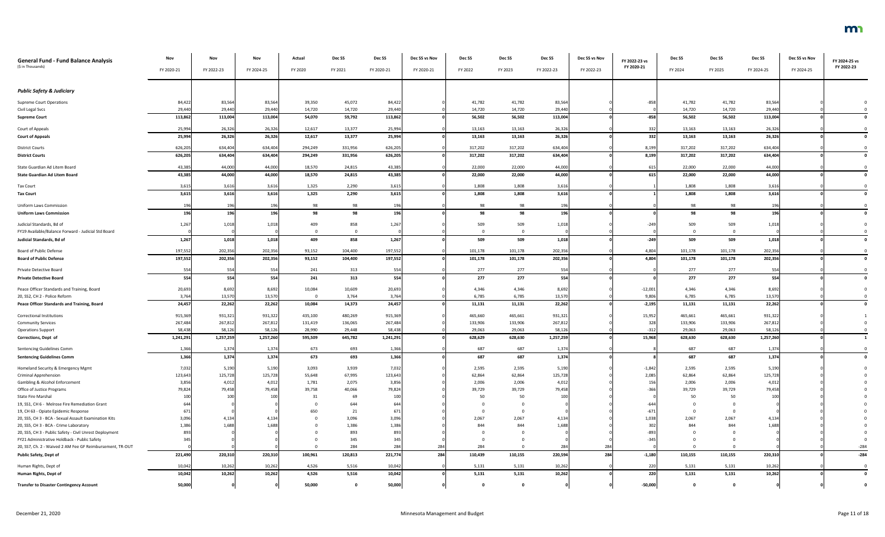| General Fund - Fund Balance Analysis ($ in Thousands) | Nov FY 2020-21 | Nov FY 2022-23 | Nov FY 2024-25 | Actual FY 2020 | Dec SS FY 2021 | Dec SS FY 2020-21 | Dec SS vs Nov FY 2020-21 | Dec SS FY 2022 | Dec SS FY 2023 | Dec SS FY 2022-23 | Dec SS vs Nov FY 2022-23 | FY 2022-23 vs FY 2020-21 | Dec SS FY 2024 | Dec SS FY 2025 | Dec SS FY 2024-25 | Dec SS vs Nov FY 2024-25 | FY 2024-25 vs FY 2022-23 |
|---|---|---|---|---|---|---|---|---|---|---|---|---|---|---|---|---|---|
| ***Public Safety & Judiciary*** | | | | | | | | | | | | | | | | | |
| Supreme Court Operations | 84,422 | 83,564 | 83,564 | 39,350 | 45,072 | 84,422 | 0 | 41,782 | 41,782 | 83,564 | 0 | -858 | 41,782 | 41,782 | 83,564 | 0 | 0 |
| Civil Legal Svcs | 29,440 | 29,440 | 29,440 | 14,720 | 14,720 | 29,440 | 0 | 14,720 | 14,720 | 29,440 | 0 | 0 | 14,720 | 14,720 | 29,440 | 0 | 0 |
| **Supreme Court** | **113,862** | **113,004** | **113,004** | **54,070** | **59,792** | **113,862** | **0** | **56,502** | **56,502** | **113,004** | **0** | **-858** | **56,502** | **56,502** | **113,004** | **0** | **0** |
| Court of Appeals | 25,994 | 26,326 | 26,326 | 12,617 | 13,377 | 25,994 | 0 | 13,163 | 13,163 | 26,326 | 0 | 332 | 13,163 | 13,163 | 26,326 | 0 | 0 |
| **Court of Appeals** | **25,994** | **26,326** | **26,326** | **12,617** | **13,377** | **25,994** | **0** | **13,163** | **13,163** | **26,326** | **0** | **332** | **13,163** | **13,163** | **26,326** | **0** | **0** |
| District Courts | 626,205 | 634,404 | 634,404 | 294,249 | 331,956 | 626,205 | 0 | 317,202 | 317,202 | 634,404 | 0 | 8,199 | 317,202 | 317,202 | 634,404 | 0 | 0 |
| **District Courts** | **626,205** | **634,404** | **634,404** | **294,249** | **331,956** | **626,205** | **0** | **317,202** | **317,202** | **634,404** | **0** | **8,199** | **317,202** | **317,202** | **634,404** | **0** | **0** |
| State Guardian Ad Litem Board | 43,385 | 44,000 | 44,000 | 18,570 | 24,815 | 43,385 | 0 | 22,000 | 22,000 | 44,000 | 0 | 615 | 22,000 | 22,000 | 44,000 | 0 | 0 |
| **State Guardian Ad Litem Board** | **43,385** | **44,000** | **44,000** | **18,570** | **24,815** | **43,385** | **0** | **22,000** | **22,000** | **44,000** | **0** | **615** | **22,000** | **22,000** | **44,000** | **0** | **0** |
| Tax Court | 3,615 | 3,616 | 3,616 | 1,325 | 2,290 | 3,615 | 0 | 1,808 | 1,808 | 3,616 | 0 | 1 | 1,808 | 1,808 | 3,616 | 0 | 0 |
| **Tax Court** | **3,615** | **3,616** | **3,616** | **1,325** | **2,290** | **3,615** | **0** | **1,808** | **1,808** | **3,616** | **0** | **1** | **1,808** | **1,808** | **3,616** | **0** | **0** |
| Uniform Laws Commission | 196 | 196 | 196 | 98 | 98 | 196 | 0 | 98 | 98 | 196 | 0 | 0 | 98 | 98 | 196 | 0 | 0 |
| **Uniform Laws Commission** | **196** | **196** | **196** | **98** | **98** | **196** | **0** | **98** | **98** | **196** | **0** | **0** | **98** | **98** | **196** | **0** | **0** |
| Judicial Standards, Bd of | 1,267 | 1,018 | 1,018 | 409 | 858 | 1,267 | 0 | 509 | 509 | 1,018 | 0 | -249 | 509 | 509 | 1,018 | 0 | 0 |
| FY19 Available/Balance Forward - Judicial Std Board | 0 | 0 | 0 | 0 | 0 | 0 | 0 | 0 | 0 | 0 | 0 | 0 | 0 | 0 | 0 | 0 | 0 |
| **Judicial Standards, Bd of** | **1,267** | **1,018** | **1,018** | **409** | **858** | **1,267** | **0** | **509** | **509** | **1,018** | **0** | **-249** | **509** | **509** | **1,018** | **0** | **0** |
| Board of Public Defense | 197,552 | 202,356 | 202,356 | 93,152 | 104,400 | 197,552 | 0 | 101,178 | 101,178 | 202,356 | 0 | 4,804 | 101,178 | 101,178 | 202,356 | 0 | 0 |
| **Board of Public Defense** | **197,552** | **202,356** | **202,356** | **93,152** | **104,400** | **197,552** | **0** | **101,178** | **101,178** | **202,356** | **0** | **4,804** | **101,178** | **101,178** | **202,356** | **0** | **0** |
| Private Detective Board | 554 | 554 | 554 | 241 | 313 | 554 | 0 | 277 | 277 | 554 | 0 | 0 | 277 | 277 | 554 | 0 | 0 |
| **Private Detective Board** | **554** | **554** | **554** | **241** | **313** | **554** | **0** | **277** | **277** | **554** | **0** | **0** | **277** | **277** | **554** | **0** | **0** |
| Peace Officer Standards and Training, Board | 20,693 | 8,692 | 8,692 | 10,084 | 10,609 | 20,693 | 0 | 4,346 | 4,346 | 8,692 | 0 | -12,001 | 4,346 | 4,346 | 8,692 | 0 | 0 |
| 20, SS2, CH 2 - Police Reform | 3,764 | 13,570 | 13,570 | 0 | 3,764 | 3,764 | 0 | 6,785 | 6,785 | 13,570 | 0 | 9,806 | 6,785 | 6,785 | 13,570 | 0 | 0 |
| **Peace Officer Standards and Training, Board** | **24,457** | **22,262** | **22,262** | **10,084** | **14,373** | **24,457** | **0** | **11,131** | **11,131** | **22,262** | **0** | **-2,195** | **11,131** | **11,131** | **22,262** | **0** | **0** |
| Correctional Institutions | 915,369 | 931,321 | 931,322 | 435,100 | 480,269 | 915,369 | 0 | 465,660 | 465,661 | 931,321 | 0 | 15,952 | 465,661 | 465,661 | 931,322 | 0 | 1 |
| Community Services | 267,484 | 267,812 | 267,812 | 131,419 | 136,065 | 267,484 | 0 | 133,906 | 133,906 | 267,812 | 0 | 328 | 133,906 | 133,906 | 267,812 | 0 | 0 |
| Operations Support | 58,438 | 58,126 | 58,126 | 28,990 | 29,448 | 58,438 | 0 | 29,063 | 29,063 | 58,126 | 0 | -312 | 29,063 | 29,063 | 58,126 | 0 | 0 |
| **Corrections, Dept of** | **1,241,291** | **1,257,259** | **1,257,260** | **595,509** | **645,782** | **1,241,291** | **0** | **628,629** | **628,630** | **1,257,259** | **0** | **15,968** | **628,630** | **628,630** | **1,257,260** | **0** | **1** |
| Sentencing Guidelines Comm | 1,366 | 1,374 | 1,374 | 673 | 693 | 1,366 | 0 | 687 | 687 | 1,374 | 0 | 8 | 687 | 687 | 1,374 | 0 | 0 |
| **Sentencing Guidelines Comm** | **1,366** | **1,374** | **1,374** | **673** | **693** | **1,366** | **0** | **687** | **687** | **1,374** | **0** | **8** | **687** | **687** | **1,374** | **0** | **0** |
| Homeland Security & Emergency Mgmt | 7,032 | 5,190 | 5,190 | 3,093 | 3,939 | 7,032 | 0 | 2,595 | 2,595 | 5,190 | 0 | -1,842 | 2,595 | 2,595 | 5,190 | 0 | 0 |
| Criminal Apprehension | 123,643 | 125,728 | 125,728 | 55,648 | 67,995 | 123,643 | 0 | 62,864 | 62,864 | 125,728 | 0 | 2,085 | 62,864 | 62,864 | 125,728 | 0 | 0 |
| Gambling & Alcohol Enforcement | 3,856 | 4,012 | 4,012 | 1,781 | 2,075 | 3,856 | 0 | 2,006 | 2,006 | 4,012 | 0 | 156 | 2,006 | 2,006 | 4,012 | 0 | 0 |
| Office of Justice Programs | 79,824 | 79,458 | 79,458 | 39,758 | 40,066 | 79,824 | 0 | 39,729 | 39,729 | 79,458 | 0 | -366 | 39,729 | 39,729 | 79,458 | 0 | 0 |
| State Fire Marshal | 100 | 100 | 100 | 31 | 69 | 100 | 0 | 50 | 50 | 100 | 0 | 0 | 50 | 50 | 100 | 0 | 0 |
| 19, SS1, CH 6 - Melrose Fire Remediation Grant | 644 | 0 | 0 | 0 | 644 | 644 | 0 | 0 | 0 | 0 | 0 | -644 | 0 | 0 | 0 | 0 | 0 |
| 19, CH 63 - Opiate Epidemic Response | 671 | 0 | 0 | 650 | 21 | 671 | 0 | 0 | 0 | 0 | 0 | -671 | 0 | 0 | 0 | 0 | 0 |
| 20, SS5, CH 3 - BCA - Sexual Assault Examination Kits | 3,096 | 4,134 | 4,134 | 0 | 3,096 | 3,096 | 0 | 2,067 | 2,067 | 4,134 | 0 | 1,038 | 2,067 | 2,067 | 4,134 | 0 | 0 |
| 20, SS5, CH 3 - BCA - Crime Laboratory | 1,386 | 1,688 | 1,688 | 0 | 1,386 | 1,386 | 0 | 844 | 844 | 1,688 | 0 | 302 | 844 | 844 | 1,688 | 0 | 0 |
| 20, SS5, CH 3 - Public Safety - Civil Unrest Deployment | 893 | 0 | 0 | 0 | 893 | 893 | 0 | 0 | 0 | 0 | 0 | -893 | 0 | 0 | 0 | 0 | 0 |
| FY21 Administrative Holdback - Public Safety | 345 | 0 | 0 | 0 | 345 | 345 | 0 | 0 | 0 | 0 | 0 | -345 | 0 | 0 | 0 | 0 | 0 |
| 20, SS7, Ch. 2 - Waived 2 AM Fee GF Reimbursement, TR-OUT | 0 | 0 | 0 | 0 | 284 | 284 | 284 | 284 | 0 | 284 | 284 | 0 | 0 | 0 | 0 | 0 | -284 |
| **Public Safety, Dept of** | **221,490** | **220,310** | **220,310** | **100,961** | **120,813** | **221,774** | **284** | **110,439** | **110,155** | **220,594** | **284** | **-1,180** | **110,155** | **110,155** | **220,310** | **0** | **-284** |
| Human Rights, Dept of | 10,042 | 10,262 | 10,262 | 4,526 | 5,516 | 10,042 | 0 | 5,131 | 5,131 | 10,262 | 0 | 220 | 5,131 | 5,131 | 10,262 | 0 | 0 |
| **Human Rights, Dept of** | **10,042** | **10,262** | **10,262** | **4,526** | **5,516** | **10,042** | **0** | **5,131** | **5,131** | **10,262** | **0** | **220** | **5,131** | **5,131** | **10,262** | **0** | **0** |
| **Transfer to Disaster Contingency Account** | **50,000** | **0** | **0** | **50,000** | **0** | **50,000** | **0** | **0** | **0** | **0** | **0** | **-50,000** | **0** | **0** | **0** | **0** | **0** |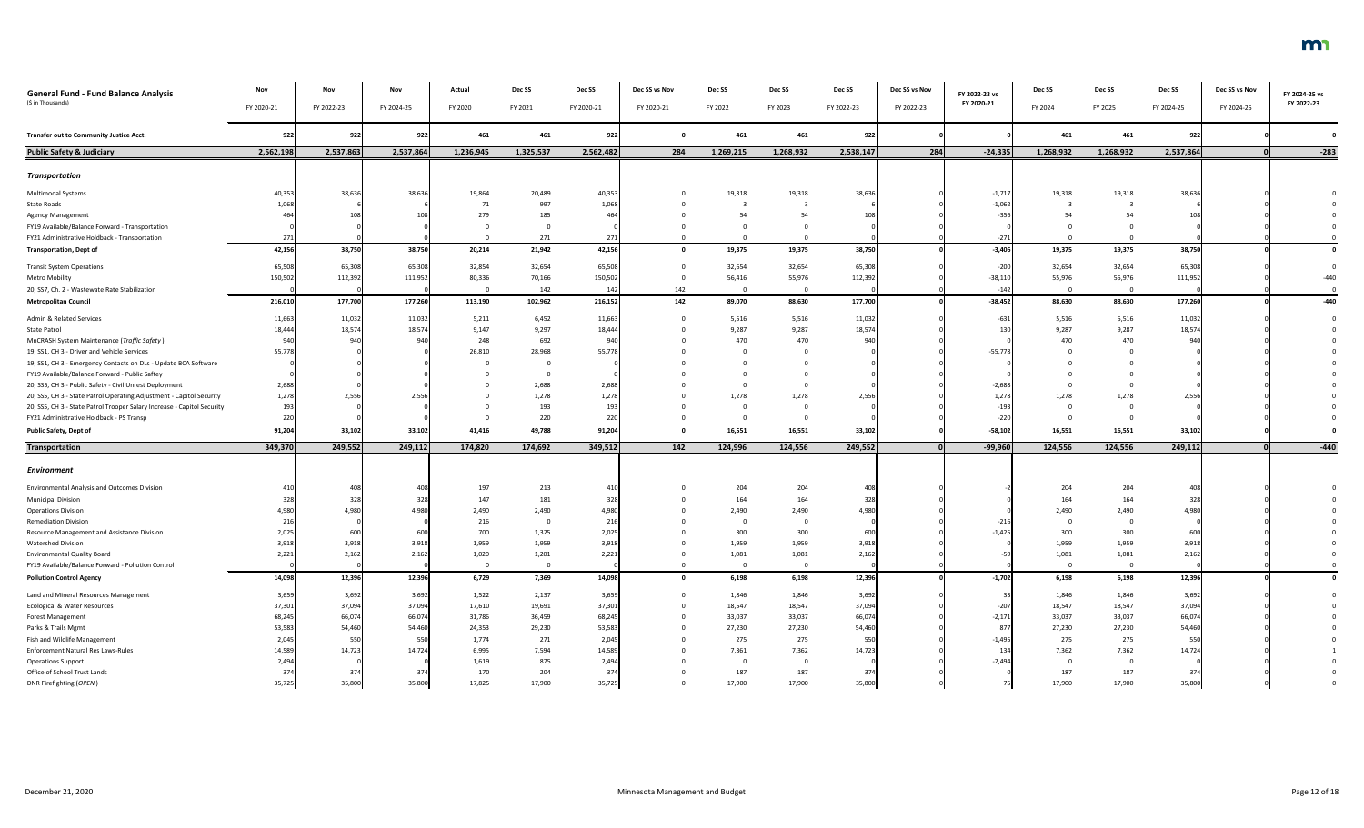| General Fund - Fund Balance Analysis<br>($ in Thousands) | Nov<br>FY 2020-21 | Nov<br>FY 2022-23 | Nov<br>FY 2024-25 | Actual<br>FY 2020 | Dec SS<br>FY 2021 | Dec SS<br>FY 2020-21 | Dec SS vs Nov<br>FY 2020-21 | Dec SS<br>FY 2022 | Dec SS<br>FY 2023 | Dec SS<br>FY 2022-23 | Dec SS vs Nov<br>FY 2022-23 | FY 2022-23 vs<br>FY 2020-21 | Dec SS<br>FY 2024 | Dec SS<br>FY 2025 | Dec SS<br>FY 2024-25 | Dec SS vs Nov<br>FY 2024-25 | FY 2024-25 vs<br>FY 2022-23 |
|---|---|---|---|---|---|---|---|---|---|---|---|---|---|---|---|---|---|
| Transfer out to Community Justice Acct. | 922 | 922 | 922 | 461 | 461 | 922 | 0 | 461 | 461 | 922 | | 0 | 461 | 461 | 922 | | 0 |
| **Public Safety & Judiciary** | **2,562,198** | **2,537,863** | **2,537,864** | **1,236,945** | **1,325,537** | **2,562,482** | **284** | **1,269,215** | **1,268,932** | **2,538,147** | **284** | **-24,335** | **1,268,932** | **1,268,932** | **2,537,864** | **0** | **-283** |
| ***Transportation*** | | | | | | | | | | | | | | | | | |
| Multimodal Systems | 40,353 | 38,636 | 38,636 | 19,864 | 20,489 | 40,353 | 0 | 19,318 | 19,318 | 38,636 | 0 | -1,717 | 19,318 | 19,318 | 38,636 | 0 | 0 |
| State Roads | 1,068 | 6 | 6 | 71 | 997 | 1,068 | 0 | 3 | 3 | 6 | 0 | -1,062 | 3 | 3 | 6 | 0 | 0 |
| Agency Management | 464 | 108 | 108 | 279 | 185 | 464 | 0 | 54 | 54 | 108 | 0 | -356 | 54 | 54 | 108 | 0 | 0 |
| FY19 Available/Balance Forward - Transportation | 0 | 0 | 0 | 0 | 0 | 0 | 0 | 0 | 0 | 0 | 0 | 0 | 0 | 0 | 0 | 0 | 0 |
| FY21 Administrative Holdback - Transportation | 271 | 0 | 0 | 0 | 271 | 271 | 0 | 0 | 0 | 0 | 0 | -271 | 0 | 0 | 0 | 0 | 0 |
| **Transportation, Dept of** | **42,156** | **38,750** | **38,750** | **20,214** | **21,942** | **42,156** | **0** | **19,375** | **19,375** | **38,750** | **0** | **-3,406** | **19,375** | **19,375** | **38,750** | **0** | **0** |
| Transit System Operations | 65,508 | 65,308 | 65,308 | 32,854 | 32,654 | 65,508 | 0 | 32,654 | 32,654 | 65,308 | 0 | -200 | 32,654 | 32,654 | 65,308 | 0 | 0 |
| Metro Mobility | 150,502 | 112,392 | 111,952 | 80,336 | 70,166 | 150,502 | 0 | 56,416 | 55,976 | 112,392 | 0 | -38,110 | 55,976 | 55,976 | 111,952 | 0 | -440 |
| 20, SS7, Ch. 2 - Wastewate Rate Stabilization | 0 | 0 | 0 | 0 | 142 | 142 | 142 | 0 | 0 | 0 | 0 | -142 | 0 | 0 | 0 | 0 | 0 |
| **Metropolitan Council** | **216,010** | **177,700** | **177,260** | **113,190** | **102,962** | **216,152** | **142** | **89,070** | **88,630** | **177,700** | **0** | **-38,452** | **88,630** | **88,630** | **177,260** | **0** | **-440** |
| Admin & Related Services | 11,663 | 11,032 | 11,032 | 5,211 | 6,452 | 11,663 | 0 | 5,516 | 5,516 | 11,032 | 0 | -631 | 5,516 | 5,516 | 11,032 | 0 | 0 |
| State Patrol | 18,444 | 18,574 | 18,574 | 9,147 | 9,297 | 18,444 | 0 | 9,287 | 9,287 | 18,574 | 0 | 130 | 9,287 | 9,287 | 18,574 | 0 | 0 |
| MnCRASH System Maintenance (*Traffic Safety*) | 940 | 940 | 940 | 248 | 692 | 940 | 0 | 470 | 470 | 940 | 0 | 0 | 470 | 470 | 940 | 0 | 0 |
| 19, SS1, CH 3 - Driver and Vehicle Services | 55,778 | 0 | 0 | 26,810 | 28,968 | 55,778 | 0 | 0 | 0 | 0 | 0 | -55,778 | 0 | 0 | 0 | 0 | 0 |
| 19, SS1, CH 3 - Emergency Contacts on DLs - Update BCA Software | 0 | 0 | 0 | 0 | 0 | 0 | 0 | 0 | 0 | 0 | 0 | 0 | 0 | 0 | 0 | 0 | 0 |
| FY19 Available/Balance Forward - Public Saftey | 0 | 0 | 0 | 0 | 0 | 0 | 0 | 0 | 0 | 0 | 0 | 0 | 0 | 0 | 0 | 0 | 0 |
| 20, SS5, CH 3 - Public Safety - Civil Unrest Deployment | 2,688 | 0 | 0 | 0 | 2,688 | 2,688 | 0 | 0 | 0 | 0 | 0 | -2,688 | 0 | 0 | 0 | 0 | 0 |
| 20, SS5, CH 3 - State Patrol Operating Adjustment - Capitol Security | 1,278 | 2,556 | 2,556 | 0 | 1,278 | 1,278 | 0 | 1,278 | 1,278 | 2,556 | 0 | 1,278 | 1,278 | 1,278 | 2,556 | 0 | 0 |
| 20, SS5, CH 3 - State Patrol Trooper Salary Increase - Capitol Security | 193 | 0 | 0 | 0 | 193 | 193 | 0 | 0 | 0 | 0 | 0 | -193 | 0 | 0 | 0 | 0 | 0 |
| FY21 Administrative Holdback - PS Transp | 220 | 0 | 0 | 0 | 220 | 220 | 0 | 0 | 0 | 0 | 0 | -220 | 0 | 0 | 0 | 0 | 0 |
| **Public Safety, Dept of** | **91,204** | **33,102** | **33,102** | **41,416** | **49,788** | **91,204** | **0** | **16,551** | **16,551** | **33,102** | **0** | **-58,102** | **16,551** | **16,551** | **33,102** | **0** | **0** |
| **Transportation** | **349,370** | **249,552** | **249,112** | **174,820** | **174,692** | **349,512** | **142** | **124,996** | **124,556** | **249,552** | **0** | **-99,960** | **124,556** | **124,556** | **249,112** | **0** | **-440** |
| ***Environment*** | | | | | | | | | | | | | | | | | |
| Environmental Analysis and Outcomes Division | 410 | 408 | 408 | 197 | 213 | 410 | 0 | 204 | 204 | 408 | 0 | -2 | 204 | 204 | 408 | 0 | 0 |
| Municipal Division | 328 | 328 | 328 | 147 | 181 | 328 | 0 | 164 | 164 | 328 | 0 | 0 | 164 | 164 | 328 | 0 | 0 |
| Operations Division | 4,980 | 4,980 | 4,980 | 2,490 | 2,490 | 4,980 | 0 | 2,490 | 2,490 | 4,980 | 0 | 0 | 2,490 | 2,490 | 4,980 | 0 | 0 |
| Remediation Division | 216 | 0 | 0 | 216 | 0 | 216 | 0 | 0 | 0 | 0 | 0 | -216 | 0 | 0 | 0 | 0 | 0 |
| Resource Management and Assistance Division | 2,025 | 600 | 600 | 700 | 1,325 | 2,025 | 0 | 300 | 300 | 600 | 0 | -1,425 | 300 | 300 | 600 | 0 | 0 |
| Watershed Division | 3,918 | 3,918 | 3,918 | 1,959 | 1,959 | 3,918 | 0 | 1,959 | 1,959 | 3,918 | 0 | 0 | 1,959 | 1,959 | 3,918 | 0 | 0 |
| Environmental Quality Board | 2,221 | 2,162 | 2,162 | 1,020 | 1,201 | 2,221 | 0 | 1,081 | 1,081 | 2,162 | 0 | -59 | 1,081 | 1,081 | 2,162 | 0 | 0 |
| FY19 Available/Balance Forward - Pollution Control | 0 | 0 | 0 | 0 | 0 | 0 | 0 | 0 | 0 | 0 | 0 | 0 | 0 | 0 | 0 | 0 | 0 |
| **Pollution Control Agency** | **14,098** | **12,396** | **12,396** | **6,729** | **7,369** | **14,098** | **0** | **6,198** | **6,198** | **12,396** | **0** | **-1,702** | **6,198** | **6,198** | **12,396** | **0** | **0** |
| Land and Mineral Resources Management | 3,659 | 3,692 | 3,692 | 1,522 | 2,137 | 3,659 | 0 | 1,846 | 1,846 | 3,692 | 0 | 33 | 1,846 | 1,846 | 3,692 | 0 | 0 |
| Ecological & Water Resources | 37,301 | 37,094 | 37,094 | 17,610 | 19,691 | 37,301 | 0 | 18,547 | 18,547 | 37,094 | 0 | -207 | 18,547 | 18,547 | 37,094 | 0 | 0 |
| Forest Management | 68,245 | 66,074 | 66,074 | 31,786 | 36,459 | 68,245 | 0 | 33,037 | 33,037 | 66,074 | 0 | -2,171 | 33,037 | 33,037 | 66,074 | 0 | 0 |
| Parks & Trails Mgmt | 53,583 | 54,460 | 54,460 | 24,353 | 29,230 | 53,583 | 0 | 27,230 | 27,230 | 54,460 | 0 | 877 | 27,230 | 27,230 | 54,460 | 0 | 0 |
| Fish and Wildlife Management | 2,045 | 550 | 550 | 1,774 | 271 | 2,045 | 0 | 275 | 275 | 550 | 0 | -1,495 | 275 | 275 | 550 | 0 | 0 |
| Enforcement Natural Res Laws-Rules | 14,589 | 14,723 | 14,724 | 6,995 | 7,594 | 14,589 | 0 | 7,361 | 7,362 | 14,723 | 0 | 134 | 7,362 | 7,362 | 14,724 | 0 | 1 |
| Operations Support | 2,494 | 0 | 0 | 1,619 | 875 | 2,494 | 0 | 0 | 0 | 0 | 0 | -2,494 | 0 | 0 | 0 | 0 | 0 |
| Office of School Trust Lands | 374 | 374 | 374 | 170 | 204 | 374 | 0 | 187 | 187 | 374 | 0 | 0 | 187 | 187 | 374 | 0 | 0 |
| DNR Firefighting (*OPEN*) | 35,725 | 35,800 | 35,800 | 17,825 | 17,900 | 35,725 | 0 | 17,900 | 17,900 | 35,800 | 0 | 75 | 17,900 | 17,900 | 35,800 | 0 | 0 |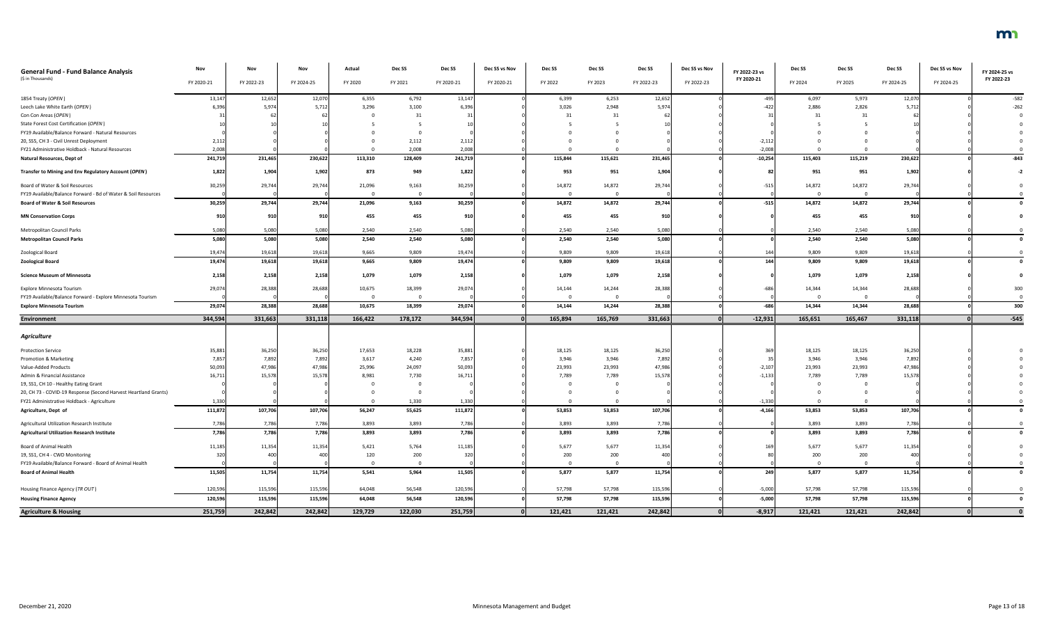| General Fund - Fund Balance Analysis ($ in Thousands) | Nov FY 2020-21 | Nov FY 2022-23 | Nov FY 2024-25 | Actual FY 2020 | Dec SS FY 2021 | Dec SS FY 2020-21 | Dec SS vs Nov FY 2020-21 | Dec SS FY 2022 | Dec SS FY 2023 | Dec SS FY 2022-23 | Dec SS vs Nov FY 2022-23 | FY 2022-23 vs FY 2020-21 | Dec SS FY 2024 | Dec SS FY 2025 | Dec SS FY 2024-25 | Dec SS vs Nov FY 2024-25 | FY 2024-25 vs FY 2022-23 |
|---|---|---|---|---|---|---|---|---|---|---|---|---|---|---|---|---|---|
| 1854 Treaty (OPEN) | 13,147 | 12,652 | 12,070 | 6,355 | 6,792 | 13,147 | 0 | 6,399 | 6,253 | 12,652 | 0 | -495 | 6,097 | 5,973 | 12,070 | 0 | -582 |
| Leech Lake White Earth (OPEN) | 6,396 | 5,974 | 5,712 | 3,296 | 3,100 | 6,396 | 0 | 3,026 | 2,948 | 5,974 | 0 | -422 | 2,886 | 2,826 | 5,712 | 0 | -262 |
| Con Con Areas (OPEN) | 31 | 62 | 62 | 0 | 31 | 31 | 0 | 31 | 31 | 62 | 0 | 31 | 31 | 31 | 62 | 0 | 0 |
| State Forest Cost Certification (OPEN) | 10 | 10 | 10 | 5 | 5 | 10 | 0 | 5 | 5 | 10 | 0 | 0 | 5 | 5 | 10 | 0 | 0 |
| FY19 Available/Balance Forward - Natural Resources | 0 | 0 | 0 | 0 | 0 | 0 | 0 | 0 | 0 | 0 | 0 | 0 | 0 | 0 | 0 | 0 | 0 |
| 20, SS5, CH 3 - Civil Unrest Deployment | 2,112 | 0 | 0 | 0 | 2,112 | 2,112 | 0 | 0 | 0 | 0 | 0 | -2,112 | 0 | 0 | 0 | 0 | 0 |
| FY21 Administrative Holdback - Natural Resources | 2,008 | 0 | 0 | 0 | 2,008 | 2,008 | 0 | 0 | 0 | 0 | 0 | -2,008 | 0 | 0 | 0 | 0 | 0 |
| **Natural Resources, Dept of** | **241,719** | **231,465** | **230,622** | **113,310** | **128,409** | **241,719** | **0** | **115,844** | **115,621** | **231,465** | **0** | **-10,254** | **115,403** | **115,219** | **230,622** | **0** | **-843** |
| **Transfer to Mining and Env Regulatory Account (OPEN)** | **1,822** | **1,904** | **1,902** | **873** | **949** | **1,822** | **0** | **953** | **951** | **1,904** | **0** | **82** | **951** | **951** | **1,902** | **0** | **-2** |
| Board of Water & Soil Resources | 30,259 | 29,744 | 29,744 | 21,096 | 9,163 | 30,259 | 0 | 14,872 | 14,872 | 29,744 | 0 | -515 | 14,872 | 14,872 | 29,744 | 0 | 0 |
| FY19 Available/Balance Forward - Bd of Water & Soil Resources | 0 | 0 | 0 | 0 | 0 | 0 | 0 | 0 | 0 | 0 | 0 | 0 | 0 | 0 | 0 | 0 | 0 |
| **Board of Water & Soil Resources** | **30,259** | **29,744** | **29,744** | **21,096** | **9,163** | **30,259** | **0** | **14,872** | **14,872** | **29,744** | **0** | **-515** | **14,872** | **14,872** | **29,744** | **0** | **0** |
| **MN Conservation Corps** | **910** | **910** | **910** | **455** | **455** | **910** | **0** | **455** | **455** | **910** | **0** | **0** | **455** | **455** | **910** | **0** | **0** |
| Metropolitan Council Parks | 5,080 | 5,080 | 5,080 | 2,540 | 2,540 | 5,080 | 0 | 2,540 | 2,540 | 5,080 | 0 | 0 | 2,540 | 2,540 | 5,080 | 0 | 0 |
| **Metropolitan Council Parks** | **5,080** | **5,080** | **5,080** | **2,540** | **2,540** | **5,080** | **0** | **2,540** | **2,540** | **5,080** | **0** | **0** | **2,540** | **2,540** | **5,080** | **0** | **0** |
| Zoological Board | 19,474 | 19,618 | 19,618 | 9,665 | 9,809 | 19,474 | 0 | 9,809 | 9,809 | 19,618 | 0 | 144 | 9,809 | 9,809 | 19,618 | 0 | 0 |
| **Zoological Board** | **19,474** | **19,618** | **19,618** | **9,665** | **9,809** | **19,474** | **0** | **9,809** | **9,809** | **19,618** | **0** | **144** | **9,809** | **9,809** | **19,618** | **0** | **0** |
| **Science Museum of Minnesota** | **2,158** | **2,158** | **2,158** | **1,079** | **1,079** | **2,158** | **0** | **1,079** | **1,079** | **2,158** | **0** | **0** | **1,079** | **1,079** | **2,158** | **0** | **0** |
| Explore Minnesota Tourism | 29,074 | 28,388 | 28,688 | 10,675 | 18,399 | 29,074 | 0 | 14,144 | 14,244 | 28,388 | 0 | -686 | 14,344 | 14,344 | 28,688 | 0 | 300 |
| FY19 Available/Balance Forward - Explore Minnesota Tourism | 0 | 0 | 0 | 0 | 0 | 0 | 0 | 0 | 0 | 0 | 0 | 0 | 0 | 0 | 0 | 0 | 0 |
| **Explore Minnesota Tourism** | **29,074** | **28,388** | **28,688** | **10,675** | **18,399** | **29,074** | **0** | **14,144** | **14,244** | **28,388** | **0** | **-686** | **14,344** | **14,344** | **28,688** | **0** | **300** |
| **Environment** | **344,594** | **331,663** | **331,118** | **166,422** | **178,172** | **344,594** | **0** | **165,894** | **165,769** | **331,663** | **0** | **-12,931** | **165,651** | **165,467** | **331,118** | **0** | **-545** |
| ***Agriculture*** | | | | | | | | | | | | | | | | | |
| Protection Service | 35,881 | 36,250 | 36,250 | 17,653 | 18,228 | 35,881 | 0 | 18,125 | 18,125 | 36,250 | 0 | 369 | 18,125 | 18,125 | 36,250 | 0 | 0 |
| Promotion & Marketing | 7,857 | 7,892 | 7,892 | 3,617 | 4,240 | 7,857 | 0 | 3,946 | 3,946 | 7,892 | 0 | 35 | 3,946 | 3,946 | 7,892 | 0 | 0 |
| Value-Added Products | 50,093 | 47,986 | 47,986 | 25,996 | 24,097 | 50,093 | 0 | 23,993 | 23,993 | 47,986 | 0 | -2,107 | 23,993 | 23,993 | 47,986 | 0 | 0 |
| Admin & Financial Assistance | 16,711 | 15,578 | 15,578 | 8,981 | 7,730 | 16,711 | 0 | 7,789 | 7,789 | 15,578 | 0 | -1,133 | 7,789 | 7,789 | 15,578 | 0 | 0 |
| 19, SS1, CH 10 - Healthy Eating Grant | 0 | 0 | 0 | 0 | 0 | 0 | 0 | 0 | 0 | 0 | 0 | 0 | 0 | 0 | 0 | 0 | 0 |
| 20, CH 73 - COVID-19 Response (Second Harvest Heartland Grants) | 0 | 0 | 0 | 0 | 0 | 0 | 0 | 0 | 0 | 0 | 0 | 0 | 0 | 0 | 0 | 0 | 0 |
| FY21 Administrative Holdback - Agriculture | 1,330 | 0 | 0 | 0 | 1,330 | 1,330 | 0 | 0 | 0 | 0 | 0 | -1,330 | 0 | 0 | 0 | 0 | 0 |
| **Agriculture, Dept of** | **111,872** | **107,706** | **107,706** | **56,247** | **55,625** | **111,872** | **0** | **53,853** | **53,853** | **107,706** | **0** | **-4,166** | **53,853** | **53,853** | **107,706** | **0** | **0** |
| Agricultural Utilization Research Institute | 7,786 | 7,786 | 7,786 | 3,893 | 3,893 | 7,786 | 0 | 3,893 | 3,893 | 7,786 | 0 | 0 | 3,893 | 3,893 | 7,786 | 0 | 0 |
| **Agricultural Utilization Research Institute** | **7,786** | **7,786** | **7,786** | **3,893** | **3,893** | **7,786** | **0** | **3,893** | **3,893** | **7,786** | **0** | **0** | **3,893** | **3,893** | **7,786** | **0** | **0** |
| Board of Animal Health | 11,185 | 11,354 | 11,354 | 5,421 | 5,764 | 11,185 | 0 | 5,677 | 5,677 | 11,354 | 0 | 169 | 5,677 | 5,677 | 11,354 | 0 | 0 |
| 19, SS1, CH 4 - CWD Monitoring | 320 | 400 | 400 | 120 | 200 | 320 | 0 | 200 | 200 | 400 | 0 | 80 | 200 | 200 | 400 | 0 | 0 |
| FY19 Available/Balance Forward - Board of Animal Health | 0 | 0 | 0 | 0 | 0 | 0 | 0 | 0 | 0 | 0 | 0 | 0 | 0 | 0 | 0 | 0 | 0 |
| **Board of Animal Health** | **11,505** | **11,754** | **11,754** | **5,541** | **5,964** | **11,505** | **0** | **5,877** | **5,877** | **11,754** | **0** | **249** | **5,877** | **5,877** | **11,754** | **0** | **0** |
| Housing Finance Agency (TR OUT) | 120,596 | 115,596 | 115,596 | 64,048 | 56,548 | 120,596 | 0 | 57,798 | 57,798 | 115,596 | 0 | -5,000 | 57,798 | 57,798 | 115,596 | 0 | 0 |
| **Housing Finance Agency** | **120,596** | **115,596** | **115,596** | **64,048** | **56,548** | **120,596** | **0** | **57,798** | **57,798** | **115,596** | **0** | **-5,000** | **57,798** | **57,798** | **115,596** | **0** | **0** |
| **Agriculture & Housing** | **251,759** | **242,842** | **242,842** | **129,729** | **122,030** | **251,759** | **0** | **121,421** | **121,421** | **242,842** | **0** | **-8,917** | **121,421** | **121,421** | **242,842** | **0** | **0** |

December 21, 2020 — Minnesota Management and Budget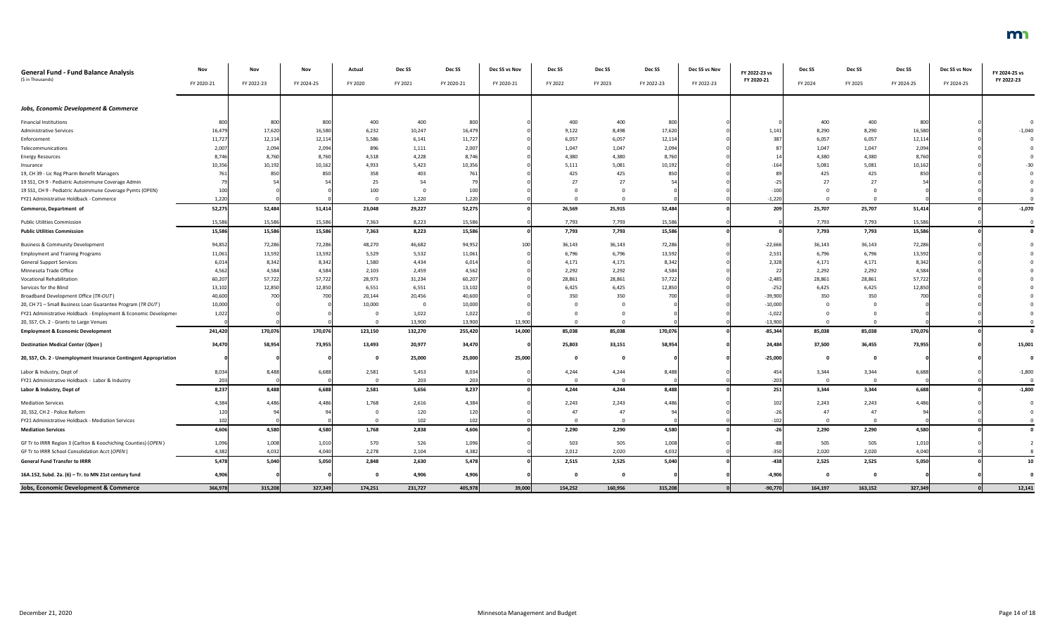| General Fund - Fund Balance Analysis ($ in Thousands) | Nov FY 2020-21 | Nov FY 2022-23 | Nov FY 2024-25 | Actual FY 2020 | Dec SS FY 2021 | Dec SS FY 2020-21 | Dec SS vs Nov FY 2020-21 | Dec SS FY 2022 | Dec SS FY 2023 | Dec SS FY 2022-23 | Dec SS vs Nov FY 2022-23 | FY 2022-23 vs FY 2020-21 | Dec SS FY 2024 | Dec SS FY 2025 | Dec SS FY 2024-25 | Dec SS vs Nov FY 2024-25 | FY 2024-25 vs FY 2022-23 |
|---|---|---|---|---|---|---|---|---|---|---|---|---|---|---|---|---|---|
| ***Jobs, Economic Development & Commerce*** | | | | | | | | | | | | | | | | | |
| Financial Institutions | 800 | 800 | 800 | 400 | 400 | 800 | 0 | 400 | 400 | 800 | 0 | 0 | 400 | 400 | 800 | 0 | 0 |
| Administrative Services | 16,479 | 17,620 | 16,580 | 6,232 | 10,247 | 16,479 | 0 | 9,122 | 8,498 | 17,620 | 0 | 1,141 | 8,290 | 8,290 | 16,580 | 0 | -1,040 |
| Enforcement | 11,727 | 12,114 | 12,114 | 5,586 | 6,141 | 11,727 | 0 | 6,057 | 6,057 | 12,114 | 0 | 387 | 6,057 | 6,057 | 12,114 | 0 | 0 |
| Telecommunications | 2,007 | 2,094 | 2,094 | 896 | 1,111 | 2,007 | 0 | 1,047 | 1,047 | 2,094 | 0 | 87 | 1,047 | 1,047 | 2,094 | 0 | 0 |
| Energy Resources | 8,746 | 8,760 | 8,760 | 4,518 | 4,228 | 8,746 | 0 | 4,380 | 4,380 | 8,760 | 0 | 14 | 4,380 | 4,380 | 8,760 | 0 | 0 |
| Insurance | 10,356 | 10,192 | 10,162 | 4,933 | 5,423 | 10,356 | 0 | 5,111 | 5,081 | 10,192 | 0 | -164 | 5,081 | 5,081 | 10,162 | 0 | -30 |
| 19, CH 39 - Lic Reg Pharm Benefit Managers | 761 | 850 | 850 | 358 | 403 | 761 | 0 | 425 | 425 | 850 | 0 | 89 | 425 | 425 | 850 | 0 | 0 |
| 19 SS1, CH 9 - Pediatric Autoimmune Coverage Admin | 79 | 54 | 54 | 25 | 54 | 79 | 0 | 27 | 27 | 54 | 0 | -25 | 27 | 27 | 54 | 0 | 0 |
| 19 SS1, CH 9 - Pediatric Autoimmune Coverage Pymts (OPEN) | 100 | 0 | 0 | 100 | 0 | 100 | 0 | 0 | 0 | 0 | 0 | -100 | 0 | 0 | 0 | 0 | 0 |
| FY21 Administrative Holdback - Commerce | 1,220 | 0 | 0 | 0 | 1,220 | 1,220 | 0 | 0 | 0 | 0 | 0 | -1,220 | 0 | 0 | 0 | 0 | 0 |
| **Commerce, Department of** | **52,275** | **52,484** | **51,414** | **23,048** | **29,227** | **52,275** | **0** | **26,569** | **25,915** | **52,484** | **0** | **209** | **25,707** | **25,707** | **51,414** | **0** | **-1,070** |
| Public Utilities Commission | 15,586 | 15,586 | 15,586 | 7,363 | 8,223 | 15,586 | 0 | 7,793 | 7,793 | 15,586 | 0 | 0 | 7,793 | 7,793 | 15,586 | 0 | 0 |
| **Public Utilities Commission** | **15,586** | **15,586** | **15,586** | **7,363** | **8,223** | **15,586** | **0** | **7,793** | **7,793** | **15,586** | **0** | **0** | **7,793** | **7,793** | **15,586** | **0** | **0** |
| Business & Community Development | 94,852 | 72,286 | 72,286 | 48,270 | 46,682 | 94,952 | 100 | 36,143 | 36,143 | 72,286 | 0 | -22,666 | 36,143 | 36,143 | 72,286 | 0 | 0 |
| Employment and Training Programs | 11,061 | 13,592 | 13,592 | 5,529 | 5,532 | 11,061 | 0 | 6,796 | 6,796 | 13,592 | 0 | 2,531 | 6,796 | 6,796 | 13,592 | 0 | 0 |
| General Support Services | 6,014 | 8,342 | 8,342 | 1,580 | 4,434 | 6,014 | 0 | 4,171 | 4,171 | 8,342 | 0 | 2,328 | 4,171 | 4,171 | 8,342 | 0 | 0 |
| Minnesota Trade Office | 4,562 | 4,584 | 4,584 | 2,103 | 2,459 | 4,562 | 0 | 2,292 | 2,292 | 4,584 | 0 | 22 | 2,292 | 2,292 | 4,584 | 0 | 0 |
| Vocational Rehabilitation | 60,207 | 57,722 | 57,722 | 28,973 | 31,234 | 60,207 | 0 | 28,861 | 28,861 | 57,722 | 0 | -2,485 | 28,861 | 28,861 | 57,722 | 0 | 0 |
| Services for the Blind | 13,102 | 12,850 | 12,850 | 6,551 | 6,551 | 13,102 | 0 | 6,425 | 6,425 | 12,850 | 0 | -252 | 6,425 | 6,425 | 12,850 | 0 | 0 |
| Broadband Development Office (*TR OUT*) | 40,600 | 700 | 700 | 20,144 | 20,456 | 40,600 | 0 | 350 | 350 | 700 | 0 | -39,900 | 350 | 350 | 700 | 0 | 0 |
| 20, CH 71 – Small Business Loan Guarantee Program (*TR OUT*) | 10,000 | 0 | 0 | 10,000 | 0 | 10,000 | 0 | 0 | 0 | 0 | 0 | -10,000 | 0 | 0 | 0 | 0 | 0 |
| FY21 Administrative Holdback - Employment & Economic Developmen | 1,022 | 0 | 0 | 0 | 1,022 | 1,022 | 0 | 0 | 0 | 0 | 0 | -1,022 | 0 | 0 | 0 | 0 | 0 |
| 20, SS7, Ch. 2 - Grants to Large Venues | 0 | 0 | 0 | 0 | 13,900 | 13,900 | 13,900 | 0 | 0 | 0 | 0 | -13,900 | 0 | 0 | 0 | 0 | 0 |
| **Employment & Economic Development** | **241,420** | **170,076** | **170,076** | **123,150** | **132,270** | **255,420** | **14,000** | **85,038** | **85,038** | **170,076** | **0** | **-85,344** | **85,038** | **85,038** | **170,076** | **0** | **0** |
| **Destination Medical Center (*Open*)** | **34,470** | **58,954** | **73,955** | **13,493** | **20,977** | **34,470** | **0** | **25,803** | **33,151** | **58,954** | **0** | **24,484** | **37,500** | **36,455** | **73,955** | **0** | **15,001** |
| **20, SS7, Ch. 2 - Unemployment Insurance Contingent Appropriation** | **0** | **0** | **0** | **0** | **25,000** | **25,000** | **25,000** | **0** | **0** | **0** | **0** | **-25,000** | **0** | **0** | **0** | **0** | **0** |
| Labor & Industry, Dept of | 8,034 | 8,488 | 6,688 | 2,581 | 5,453 | 8,034 | 0 | 4,244 | 4,244 | 8,488 | 0 | 454 | 3,344 | 3,344 | 6,688 | 0 | -1,800 |
| FY21 Administrative Holdback - Labor & Industry | 203 | 0 | 0 | 0 | 203 | 203 | 0 | 0 | 0 | 0 | 0 | -203 | 0 | 0 | 0 | 0 | 0 |
| **Labor & Industry, Dept of** | **8,237** | **8,488** | **6,688** | **2,581** | **5,656** | **8,237** | **0** | **4,244** | **4,244** | **8,488** | **0** | **251** | **3,344** | **3,344** | **6,688** | **0** | **-1,800** |
| Mediation Services | 4,384 | 4,486 | 4,486 | 1,768 | 2,616 | 4,384 | 0 | 2,243 | 2,243 | 4,486 | 0 | 102 | 2,243 | 2,243 | 4,486 | 0 | 0 |
| 20, SS2, CH 2 - Police Reform | 120 | 94 | 94 | 0 | 120 | 120 | 0 | 47 | 47 | 94 | 0 | -26 | 47 | 47 | 94 | 0 | 0 |
| FY21 Administrative Holdback - Mediation Services | 102 | 0 | 0 | 0 | 102 | 102 | 0 | 0 | 0 | 0 | 0 | -102 | 0 | 0 | 0 | 0 | 0 |
| **Mediation Services** | **4,606** | **4,580** | **4,580** | **1,768** | **2,838** | **4,606** | **0** | **2,290** | **2,290** | **4,580** | **0** | **-26** | **2,290** | **2,290** | **4,580** | **0** | **0** |
| GF Tr to IRRR Region 3 (Carlton & Koochiching Counties) (*OPEN*) | 1,096 | 1,008 | 1,010 | 570 | 526 | 1,096 | 0 | 503 | 505 | 1,008 | 0 | -88 | 505 | 505 | 1,010 | 0 | 2 |
| GF Tr to IRRR School Consolidation Acct (*OPEN*) | 4,382 | 4,032 | 4,040 | 2,278 | 2,104 | 4,382 | 0 | 2,012 | 2,020 | 4,032 | 0 | -350 | 2,020 | 2,020 | 4,040 | 0 | 8 |
| **General Fund Transfer to IRRR** | **5,478** | **5,040** | **5,050** | **2,848** | **2,630** | **5,478** | **0** | **2,515** | **2,525** | **5,040** | **0** | **-438** | **2,525** | **2,525** | **5,050** | **0** | **10** |
| **16A.152, Subd. 2a. (6) – Tr. to MN 21st century fund** | **4,906** | **0** | **0** | **0** | **4,906** | **4,906** | **0** | **0** | **0** | **0** | **0** | **-4,906** | **0** | **0** | **0** | **0** | **0** |
| **Jobs, Economic Development & Commerce** | **366,978** | **315,208** | **327,349** | **174,251** | **231,727** | **405,978** | **39,000** | **154,252** | **160,956** | **315,208** | **0** | **-90,770** | **164,197** | **163,152** | **327,349** | **0** | **12,141** |

December 21, 2020 — Minnesota Management and Budget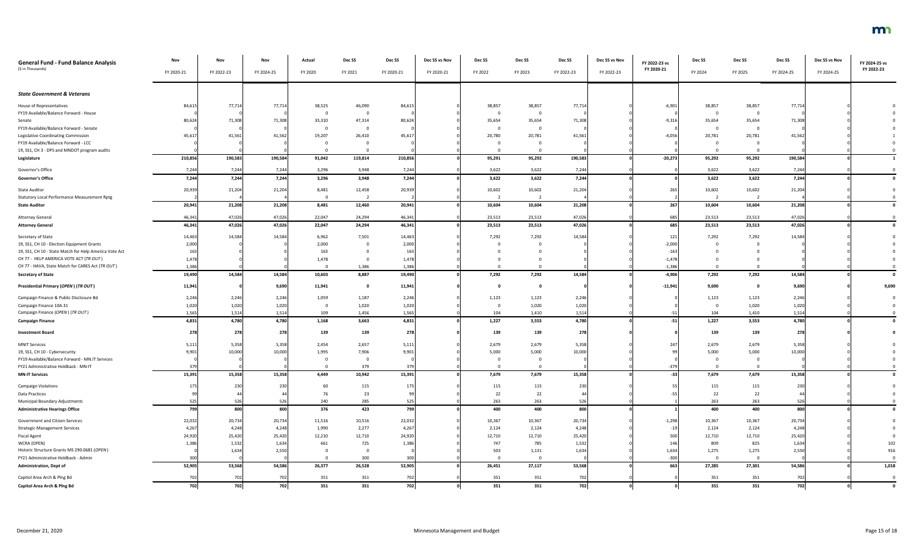| **General Fund - Fund Balance Analysis** ($ in Thousands) | Nov FY 2020-21 | Nov FY 2022-23 | Nov FY 2024-25 | Actual FY 2020 | Dec SS FY 2021 | Dec SS FY 2020-21 | Dec SS vs Nov FY 2020-21 | Dec SS FY 2022 | Dec SS FY 2023 | Dec SS FY 2022-23 | Dec SS vs Nov FY 2022-23 | FY 2022-23 vs FY 2020-21 | Dec SS FY 2024 | Dec SS FY 2025 | Dec SS FY 2024-25 | Dec SS vs Nov FY 2024-25 | FY 2024-25 vs FY 2022-23 |
|---|---|---|---|---|---|---|---|---|---|---|---|---|---|---|---|---|---|
| ***State Government & Veterans*** | | | | | | | | | | | | | | | | | |
| House of Representatives | 84,615 | 77,714 | 77,714 | 38,525 | 46,090 | 84,615 | 0 | 38,857 | 38,857 | 77,714 | 0 | -6,901 | 38,857 | 38,857 | 77,714 | 0 | 0 |
| FY19 Available/Balance Forward - House | 0 | 0 | 0 | 0 | 0 | 0 | 0 | 0 | 0 | 0 | 0 | 0 | 0 | 0 | 0 | 0 | 0 |
| Senate | 80,624 | 71,308 | 71,308 | 33,310 | 47,314 | 80,624 | 0 | 35,654 | 35,654 | 71,308 | 0 | -9,316 | 35,654 | 35,654 | 71,308 | 0 | 0 |
| FY19 Available/Balance Forward - Senate | 0 | 0 | 0 | 0 | 0 | 0 | 0 | 0 | 0 | 0 | 0 | 0 | 0 | 0 | 0 | 0 | 0 |
| Legislative Coordinating Commission | 45,617 | 41,561 | 41,562 | 19,207 | 26,410 | 45,617 | 0 | 20,780 | 20,781 | 41,561 | 0 | -4,056 | 20,781 | 20,781 | 41,562 | 0 | 1 |
| FY19 Available/Balance Forward - LCC | 0 | 0 | 0 | 0 | 0 | 0 | 0 | 0 | 0 | 0 | 0 | 0 | 0 | 0 | 0 | 0 | 0 |
| 19, SS1, CH 3 - DPS and MNDOT program audits | 0 | 0 | 0 | 0 | 0 | 0 | 0 | 0 | 0 | 0 | 0 | 0 | 0 | 0 | 0 | 0 | 0 |
| **Legislature** | **210,856** | **190,583** | **190,584** | **91,042** | **119,814** | **210,856** | **0** | **95,291** | **95,292** | **190,583** | **0** | **-20,273** | **95,292** | **95,292** | **190,584** | **0** | **1** |
| Governor's Office | 7,244 | 7,244 | 7,244 | 3,296 | 3,948 | 7,244 | 0 | 3,622 | 3,622 | 7,244 | 0 | 0 | 3,622 | 3,622 | 7,244 | 0 | 0 |
| **Governor's Office** | **7,244** | **7,244** | **7,244** | **3,296** | **3,948** | **7,244** | **0** | **3,622** | **3,622** | **7,244** | **0** | **0** | **3,622** | **3,622** | **7,244** | **0** | **0** |
| State Auditor | 20,939 | 21,204 | 21,204 | 8,481 | 12,458 | 20,939 | 0 | 10,602 | 10,602 | 21,204 | 0 | 265 | 10,602 | 10,602 | 21,204 | 0 | 0 |
| Statutory Local Performance Measurement Rptg | 2 | 4 | 4 | 0 | 2 | 2 | 0 | 2 | 2 | 4 | 0 | 2 | 2 | 2 | 4 | 0 | 0 |
| **State Auditor** | **20,941** | **21,208** | **21,208** | **8,481** | **12,460** | **20,941** | **0** | **10,604** | **10,604** | **21,208** | **0** | **267** | **10,604** | **10,604** | **21,208** | **0** | **0** |
| Attorney General | 46,341 | 47,026 | 47,026 | 22,047 | 24,294 | 46,341 | 0 | 23,513 | 23,513 | 47,026 | 0 | 685 | 23,513 | 23,513 | 47,026 | 0 | 0 |
| **Attorney General** | **46,341** | **47,026** | **47,026** | **22,047** | **24,294** | **46,341** | **0** | **23,513** | **23,513** | **47,026** | **0** | **685** | **23,513** | **23,513** | **47,026** | **0** | **0** |
| Secretary of State | 14,463 | 14,584 | 14,584 | 6,962 | 7,501 | 14,463 | 0 | 7,292 | 7,292 | 14,584 | 0 | 121 | 7,292 | 7,292 | 14,584 | 0 | 0 |
| 19, SS1, CH 10 - Election Equipment Grants | 2,000 | 0 | 0 | 2,000 | 0 | 2,000 | 0 | 0 | 0 | 0 | 0 | -2,000 | 0 | 0 | 0 | 0 | 0 |
| 19, SS1, CH 10 - State Match for Help America Vote Act | 163 | 0 | 0 | 163 | 0 | 163 | 0 | 0 | 0 | 0 | 0 | -163 | 0 | 0 | 0 | 0 | 0 |
| CH 77 - HELP AMERICA VOTE ACT (*TR OUT*) | 1,478 | 0 | 0 | 1,478 | 0 | 1,478 | 0 | 0 | 0 | 0 | 0 | -1,478 | 0 | 0 | 0 | 0 | 0 |
| CH 77 - HAVA, State Match for CARES Act (*TR OUT*) | 1,386 | 0 | 0 | 0 | 1,386 | 1,386 | 0 | 0 | 0 | 0 | 0 | -1,386 | 0 | 0 | 0 | 0 | 0 |
| **Secretary of State** | **19,490** | **14,584** | **14,584** | **10,603** | **8,887** | **19,490** | **0** | **7,292** | **7,292** | **14,584** | **0** | **-4,906** | **7,292** | **7,292** | **14,584** | **0** | **0** |
| **Presidential Primary (*OPEN*) (*TR OUT*)** | **11,941** | **0** | **9,690** | **11,941** | **0** | **11,941** | **0** | **0** | **0** | **0** | **0** | **-11,941** | **9,690** | **0** | **9,690** | **0** | **9,690** |
| Campaign Finance & Public Disclosure Bd | 2,246 | 2,246 | 2,246 | 1,059 | 1,187 | 2,246 | 0 | 1,123 | 1,123 | 2,246 | 0 | 0 | 1,123 | 1,123 | 2,246 | 0 | 0 |
| Campaign Finance 10A.31 | 1,020 | 1,020 | 1,020 | 0 | 1,020 | 1,020 | 0 | 0 | 1,020 | 1,020 | 0 | 0 | 0 | 1,020 | 1,020 | 0 | 0 |
| Campaign Finance (*OPEN*) (*TR OUT*) | 1,565 | 1,514 | 1,514 | 109 | 1,456 | 1,565 | 0 | 104 | 1,410 | 1,514 | 0 | -51 | 104 | 1,410 | 1,514 | 0 | 0 |
| **Campaign Finance** | **4,831** | **4,780** | **4,780** | **1,168** | **3,663** | **4,831** | **0** | **1,227** | **3,553** | **4,780** | **0** | **-51** | **1,227** | **3,553** | **4,780** | **0** | **0** |
| **Investment Board** | **278** | **278** | **278** | **139** | **139** | **278** | **0** | **139** | **139** | **278** | **0** | **0** | **139** | **139** | **278** | **0** | **0** |
| MNIT Services | 5,111 | 5,358 | 5,358 | 2,454 | 2,657 | 5,111 | 0 | 2,679 | 2,679 | 5,358 | 0 | 247 | 2,679 | 2,679 | 5,358 | 0 | 0 |
| 19, SS1, CH 10 - Cybersecurity | 9,901 | 10,000 | 10,000 | 1,995 | 7,906 | 9,901 | 0 | 5,000 | 5,000 | 10,000 | 0 | 99 | 5,000 | 5,000 | 10,000 | 0 | 0 |
| FY19 Available/Balance Forward - MN.IT Services | 0 | 0 | 0 | 0 | 0 | 0 | 0 | 0 | 0 | 0 | 0 | 0 | 0 | 0 | 0 | 0 | 0 |
| FY21 Administrative Holdback - MN-IT | 379 | 0 | 0 | 0 | 379 | 379 | 0 | 0 | 0 | 0 | 0 | -379 | 0 | 0 | 0 | 0 | 0 |
| **MN-IT Services** | **15,391** | **15,358** | **15,358** | **4,449** | **10,942** | **15,391** | **0** | **7,679** | **7,679** | **15,358** | **0** | **-33** | **7,679** | **7,679** | **15,358** | **0** | **0** |
| Campaign Violations | 175 | 230 | 230 | 60 | 115 | 175 | 0 | 115 | 115 | 230 | 0 | 55 | 115 | 115 | 230 | 0 | 0 |
| Data Practices | 99 | 44 | 44 | 76 | 23 | 99 | 0 | 22 | 22 | 44 | 0 | -55 | 22 | 22 | 44 | 0 | 0 |
| Municipal Boundary Adjustments | 525 | 526 | 526 | 240 | 285 | 525 | 0 | 263 | 263 | 526 | 0 | 1 | 263 | 263 | 526 | 0 | 0 |
| **Administrative Hearings Office** | **799** | **800** | **800** | **376** | **423** | **799** | **0** | **400** | **400** | **800** | **0** | **1** | **400** | **400** | **800** | **0** | **0** |
| Government and Citizen Services | 22,032 | 20,734 | 20,734 | 11,516 | 10,516 | 22,032 | 0 | 10,367 | 10,367 | 20,734 | 0 | -1,298 | 10,367 | 10,367 | 20,734 | 0 | 0 |
| Strategic Management Services | 4,267 | 4,248 | 4,248 | 1,990 | 2,277 | 4,267 | 0 | 2,124 | 2,124 | 4,248 | 0 | -19 | 2,124 | 2,124 | 4,248 | 0 | 0 |
| Fiscal Agent | 24,920 | 25,420 | 25,420 | 12,210 | 12,710 | 24,920 | 0 | 12,710 | 12,710 | 25,420 | 0 | 500 | 12,710 | 12,710 | 25,420 | 0 | 0 |
| WCRA (OPEN) | 1,386 | 1,532 | 1,634 | 661 | 725 | 1,386 | 0 | 747 | 785 | 1,532 | 0 | 146 | 809 | 825 | 1,634 | 0 | 102 |
| Historic Structure Grants MS 290.0681 (*OPEN*) | 0 | 1,634 | 2,550 | 0 | 0 | 0 | 0 | 503 | 1,131 | 1,634 | 0 | 1,634 | 1,275 | 1,275 | 2,550 | 0 | 916 |
| FY21 Administrative Holdback - Admin | 300 | 0 | 0 | 0 | 300 | 300 | 0 | 0 | 0 | 0 | 0 | -300 | 0 | 0 | 0 | 0 | 0 |
| **Administration, Dept of** | **52,905** | **53,568** | **54,586** | **26,377** | **26,528** | **52,905** | **0** | **26,451** | **27,117** | **53,568** | **0** | **663** | **27,285** | **27,301** | **54,586** | **0** | **1,018** |
| Capitol Area Arch & Plng Bd | 702 | 702 | 702 | 351 | 351 | 702 | 0 | 351 | 351 | 702 | 0 | 0 | 351 | 351 | 702 | 0 | 0 |
| **Capitol Area Arch & Plng Bd** | **702** | **702** | **702** | **351** | **351** | **702** | **0** | **351** | **351** | **702** | **0** | **0** | **351** | **351** | **702** | **0** | **0** |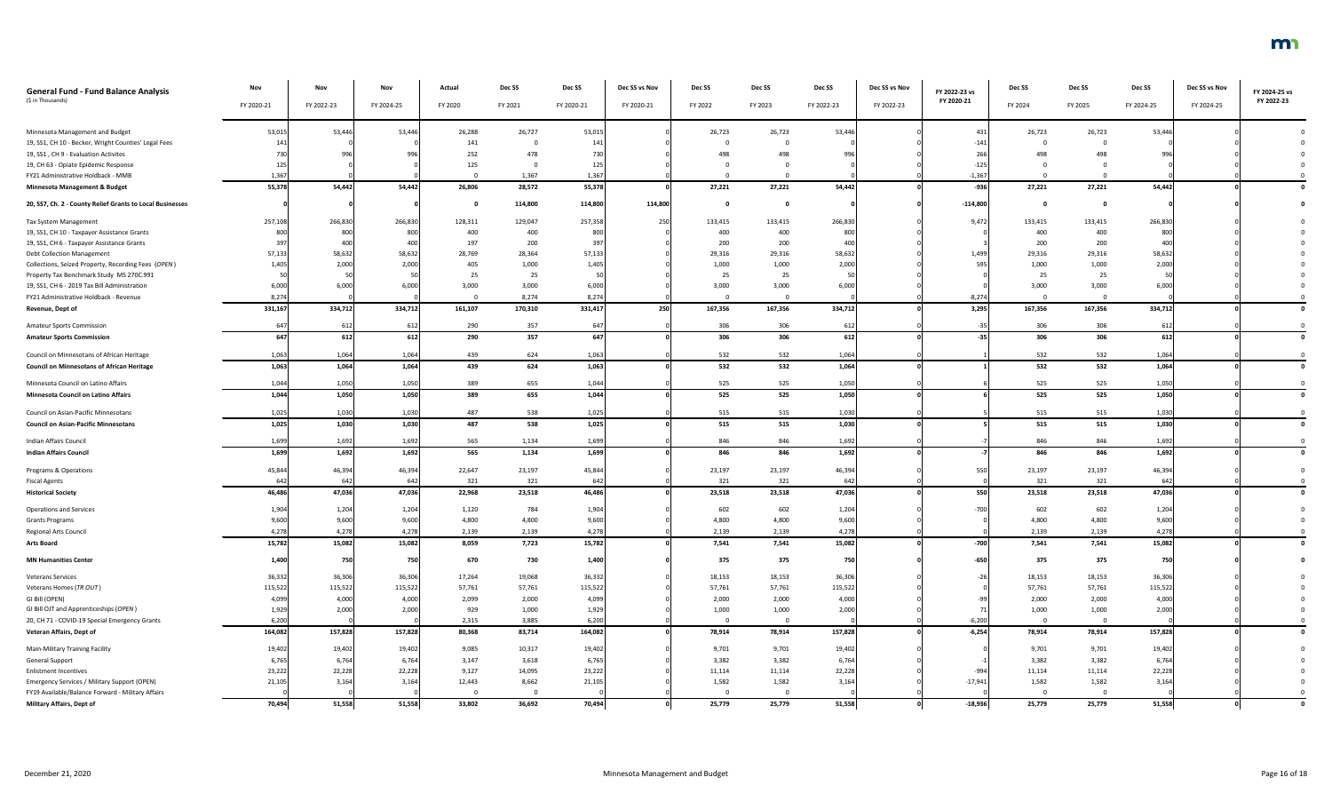| General Fund - Fund Balance Analysis ($ in Thousands) | Nov FY 2020-21 | Nov FY 2022-23 | Nov FY 2024-25 | Actual FY 2020 | Dec SS FY 2021 | Dec SS FY 2020-21 | Dec SS vs Nov FY 2020-21 | Dec SS FY 2022 | Dec SS FY 2023 | Dec SS FY 2022-23 | Dec SS vs Nov FY 2022-23 | FY 2022-23 vs FY 2020-21 | Dec SS FY 2024 | Dec SS FY 2025 | Dec SS FY 2024-25 | Dec SS vs Nov FY 2024-25 | FY 2024-25 vs FY 2022-23 |
|---|---|---|---|---|---|---|---|---|---|---|---|---|---|---|---|---|---|
| Minnesota Management and Budget | 53,015 | 53,446 | 53,446 | 26,288 | 26,727 | 53,015 | 0 | 26,723 | 26,723 | 53,446 | 0 | 431 | 26,723 | 26,723 | 53,446 | 0 | 0 |
| 19, SS1, CH 10 - Becker, Wright Counties' Legal Fees | 141 | 0 | 0 | 141 | 0 | 141 | | 0 | 0 | 0 | | -141 | 0 | 0 | 0 | | 0 |
| 19, SS1 , CH 9 - Evaluation Activites | 730 | 996 | 996 | 252 | 478 | 730 | | 498 | 498 | 996 | | 266 | 498 | 498 | 996 | | 0 |
| 19, CH 63 - Opiate Epidemic Response | 125 | 0 | 0 | 125 | 0 | 125 | | 0 | 0 | 0 | | -125 | 0 | 0 | 0 | | 0 |
| FY21 Administrative Holdback - MMB | 1,367 | 0 | 0 | 0 | 1,367 | 1,367 | | 0 | 0 | 0 | | -1,367 | 0 | 0 | 0 | | 0 |
| **Minnesota Management & Budget** | **55,378** | **54,442** | **54,442** | **26,806** | **28,572** | **55,378** | **0** | **27,221** | **27,221** | **54,442** | **0** | **-936** | **27,221** | **27,221** | **54,442** | **0** | **0** |
| **20, SS7, Ch. 2 - County Relief Grants to Local Businesses** | **0** | **0** | **0** | **0** | **114,800** | **114,800** | **114,800** | **0** | **0** | **0** | **0** | **-114,800** | **0** | **0** | **0** | **0** | **0** |
| Tax System Management | 257,108 | 266,830 | 266,830 | 128,311 | 129,047 | 257,358 | 250 | 133,415 | 133,415 | 266,830 | 0 | 9,472 | 133,415 | 133,415 | 266,830 | 0 | 0 |
| 19, SS1, CH 10 - Taxpayer Assistance Grants | 800 | 800 | 800 | 400 | 400 | 800 | 0 | 400 | 400 | 800 | 0 | 0 | 400 | 400 | 800 | 0 | 0 |
| 19, SS1, CH 6 - Taxpayer Assistance Grants | 397 | 400 | 400 | 197 | 200 | 397 | 0 | 200 | 200 | 400 | 0 | 3 | 200 | 200 | 400 | 0 | 0 |
| Debt Collection Management | 57,133 | 58,632 | 58,632 | 28,769 | 28,364 | 57,133 | 0 | 29,316 | 29,316 | 58,632 | 0 | 1,499 | 29,316 | 29,316 | 58,632 | 0 | 0 |
| Collections, Seized Property, Recording Fees (*OPEN*) | 1,405 | 2,000 | 2,000 | 405 | 1,000 | 1,405 | 0 | 1,000 | 1,000 | 2,000 | 0 | 595 | 1,000 | 1,000 | 2,000 | 0 | 0 |
| Property Tax Benchmark Study MS 270C.991 | 50 | 50 | 50 | 25 | 25 | 50 | 0 | 25 | 25 | 50 | 0 | 0 | 25 | 25 | 50 | 0 | 0 |
| 19, SS1, CH 6 - 2019 Tax Bill Administration | 6,000 | 6,000 | 6,000 | 3,000 | 3,000 | 6,000 | 0 | 3,000 | 3,000 | 6,000 | 0 | 0 | 3,000 | 3,000 | 6,000 | 0 | 0 |
| FY21 Administrative Holdback - Revenue | 8,274 | 0 | 0 | 0 | 8,274 | 8,274 | 0 | 0 | 0 | 0 | 0 | -8,274 | 0 | 0 | 0 | 0 | 0 |
| **Revenue, Dept of** | **331,167** | **334,712** | **334,712** | **161,107** | **170,310** | **331,417** | **250** | **167,356** | **167,356** | **334,712** | **0** | **3,295** | **167,356** | **167,356** | **334,712** | **0** | **0** |
| Amateur Sports Commission | 647 | 612 | 612 | 290 | 357 | 647 | 0 | 306 | 306 | 612 | 0 | -35 | 306 | 306 | 612 | 0 | 0 |
| **Amateur Sports Commission** | **647** | **612** | **612** | **290** | **357** | **647** | **0** | **306** | **306** | **612** | **0** | **-35** | **306** | **306** | **612** | **0** | **0** |
| Council on Minnesotans of African Heritage | 1,063 | 1,064 | 1,064 | 439 | 624 | 1,063 | 0 | 532 | 532 | 1,064 | 0 | 1 | 532 | 532 | 1,064 | 0 | 0 |
| **Council on Minnesotans of African Heritage** | **1,063** | **1,064** | **1,064** | **439** | **624** | **1,063** | **0** | **532** | **532** | **1,064** | **0** | **1** | **532** | **532** | **1,064** | **0** | **0** |
| Minnesota Council on Latino Affairs | 1,044 | 1,050 | 1,050 | 389 | 655 | 1,044 | 0 | 525 | 525 | 1,050 | 0 | 6 | 525 | 525 | 1,050 | 0 | 0 |
| **Minnesota Council on Latino Affairs** | **1,044** | **1,050** | **1,050** | **389** | **655** | **1,044** | **0** | **525** | **525** | **1,050** | **0** | **6** | **525** | **525** | **1,050** | **0** | **0** |
| Council on Asian-Pacific Minnesotans | 1,025 | 1,030 | 1,030 | 487 | 538 | 1,025 | 0 | 515 | 515 | 1,030 | 0 | 5 | 515 | 515 | 1,030 | 0 | 0 |
| **Council on Asian-Pacific Minnesotans** | **1,025** | **1,030** | **1,030** | **487** | **538** | **1,025** | **0** | **515** | **515** | **1,030** | **0** | **5** | **515** | **515** | **1,030** | **0** | **0** |
| Indian Affairs Council | 1,699 | 1,692 | 1,692 | 565 | 1,134 | 1,699 | 0 | 846 | 846 | 1,692 | 0 | -7 | 846 | 846 | 1,692 | 0 | 0 |
| **Indian Affairs Council** | **1,699** | **1,692** | **1,692** | **565** | **1,134** | **1,699** | **0** | **846** | **846** | **1,692** | **0** | **-7** | **846** | **846** | **1,692** | **0** | **0** |
| Programs & Operations | 45,844 | 46,394 | 46,394 | 22,647 | 23,197 | 45,844 | 0 | 23,197 | 23,197 | 46,394 | 0 | 550 | 23,197 | 23,197 | 46,394 | 0 | 0 |
| Fiscal Agents | 642 | 642 | 642 | 321 | 321 | 642 | 0 | 321 | 321 | 642 | 0 | 0 | 321 | 321 | 642 | 0 | 0 |
| **Historical Society** | **46,486** | **47,036** | **47,036** | **22,968** | **23,518** | **46,486** | **0** | **23,518** | **23,518** | **47,036** | **0** | **550** | **23,518** | **23,518** | **47,036** | **0** | **0** |
| Operations and Services | 1,904 | 1,204 | 1,204 | 1,120 | 784 | 1,904 | 0 | 602 | 602 | 1,204 | 0 | -700 | 602 | 602 | 1,204 | 0 | 0 |
| Grants Programs | 9,600 | 9,600 | 9,600 | 4,800 | 4,800 | 9,600 | 0 | 4,800 | 4,800 | 9,600 | 0 | 0 | 4,800 | 4,800 | 9,600 | 0 | 0 |
| Regional Arts Council | 4,278 | 4,278 | 4,278 | 2,139 | 2,139 | 4,278 | 0 | 2,139 | 2,139 | 4,278 | 0 | 0 | 2,139 | 2,139 | 4,278 | 0 | 0 |
| **Arts Board** | **15,782** | **15,082** | **15,082** | **8,059** | **7,723** | **15,782** | **0** | **7,541** | **7,541** | **15,082** | **0** | **-700** | **7,541** | **7,541** | **15,082** | **0** | **0** |
| **MN Humanities Center** | **1,400** | **750** | **750** | **670** | **730** | **1,400** | **0** | **375** | **375** | **750** | **0** | **-650** | **375** | **375** | **750** | **0** | **0** |
| Veterans Services | 36,332 | 36,306 | 36,306 | 17,264 | 19,068 | 36,332 | 0 | 18,153 | 18,153 | 36,306 | 0 | -26 | 18,153 | 18,153 | 36,306 | 0 | 0 |
| Veterans Homes (*TR OUT*) | 115,522 | 115,522 | 115,522 | 57,761 | 57,761 | 115,522 | 0 | 57,761 | 57,761 | 115,522 | 0 | 0 | 57,761 | 57,761 | 115,522 | 0 | 0 |
| GI Bill (OPEN) | 4,099 | 4,000 | 4,000 | 2,099 | 2,000 | 4,099 | 0 | 2,000 | 2,000 | 4,000 | 0 | -99 | 2,000 | 2,000 | 4,000 | 0 | 0 |
| GI Bill OJT and Apprenticeships (*OPEN*) | 1,929 | 2,000 | 2,000 | 929 | 1,000 | 1,929 | 0 | 1,000 | 1,000 | 2,000 | 0 | 71 | 1,000 | 1,000 | 2,000 | 0 | 0 |
| 20, CH 71 - COVID-19 Special Emergency Grants | 6,200 | 0 | 0 | 2,315 | 3,885 | 6,200 | 0 | 0 | 0 | 0 | 0 | -6,200 | 0 | 0 | 0 | 0 | 0 |
| **Veteran Affairs, Dept of** | **164,082** | **157,828** | **157,828** | **80,368** | **83,714** | **164,082** | **0** | **78,914** | **78,914** | **157,828** | **0** | **-6,254** | **78,914** | **78,914** | **157,828** | **0** | **0** |
| Main-Military Training Facility | 19,402 | 19,402 | 19,402 | 9,085 | 10,317 | 19,402 | 0 | 9,701 | 9,701 | 19,402 | 0 | 0 | 9,701 | 9,701 | 19,402 | 0 | 0 |
| General Support | 6,765 | 6,764 | 6,764 | 3,147 | 3,618 | 6,765 | 0 | 3,382 | 3,382 | 6,764 | 0 | -1 | 3,382 | 3,382 | 6,764 | 0 | 0 |
| Enlistment Incentives | 23,222 | 22,228 | 22,228 | 9,127 | 14,095 | 23,222 | 0 | 11,114 | 11,114 | 22,228 | 0 | -994 | 11,114 | 11,114 | 22,228 | 0 | 0 |
| Emergency Services / Military Support (OPEN) | 21,105 | 3,164 | 3,164 | 12,443 | 8,662 | 21,105 | 0 | 1,582 | 1,582 | 3,164 | 0 | -17,941 | 1,582 | 1,582 | 3,164 | 0 | 0 |
| FY19 Available/Balance Forward - Military Affairs | 0 | 0 | 0 | 0 | 0 | 0 | 0 | 0 | 0 | 0 | 0 | 0 | 0 | 0 | 0 | 0 | 0 |
| **Military Affairs, Dept of** | **70,494** | **51,558** | **51,558** | **33,802** | **36,692** | **70,494** | **0** | **25,779** | **25,779** | **51,558** | **0** | **-18,936** | **25,779** | **25,779** | **51,558** | **0** | **0** |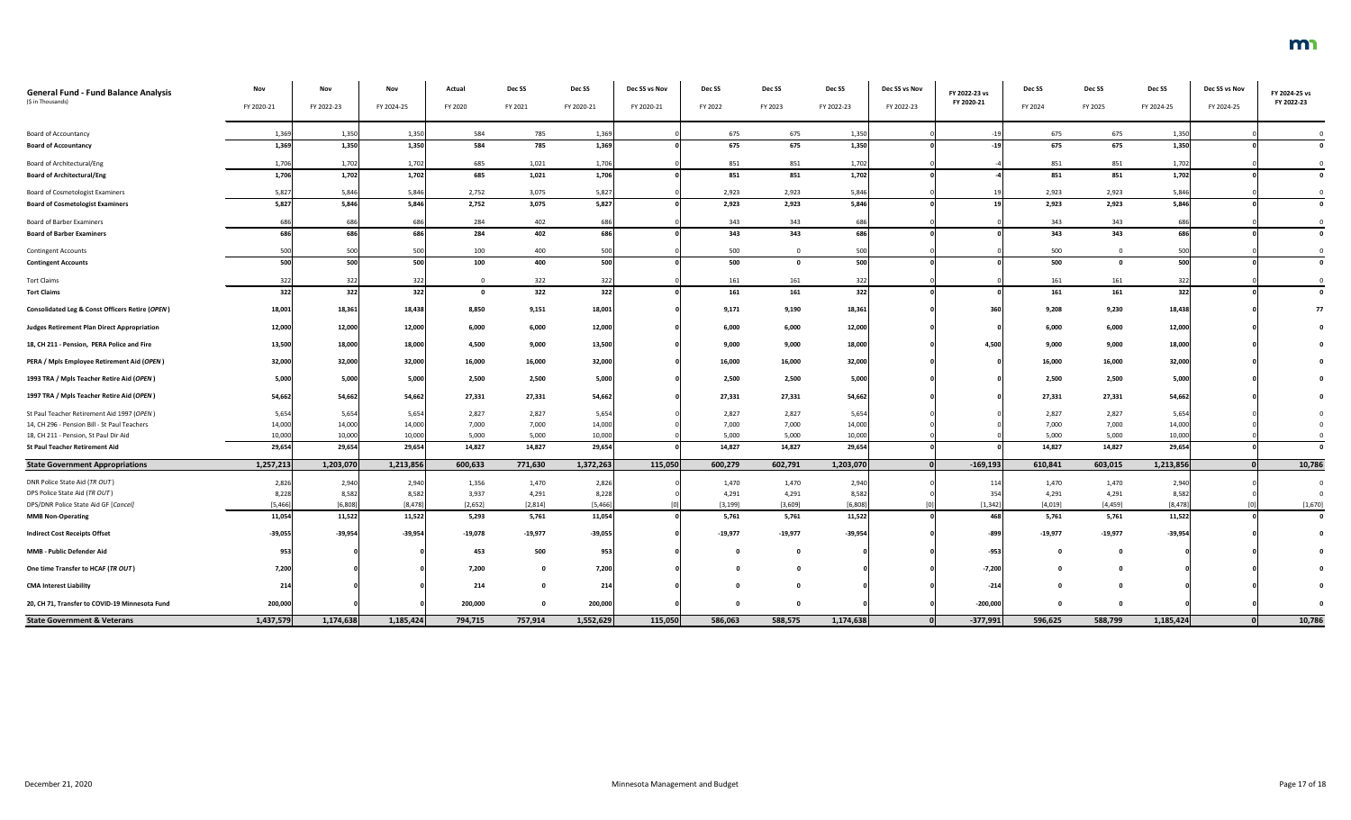| General Fund - Fund Balance Analysis<br>($ in Thousands) | Nov<br>FY 2020-21 | Nov<br>FY 2022-23 | Nov<br>FY 2024-25 | Actual<br>FY 2020 | Dec SS<br>FY 2021 | Dec SS<br>FY 2020-21 | Dec SS vs Nov<br>FY 2020-21 | Dec SS<br>FY 2022 | Dec SS<br>FY 2023 | Dec SS<br>FY 2022-23 | Dec SS vs Nov<br>FY 2022-23 | FY 2022-23 vs<br>FY 2020-21 | Dec SS<br>FY 2024 | Dec SS<br>FY 2025 | Dec SS<br>FY 2024-25 | Dec SS vs Nov<br>FY 2024-25 | FY 2024-25 vs<br>FY 2022-23 |
|---|---|---|---|---|---|---|---|---|---|---|---|---|---|---|---|---|---|
| Board of Accountancy | 1,369 | 1,350 | 1,350 | 584 | 785 | 1,369 | 0 | 675 | 675 | 1,350 | 0 | -19 | 675 | 675 | 1,350 | 0 | 0 |
| **Board of Accountancy** | **1,369** | **1,350** | **1,350** | **584** | **785** | **1,369** | **0** | **675** | **675** | **1,350** | **0** | **-19** | **675** | **675** | **1,350** | **0** | **0** |
| Board of Architectural/Eng | 1,706 | 1,702 | 1,702 | 685 | 1,021 | 1,706 | 0 | 851 | 851 | 1,702 | 0 | -4 | 851 | 851 | 1,702 | 0 | 0 |
| **Board of Architectural/Eng** | **1,706** | **1,702** | **1,702** | **685** | **1,021** | **1,706** | **0** | **851** | **851** | **1,702** | **0** | **-4** | **851** | **851** | **1,702** | **0** | **0** |
| Board of Cosmetologist Examiners | 5,827 | 5,846 | 5,846 | 2,752 | 3,075 | 5,827 | 0 | 2,923 | 2,923 | 5,846 | 0 | 19 | 2,923 | 2,923 | 5,846 | 0 | 0 |
| **Board of Cosmetologist Examiners** | **5,827** | **5,846** | **5,846** | **2,752** | **3,075** | **5,827** | **0** | **2,923** | **2,923** | **5,846** | **0** | **19** | **2,923** | **2,923** | **5,846** | **0** | **0** |
| Board of Barber Examiners | 686 | 686 | 686 | 284 | 402 | 686 | 0 | 343 | 343 | 686 | 0 | 0 | 343 | 343 | 686 | 0 | 0 |
| **Board of Barber Examiners** | **686** | **686** | **686** | **284** | **402** | **686** | **0** | **343** | **343** | **686** | **0** | **0** | **343** | **343** | **686** | **0** | **0** |
| Contingent Accounts | 500 | 500 | 500 | 100 | 400 | 500 | 0 | 500 | 0 | 500 | 0 | 0 | 500 | 0 | 500 | 0 | 0 |
| **Contingent Accounts** | **500** | **500** | **500** | **100** | **400** | **500** | **0** | **500** | **0** | **500** | **0** | **0** | **500** | **0** | **500** | **0** | **0** |
| Tort Claims | 322 | 322 | 322 | 0 | 322 | 322 | 0 | 161 | 161 | 322 | 0 | 0 | 161 | 161 | 322 | 0 | 0 |
| **Tort Claims** | **322** | **322** | **322** | **0** | **322** | **322** | **0** | **161** | **161** | **322** | **0** | **0** | **161** | **161** | **322** | **0** | **0** |
| **Consolidated Leg & Const Officers Retire (*OPEN*)** | **18,001** | **18,361** | **18,438** | **8,850** | **9,151** | **18,001** | **0** | **9,171** | **9,190** | **18,361** | **0** | **360** | **9,208** | **9,230** | **18,438** | **0** | **77** |
| **Judges Retirement Plan Direct Appropriation** | **12,000** | **12,000** | **12,000** | **6,000** | **6,000** | **12,000** | **0** | **6,000** | **6,000** | **12,000** | **0** | **0** | **6,000** | **6,000** | **12,000** | **0** | **0** |
| **18, CH 211 - Pension, PERA Police and Fire** | **13,500** | **18,000** | **18,000** | **4,500** | **9,000** | **13,500** | **0** | **9,000** | **9,000** | **18,000** | **0** | **4,500** | **9,000** | **9,000** | **18,000** | **0** | **0** |
| **PERA / Mpls Employee Retirement Aid (*OPEN*)** | **32,000** | **32,000** | **32,000** | **16,000** | **16,000** | **32,000** | **0** | **16,000** | **16,000** | **32,000** | **0** | **0** | **16,000** | **16,000** | **32,000** | **0** | **0** |
| **1993 TRA / Mpls Teacher Retire Aid (*OPEN*)** | **5,000** | **5,000** | **5,000** | **2,500** | **2,500** | **5,000** | **0** | **2,500** | **2,500** | **5,000** | **0** | **0** | **2,500** | **2,500** | **5,000** | **0** | **0** |
| **1997 TRA / Mpls Teacher Retire Aid (*OPEN*)** | **54,662** | **54,662** | **54,662** | **27,331** | **27,331** | **54,662** | **0** | **27,331** | **27,331** | **54,662** | **0** | **0** | **27,331** | **27,331** | **54,662** | **0** | **0** |
| St Paul Teacher Retirement Aid 1997 (*OPEN*) | 5,654 | 5,654 | 5,654 | 2,827 | 2,827 | 5,654 | 0 | 2,827 | 2,827 | 5,654 | 0 | 0 | 2,827 | 2,827 | 5,654 | 0 | 0 |
| 14, CH 296 - Pension Bill - St Paul Teachers | 14,000 | 14,000 | 14,000 | 7,000 | 7,000 | 14,000 | 0 | 7,000 | 7,000 | 14,000 | 0 | 0 | 7,000 | 7,000 | 14,000 | 0 | 0 |
| 18, CH 211 - Pension, St Paul Dir Aid | 10,000 | 10,000 | 10,000 | 5,000 | 5,000 | 10,000 | 0 | 5,000 | 5,000 | 10,000 | 0 | 0 | 5,000 | 5,000 | 10,000 | 0 | 0 |
| **St Paul Teacher Retirement Aid** | **29,654** | **29,654** | **29,654** | **14,827** | **14,827** | **29,654** | **0** | **14,827** | **14,827** | **29,654** | **0** | **0** | **14,827** | **14,827** | **29,654** | **0** | **0** |
| **State Government Appropriations** | **1,257,213** | **1,203,070** | **1,213,856** | **600,633** | **771,630** | **1,372,263** | **115,050** | **600,279** | **602,791** | **1,203,070** | **0** | **-169,193** | **610,841** | **603,015** | **1,213,856** | **0** | **10,786** |
| DNR Police State Aid (*TR OUT*) | 2,826 | 2,940 | 2,940 | 1,356 | 1,470 | 2,826 | 0 | 1,470 | 1,470 | 2,940 | 0 | 114 | 1,470 | 1,470 | 2,940 | 0 | 0 |
| DPS Police State Aid (*TR OUT*) | 8,228 | 8,582 | 8,582 | 3,937 | 4,291 | 8,228 | 0 | 4,291 | 4,291 | 8,582 | 0 | 354 | 4,291 | 4,291 | 8,582 | 0 | 0 |
| DPS/DNR Police State Aid GF [*Cancel*] | [5,466] | [6,808] | [8,478] | [2,652] | [2,814] | [5,466] | [0] | [3,199] | [3,609] | [6,808] | [0] | [1,342] | [4,019] | [4,459] | [8,478] | [0] | [1,670] |
| **MMB Non-Operating** | **11,054** | **11,522** | **11,522** | **5,293** | **5,761** | **11,054** | **0** | **5,761** | **5,761** | **11,522** | **0** | **468** | **5,761** | **5,761** | **11,522** | **0** | **0** |
| **Indirect Cost Receipts Offset** | **-39,055** | **-39,954** | **-39,954** | **-19,078** | **-19,977** | **-39,055** | **0** | **-19,977** | **-19,977** | **-39,954** | **0** | **-899** | **-19,977** | **-19,977** | **-39,954** | **0** | **0** |
| **MMB - Public Defender Aid** | **953** | **0** | **0** | **453** | **500** | **953** | **0** | **0** | **0** | **0** | **0** | **-953** | **0** | **0** | **0** | **0** | **0** |
| **One time Transfer to HCAF (*TR OUT*)** | **7,200** | **0** | **0** | **7,200** | **0** | **7,200** | **0** | **0** | **0** | **0** | **0** | **-7,200** | **0** | **0** | **0** | **0** | **0** |
| **CMA Interest Liability** | **214** | **0** | **0** | **214** | **0** | **214** | **0** | **0** | **0** | **0** | **0** | **-214** | **0** | **0** | **0** | **0** | **0** |
| **20, CH 71, Transfer to COVID-19 Minnesota Fund** | **200,000** | **0** | **0** | **200,000** | **0** | **200,000** | **0** | **0** | **0** | **0** | **0** | **-200,000** | **0** | **0** | **0** | **0** | **0** |
| **State Government & Veterans** | **1,437,579** | **1,174,638** | **1,185,424** | **794,715** | **757,914** | **1,552,629** | **115,050** | **586,063** | **588,575** | **1,174,638** | **0** | **-377,991** | **596,625** | **588,799** | **1,185,424** | **0** | **10,786** |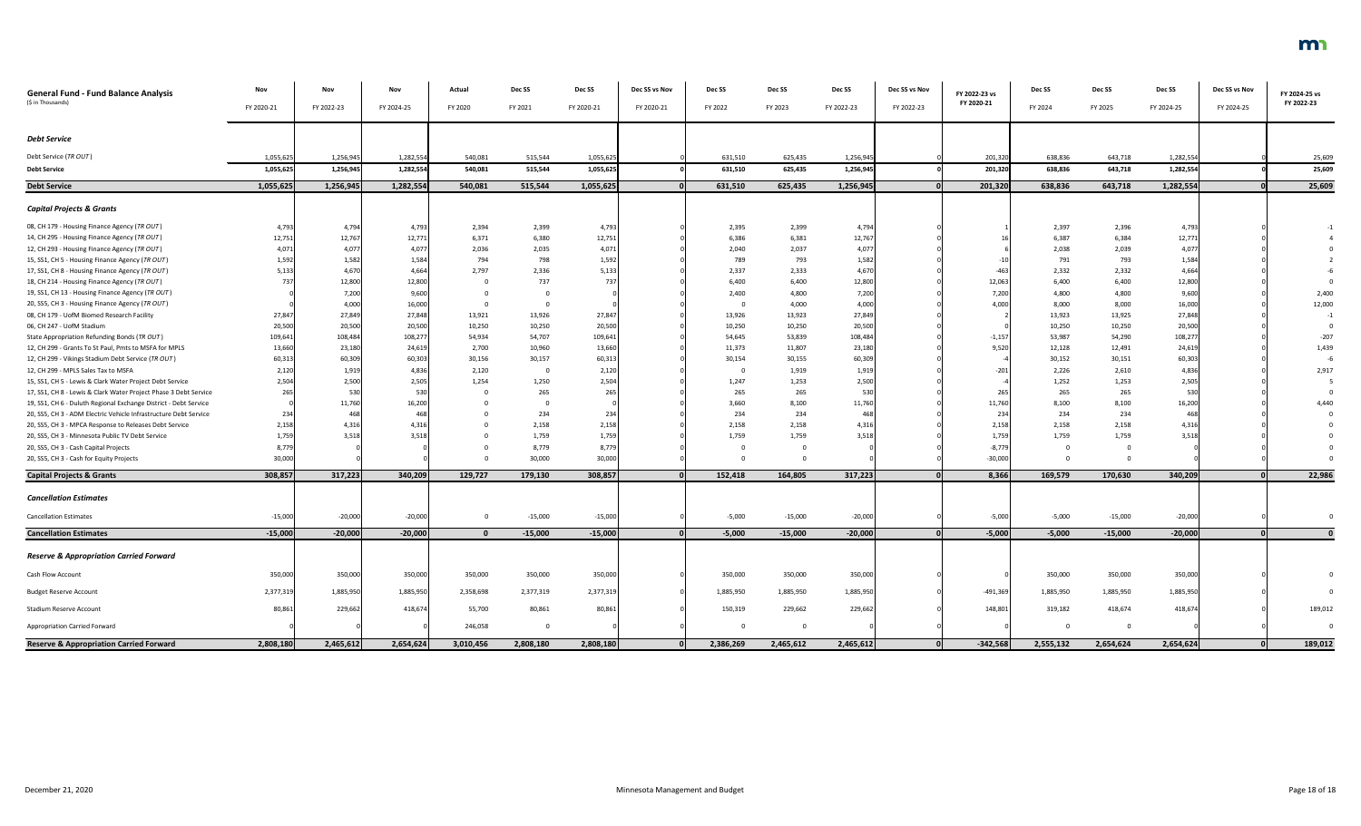| General Fund - Fund Balance Analysis ($ in Thousands) | Nov FY 2020-21 | Nov FY 2022-23 | Nov FY 2024-25 | Actual FY 2020 | Dec SS FY 2021 | Dec SS FY 2020-21 | Dec SS vs Nov FY 2020-21 | Dec SS FY 2022 | Dec SS FY 2023 | Dec SS FY 2022-23 | Dec SS vs Nov FY 2022-23 | FY 2022-23 vs FY 2020-21 | Dec SS FY 2024 | Dec SS FY 2025 | Dec SS FY 2024-25 | Dec SS vs Nov FY 2024-25 | FY 2024-25 vs FY 2022-23 |
|---|---|---|---|---|---|---|---|---|---|---|---|---|---|---|---|---|---|
| ***Debt Service*** | | | | | | | | | | | | | | | | | |
| Debt Service (*TR OUT*) | 1,055,625 | 1,256,945 | 1,282,554 | 540,081 | 515,544 | 1,055,625 | 0 | 631,510 | 625,435 | 1,256,945 | 0 | 201,320 | 638,836 | 643,718 | 1,282,554 | 0 | 25,609 |
| **Debt Service** | 1,055,625 | 1,256,945 | 1,282,554 | 540,081 | 515,544 | 1,055,625 | 0 | 631,510 | 625,435 | 1,256,945 | 0 | 201,320 | 638,836 | 643,718 | 1,282,554 | 0 | 25,609 |
| **Debt Service** | **1,055,625** | **1,256,945** | **1,282,554** | **540,081** | **515,544** | **1,055,625** | **0** | **631,510** | **625,435** | **1,256,945** | **0** | **201,320** | **638,836** | **643,718** | **1,282,554** | **0** | **25,609** |
| ***Capital Projects & Grants*** | | | | | | | | | | | | | | | | | |
| 08, CH 179 - Housing Finance Agency (*TR OUT*) | 4,793 | 4,794 | 4,793 | 2,394 | 2,399 | 4,793 | 0 | 2,395 | 2,399 | 4,794 | 0 | 1 | 2,397 | 2,396 | 4,793 | 0 | -1 |
| 14, CH 295 - Housing Finance Agency (*TR OUT*) | 12,751 | 12,767 | 12,771 | 6,371 | 6,380 | 12,751 | 0 | 6,386 | 6,381 | 12,767 | 0 | 16 | 6,387 | 6,384 | 12,771 | 0 | 4 |
| 12, CH 293 - Housing Finance Agency (*TR OUT*) | 4,071 | 4,077 | 4,077 | 2,036 | 2,035 | 4,071 | 0 | 2,040 | 2,037 | 4,077 | 0 | 6 | 2,038 | 2,039 | 4,077 | 0 | 0 |
| 15, SS1, CH 5 - Housing Finance Agency (*TR OUT*) | 1,592 | 1,582 | 1,584 | 794 | 798 | 1,592 | 0 | 789 | 793 | 1,582 | 0 | -10 | 791 | 793 | 1,584 | 0 | 2 |
| 17, SS1, CH 8 - Housing Finance Agency (*TR OUT*) | 5,133 | 4,670 | 4,664 | 2,797 | 2,336 | 5,133 | 0 | 2,337 | 2,333 | 4,670 | 0 | -463 | 2,332 | 2,332 | 4,664 | 0 | -6 |
| 18, CH 214 - Housing Finance Agency (*TR OUT*) | 737 | 12,800 | 12,800 | 0 | 737 | 737 | 0 | 6,400 | 6,400 | 12,800 | 0 | 12,063 | 6,400 | 6,400 | 12,800 | 0 | 0 |
| 19, SS1, CH 13 - Housing Finance Agency (*TR OUT*) | 0 | 7,200 | 9,600 | 0 | 0 | 0 | 0 | 2,400 | 4,800 | 7,200 | 0 | 7,200 | 4,800 | 4,800 | 9,600 | 0 | 2,400 |
| 20, SS5, CH 3 - Housing Finance Agency (*TR OUT*) | 0 | 4,000 | 16,000 | 0 | 0 | 0 | 0 | 0 | 4,000 | 4,000 | 0 | 4,000 | 8,000 | 8,000 | 16,000 | 0 | 12,000 |
| 08, CH 179 - UofM Biomed Research Facility | 27,847 | 27,849 | 27,848 | 13,921 | 13,926 | 27,847 | 0 | 13,926 | 13,923 | 27,849 | 0 | 2 | 13,923 | 13,925 | 27,848 | 0 | -1 |
| 06, CH 247 - UofM Stadium | 20,500 | 20,500 | 20,500 | 10,250 | 10,250 | 20,500 | 0 | 10,250 | 10,250 | 20,500 | 0 | 0 | 10,250 | 10,250 | 20,500 | 0 | 0 |
| State Appropriation Refunding Bonds (*TR OUT*) | 109,641 | 108,484 | 108,277 | 54,934 | 54,707 | 109,641 | 0 | 54,645 | 53,839 | 108,484 | 0 | -1,157 | 53,987 | 54,290 | 108,277 | 0 | -207 |
| 12, CH 299 - Grants To St Paul, Pmts to MSFA for MPLS | 13,660 | 23,180 | 24,619 | 2,700 | 10,960 | 13,660 | 0 | 11,373 | 11,807 | 23,180 | 0 | 9,520 | 12,128 | 12,491 | 24,619 | 0 | 1,439 |
| 12, CH 299 - Vikings Stadium Debt Service (*TR OUT*) | 60,313 | 60,309 | 60,303 | 30,156 | 30,157 | 60,313 | 0 | 30,154 | 30,155 | 60,309 | 0 | -4 | 30,152 | 30,151 | 60,303 | 0 | -6 |
| 12, CH 299 - MPLS Sales Tax to MSFA | 2,120 | 1,919 | 4,836 | 2,120 | 0 | 2,120 | 0 | 0 | 1,919 | 1,919 | 0 | -201 | 2,226 | 2,610 | 4,836 | 0 | 2,917 |
| 15, SS1, CH 5 - Lewis & Clark Water Project Debt Service | 2,504 | 2,500 | 2,505 | 1,254 | 1,250 | 2,504 | 0 | 1,247 | 1,253 | 2,500 | 0 | -4 | 1,252 | 1,253 | 2,505 | 0 | 5 |
| 17, SS1, CH 8 - Lewis & Clark Water Project Phase 3 Debt Service | 265 | 530 | 530 | 0 | 265 | 265 | 0 | 265 | 265 | 530 | 0 | 265 | 265 | 265 | 530 | 0 | 0 |
| 19, SS1, CH 6 - Duluth Regional Exchange District - Debt Service | 0 | 11,760 | 16,200 | 0 | 0 | 0 | 0 | 3,660 | 8,100 | 11,760 | 0 | 11,760 | 8,100 | 8,100 | 16,200 | 0 | 4,440 |
| 20, SS5, CH 3 - ADM Electric Vehicle Infrastructure Debt Service | 234 | 468 | 468 | 0 | 234 | 234 | 0 | 234 | 234 | 468 | 0 | 234 | 234 | 234 | 468 | 0 | 0 |
| 20, SS5, CH 3 - MPCA Response to Releases Debt Service | 2,158 | 4,316 | 4,316 | 0 | 2,158 | 2,158 | 0 | 2,158 | 2,158 | 4,316 | 0 | 2,158 | 2,158 | 2,158 | 4,316 | 0 | 0 |
| 20, SS5, CH 3 - Minnesota Public TV Debt Service | 1,759 | 3,518 | 3,518 | 0 | 1,759 | 1,759 | 0 | 1,759 | 1,759 | 3,518 | 0 | 1,759 | 1,759 | 1,759 | 3,518 | 0 | 0 |
| 20, SS5, CH 3 - Cash Capital Projects | 8,779 | 0 | 0 | 0 | 8,779 | 8,779 | 0 | 0 | 0 | 0 | 0 | -8,779 | 0 | 0 | 0 | 0 | 0 |
| 20, SS5, CH 3 - Cash for Equity Projects | 30,000 | 0 | 0 | 0 | 30,000 | 30,000 | 0 | 0 | 0 | 0 | 0 | -30,000 | 0 | 0 | 0 | 0 | 0 |
| **Capital Projects & Grants** | **308,857** | **317,223** | **340,209** | **129,727** | **179,130** | **308,857** | **0** | **152,418** | **164,805** | **317,223** | **0** | **8,366** | **169,579** | **170,630** | **340,209** | **0** | **22,986** |
| ***Cancellation Estimates*** | | | | | | | | | | | | | | | | | |
| Cancellation Estimates | -15,000 | -20,000 | -20,000 | 0 | -15,000 | -15,000 | 0 | -5,000 | -15,000 | -20,000 | 0 | -5,000 | -5,000 | -15,000 | -20,000 | 0 | 0 |
| **Cancellation Estimates** | **-15,000** | **-20,000** | **-20,000** | **0** | **-15,000** | **-15,000** | **0** | **-5,000** | **-15,000** | **-20,000** | **0** | **-5,000** | **-5,000** | **-15,000** | **-20,000** | **0** | **0** |
| ***Reserve & Appropriation Carried Forward*** | | | | | | | | | | | | | | | | | |
| Cash Flow Account | 350,000 | 350,000 | 350,000 | 350,000 | 350,000 | 350,000 | 0 | 350,000 | 350,000 | 350,000 | 0 | 0 | 350,000 | 350,000 | 350,000 | 0 | 0 |
| Budget Reserve Account | 2,377,319 | 1,885,950 | 1,885,950 | 2,358,698 | 2,377,319 | 2,377,319 | 0 | 1,885,950 | 1,885,950 | 1,885,950 | 0 | -491,369 | 1,885,950 | 1,885,950 | 1,885,950 | 0 | 0 |
| Stadium Reserve Account | 80,861 | 229,662 | 418,674 | 55,700 | 80,861 | 80,861 | 0 | 150,319 | 229,662 | 229,662 | 0 | 148,801 | 319,182 | 418,674 | 418,674 | 0 | 189,012 |
| Appropriation Carried Forward | 0 | 0 | 0 | 246,058 | 0 | 0 | 0 | 0 | 0 | 0 | 0 | 0 | 0 | 0 | 0 | 0 | 0 |
| **Reserve & Appropriation Carried Forward** | **2,808,180** | **2,465,612** | **2,654,624** | **3,010,456** | **2,808,180** | **2,808,180** | **0** | **2,386,269** | **2,465,612** | **2,465,612** | **0** | **-342,568** | **2,555,132** | **2,654,624** | **2,654,624** | **0** | **189,012** |

December 21, 2020 — Minnesota Management and Budget